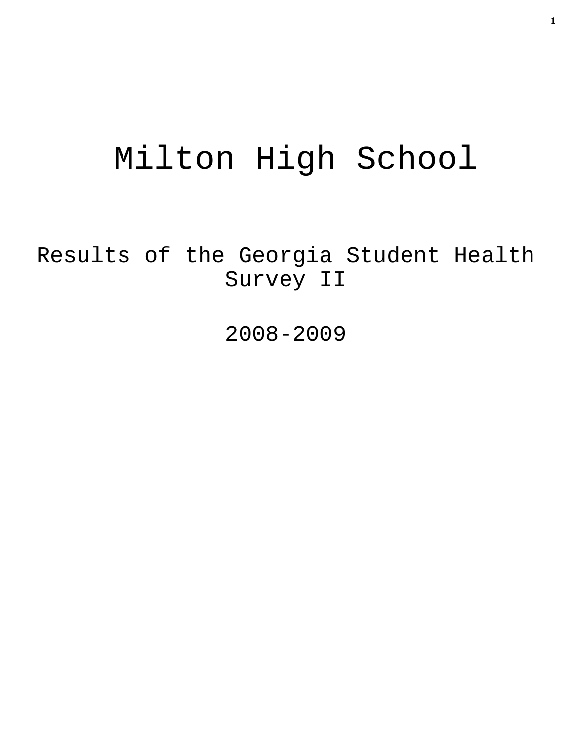# Milton High School

## Results of the Georgia Student Health Survey II

## 2008-2009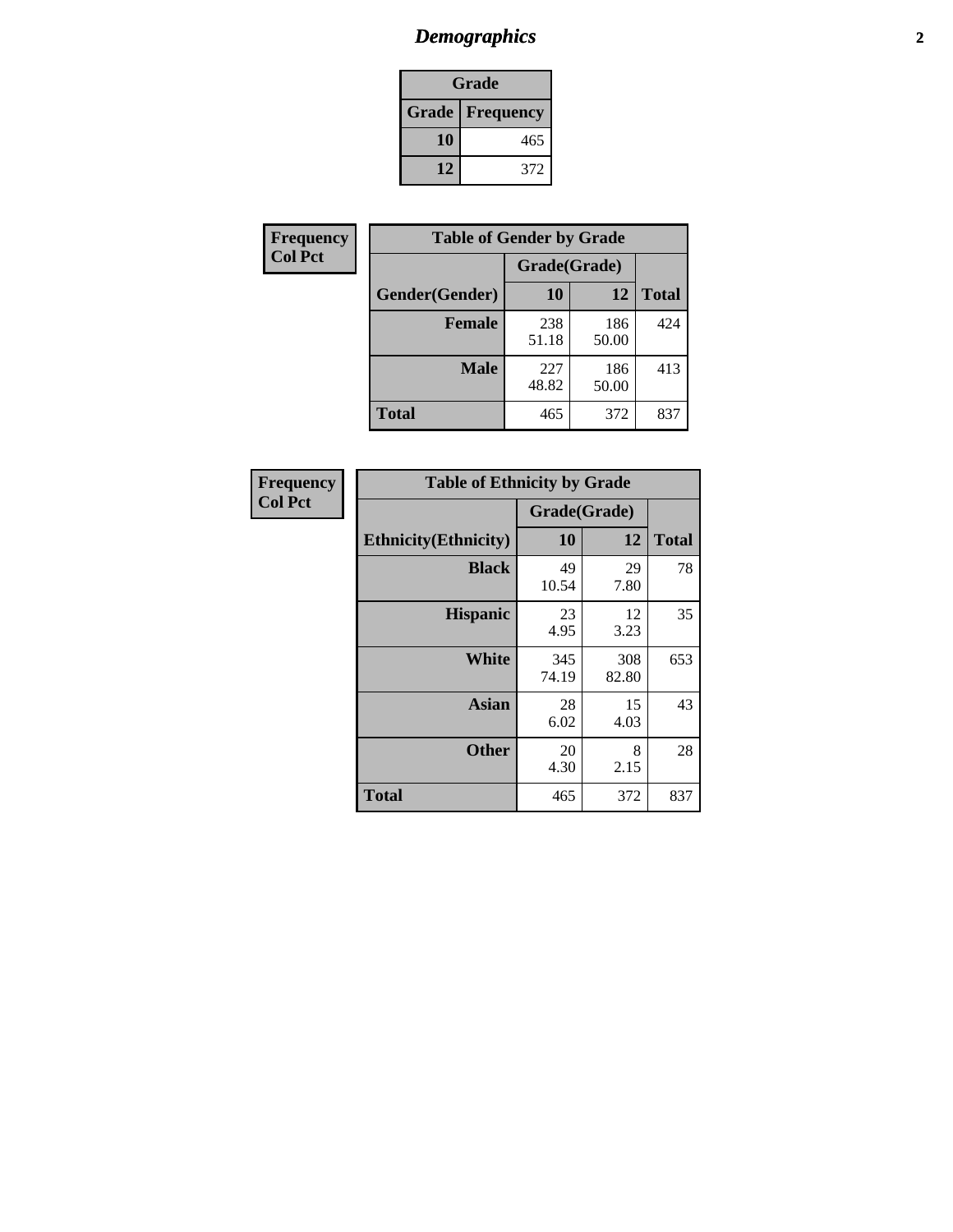# Demographics

| Grade | |
|---|---|
| **Grade** | **Frequency** |
| 10 | 465 |
| 12 | 372 |

**Frequency**
**Col Pct**

| Table of Gender by Grade | | | |
|---|---|---|---|
| | Grade(Grade) | | |
| Gender(Gender) | 10 | 12 | Total |
| **Female** | 238<br>51.18 | 186<br>50.00 | 424 |
| **Male** | 227<br>48.82 | 186<br>50.00 | 413 |
| **Total** | 465 | 372 | 837 |

**Frequency**
**Col Pct**

| Table of Ethnicity by Grade | | | |
|---|---|---|---|
| | Grade(Grade) | | |
| Ethnicity(Ethnicity) | 10 | 12 | Total |
| **Black** | 49<br>10.54 | 29<br>7.80 | 78 |
| **Hispanic** | 23<br>4.95 | 12<br>3.23 | 35 |
| **White** | 345<br>74.19 | 308<br>82.80 | 653 |
| **Asian** | 28<br>6.02 | 15<br>4.03 | 43 |
| **Other** | 20<br>4.30 | 8<br>2.15 | 28 |
| **Total** | 465 | 372 | 837 |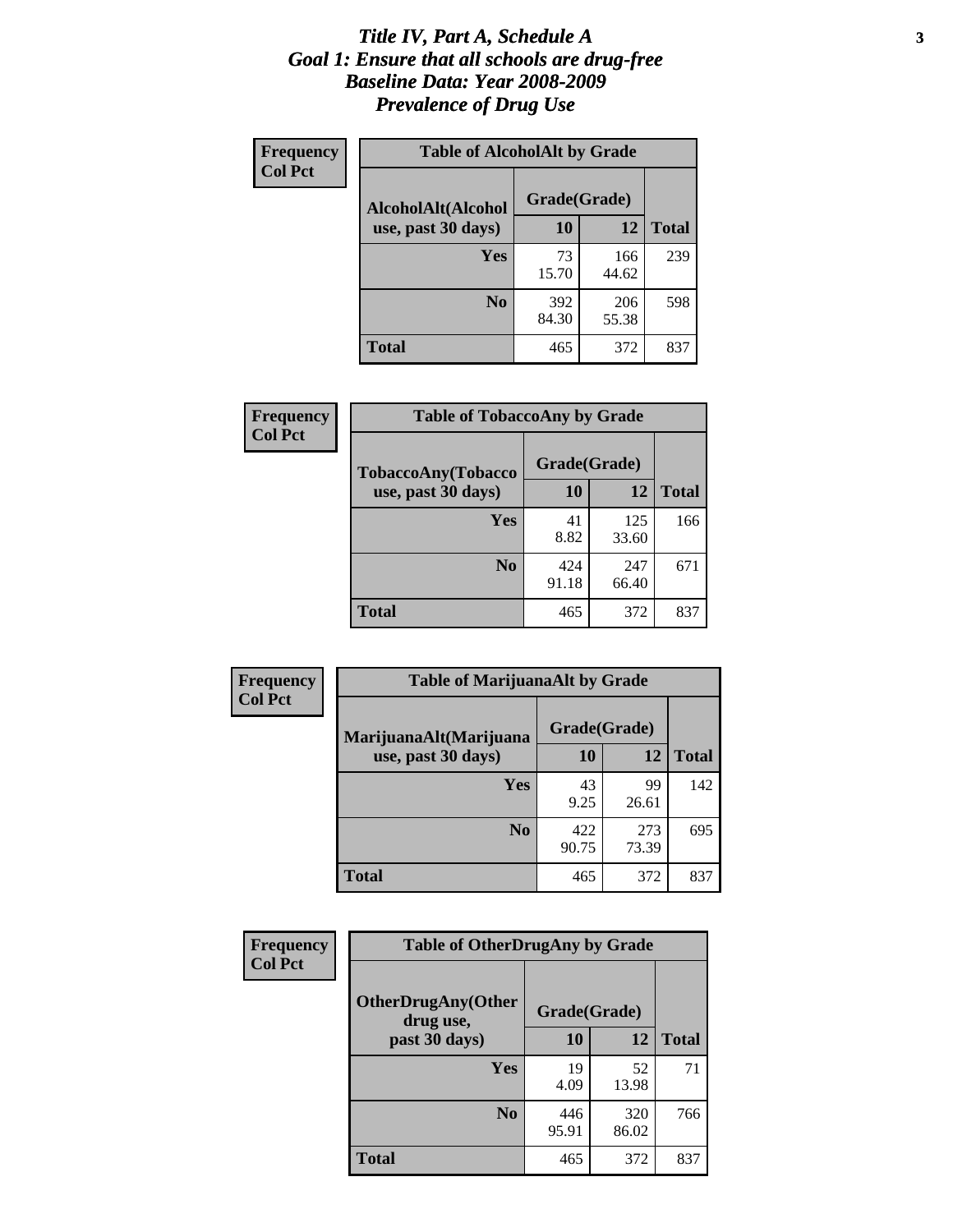# Title IV, Part A, Schedule A
## Goal 1: Ensure that all schools are drug-free
## Baseline Data: Year 2008-2009
## Prevalence of Drug Use

**Frequency**
**Col Pct**

| AlcoholAlt(Alcohol use, past 30 days) | Grade(Grade) 10 | 12 | Total |
|---|---|---|---|
| **Yes** | 73<br>15.70 | 166<br>44.62 | 239 |
| **No** | 392<br>84.30 | 206<br>55.38 | 598 |
| **Total** | 465 | 372 | 837 |

Table of AlcoholAlt by Grade

**Frequency**
**Col Pct**

| TobaccoAny(Tobacco use, past 30 days) | Grade(Grade) 10 | 12 | Total |
|---|---|---|---|
| **Yes** | 41<br>8.82 | 125<br>33.60 | 166 |
| **No** | 424<br>91.18 | 247<br>66.40 | 671 |
| **Total** | 465 | 372 | 837 |

Table of TobaccoAny by Grade

**Frequency**
**Col Pct**

| MarijuanaAlt(Marijuana use, past 30 days) | Grade(Grade) 10 | 12 | Total |
|---|---|---|---|
| **Yes** | 43<br>9.25 | 99<br>26.61 | 142 |
| **No** | 422<br>90.75 | 273<br>73.39 | 695 |
| **Total** | 465 | 372 | 837 |

Table of MarijuanaAlt by Grade

**Frequency**
**Col Pct**

| OtherDrugAny(Other drug use, past 30 days) | Grade(Grade) 10 | 12 | Total |
|---|---|---|---|
| **Yes** | 19<br>4.09 | 52<br>13.98 | 71 |
| **No** | 446<br>95.91 | 320<br>86.02 | 766 |
| **Total** | 465 | 372 | 837 |

Table of OtherDrugAny by Grade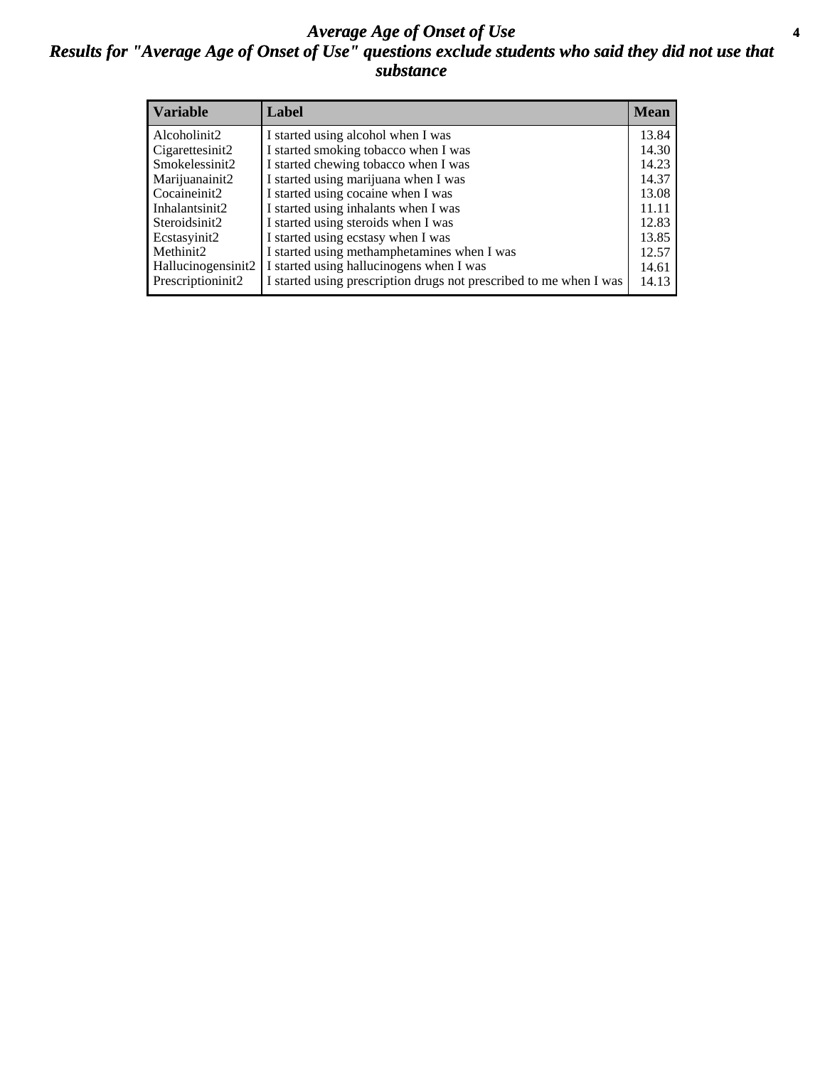# *Average Age of Onset of Use*

## *Results for "Average Age of Onset of Use" questions exclude students who said they did not use that substance*

| Variable | Label | Mean |
|---|---|---|
| Alcoholinit2 | I started using alcohol when I was | 13.84 |
| Cigarettesinit2 | I started smoking tobacco when I was | 14.30 |
| Smokelessinit2 | I started chewing tobacco when I was | 14.23 |
| Marijuanainit2 | I started using marijuana when I was | 14.37 |
| Cocaineinit2 | I started using cocaine when I was | 13.08 |
| Inhalantsinit2 | I started using inhalants when I was | 11.11 |
| Steroidsinit2 | I started using steroids when I was | 12.83 |
| Ecstasyinit2 | I started using ecstasy when I was | 13.85 |
| Methinit2 | I started using methamphetamines when I was | 12.57 |
| Hallucinogensinit2 | I started using hallucinogens when I was | 14.61 |
| Prescriptioninit2 | I started using prescription drugs not prescribed to me when I was | 14.13 |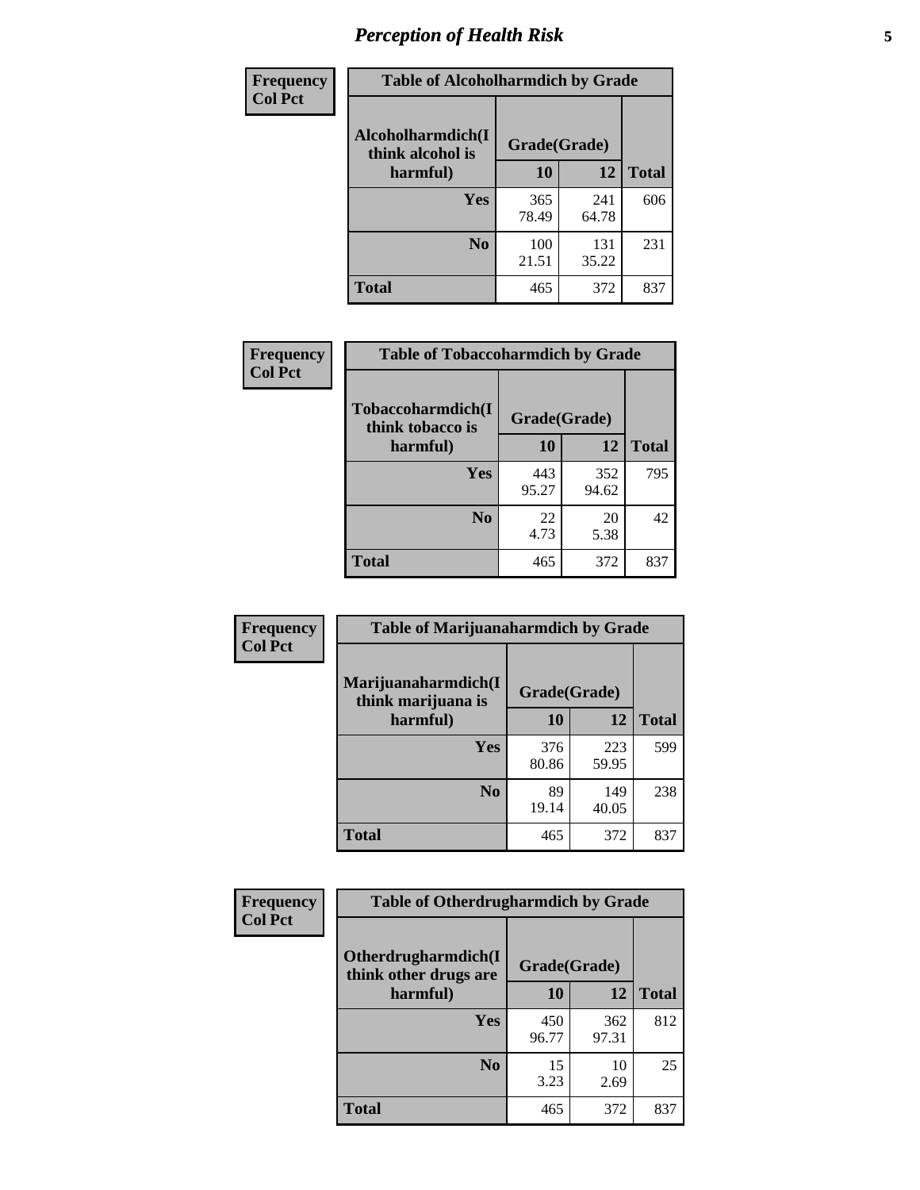# Perception of Health Risk

| Frequency Col Pct | Table of Alcoholharmdich by Grade | | |
|---|---|---|---|
| Alcoholharmdich(I think alcohol is harmful) | Grade(Grade) | | |
| | 10 | 12 | Total |
| Yes | 365<br>78.49 | 241<br>64.78 | 606 |
| No | 100<br>21.51 | 131<br>35.22 | 231 |
| Total | 465 | 372 | 837 |

| Frequency Col Pct | Table of Tobaccoharmdich by Grade | | |
|---|---|---|---|
| Tobaccoharmdich(I think tobacco is harmful) | Grade(Grade) | | |
| | 10 | 12 | Total |
| Yes | 443<br>95.27 | 352<br>94.62 | 795 |
| No | 22<br>4.73 | 20<br>5.38 | 42 |
| Total | 465 | 372 | 837 |

| Frequency Col Pct | Table of Marijuanaharmdich by Grade | | |
|---|---|---|---|
| Marijuanaharmdich(I think marijuana is harmful) | Grade(Grade) | | |
| | 10 | 12 | Total |
| Yes | 376<br>80.86 | 223<br>59.95 | 599 |
| No | 89<br>19.14 | 149<br>40.05 | 238 |
| Total | 465 | 372 | 837 |

| Frequency Col Pct | Table of Otherdrugharmdich by Grade | | |
|---|---|---|---|
| Otherdrugharmdich(I think other drugs are harmful) | Grade(Grade) | | |
| | 10 | 12 | Total |
| Yes | 450<br>96.77 | 362<br>97.31 | 812 |
| No | 15<br>3.23 | 10<br>2.69 | 25 |
| Total | 465 | 372 | 837 |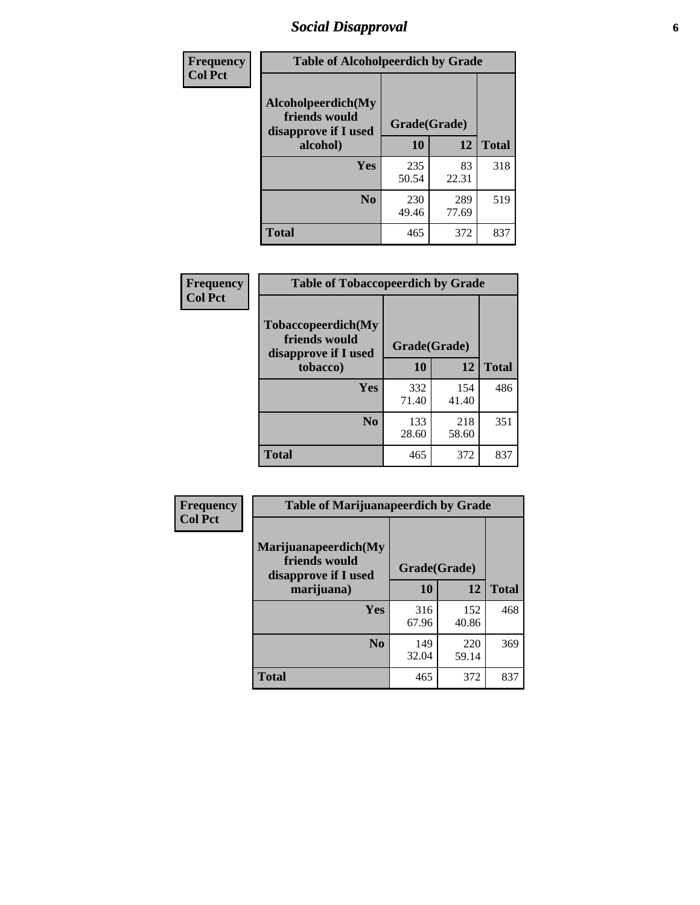## Social Disapproval

**Frequency / Col Pct**

**Table of Alcoholpeerdich by Grade**

| Alcoholpeerdich(My friends would disapprove if I used alcohol) | Grade(Grade) | | Total |
|---|---|---|---|
| | 10 | 12 | |
| Yes | 235<br>50.54 | 83<br>22.31 | 318 |
| No | 230<br>49.46 | 289<br>77.69 | 519 |
| Total | 465 | 372 | 837 |

**Frequency / Col Pct**

**Table of Tobaccopeerdich by Grade**

| Tobaccopeerdich(My friends would disapprove if I used tobacco) | Grade(Grade) | | Total |
|---|---|---|---|
| | 10 | 12 | |
| Yes | 332<br>71.40 | 154<br>41.40 | 486 |
| No | 133<br>28.60 | 218<br>58.60 | 351 |
| Total | 465 | 372 | 837 |

**Frequency / Col Pct**

**Table of Marijuanapeerdich by Grade**

| Marijuanapeerdich(My friends would disapprove if I used marijuana) | Grade(Grade) | | Total |
|---|---|---|---|
| | 10 | 12 | |
| Yes | 316<br>67.96 | 152<br>40.86 | 468 |
| No | 149<br>32.04 | 220<br>59.14 | 369 |
| Total | 465 | 372 | 837 |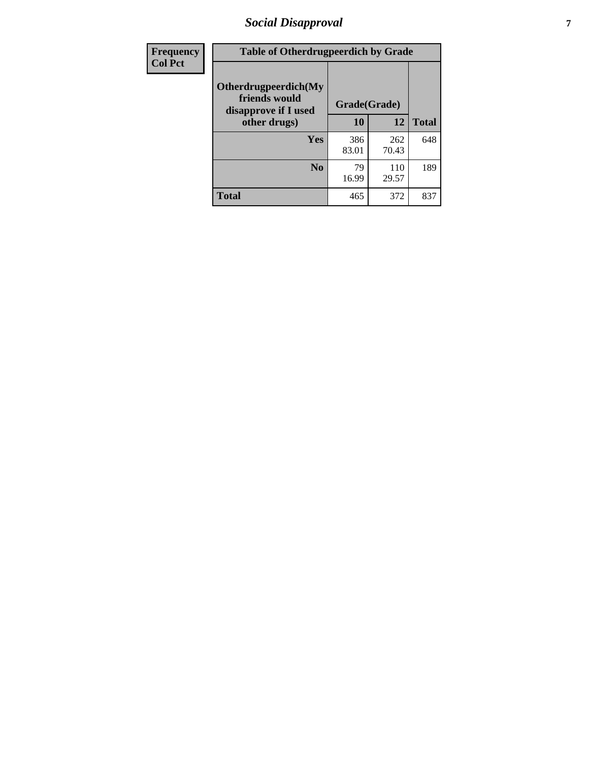| Frequency |
|---|
| Col Pct |

| Table of Otherdrugpeerdich by Grade | | | |
|---|---|---|---|
| Otherdrugpeerdich(My friends would disapprove if I used other drugs) | Grade(Grade) | | Total |
| | 10 | 12 | |
| Yes | 386<br>83.01 | 262<br>70.43 | 648 |
| No | 79<br>16.99 | 110<br>29.57 | 189 |
| Total | 465 | 372 | 837 |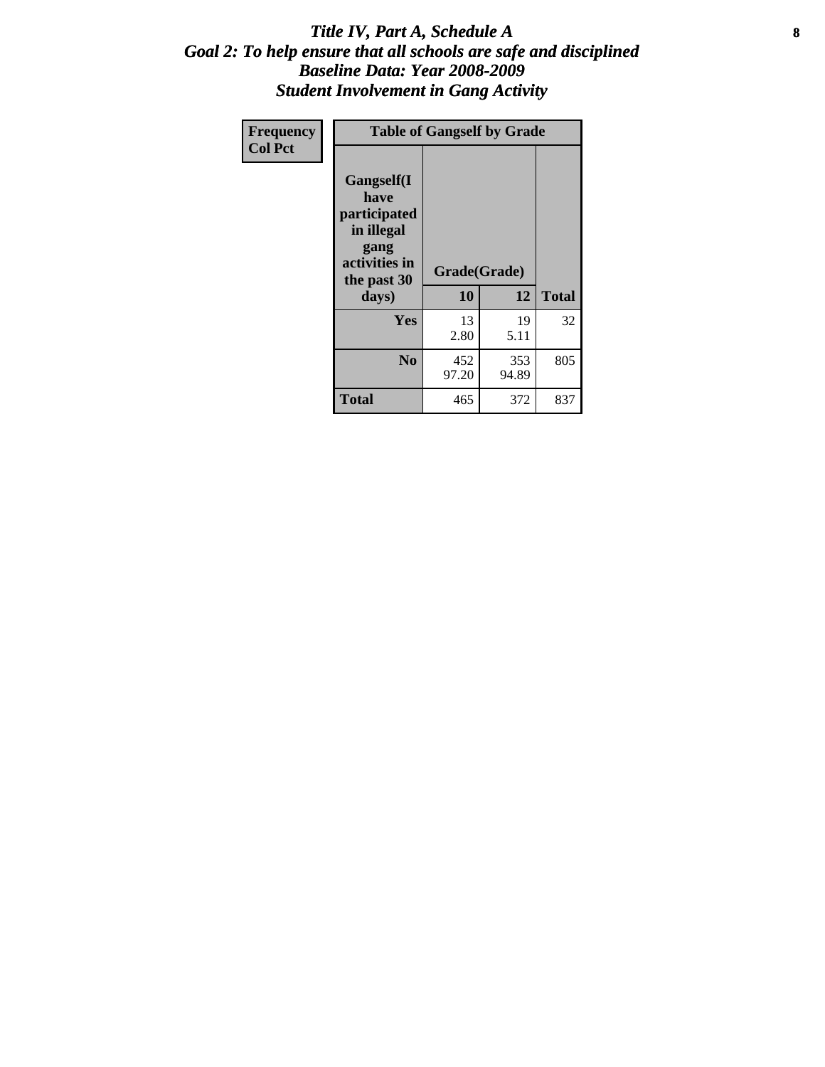# Title IV, Part A, Schedule A
## Goal 2: To help ensure that all schools are safe and disciplined
## Baseline Data: Year 2008-2009
## Student Involvement in Gang Activity

| Frequency<br>Col Pct | Table of Gangself by Grade | | |
|---|---|---|---|
| Gangself(I have participated in illegal gang activities in the past 30 days) | Grade(Grade) | | |
| | 10 | 12 | Total |
| Yes | 13<br>2.80 | 19<br>5.11 | 32 |
| No | 452<br>97.20 | 353<br>94.89 | 805 |
| Total | 465 | 372 | 837 |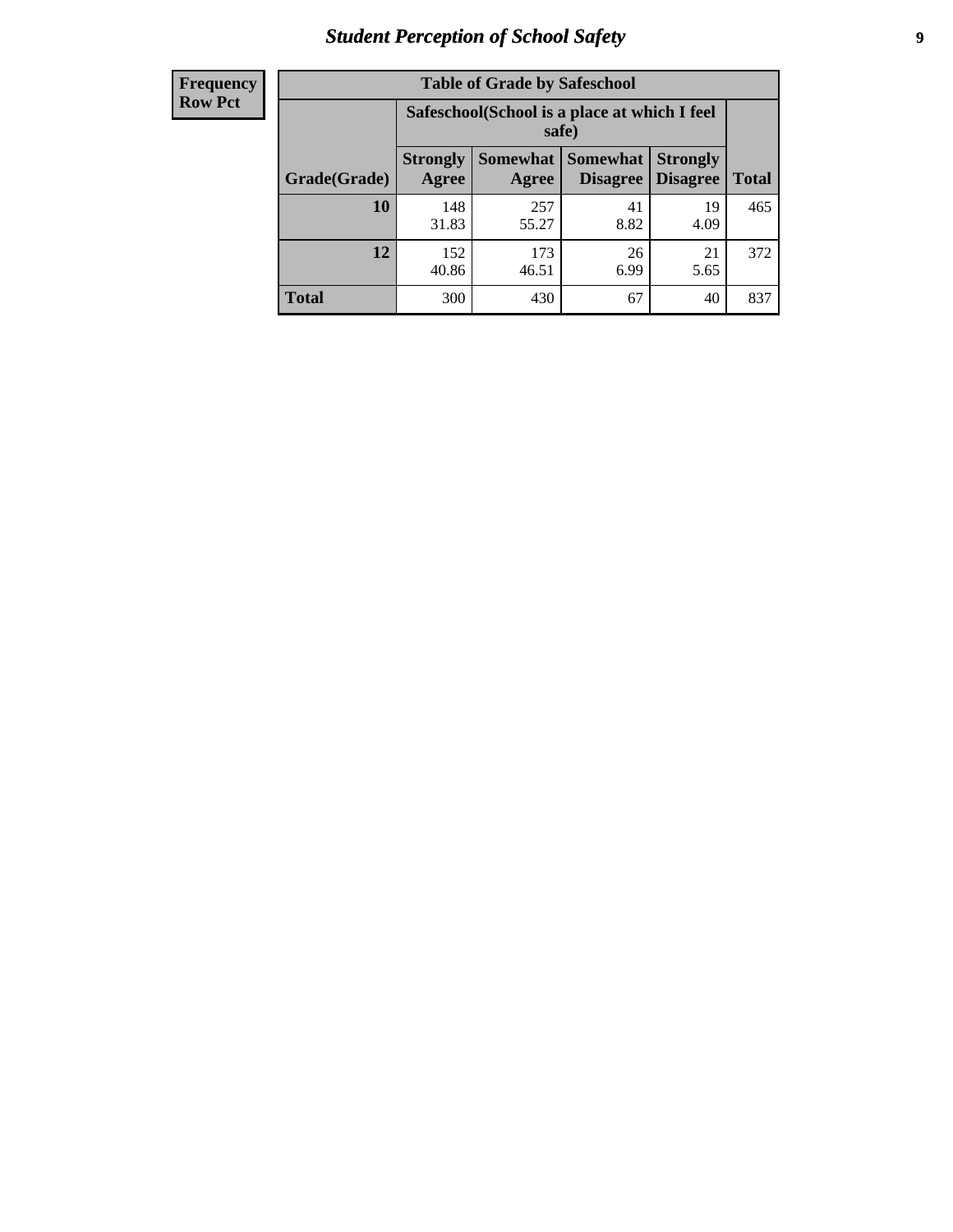# *Student Perception of School Safety*

| Frequency Row Pct | Table of Grade by Safeschool | | | | |
|---|---|---|---|---|---|
| | Safeschool(School is a place at which I feel safe) | | | | |
| Grade(Grade) | Strongly Agree | Somewhat Agree | Somewhat Disagree | Strongly Disagree | Total |
| 10 | 148<br>31.83 | 257<br>55.27 | 41<br>8.82 | 19<br>4.09 | 465 |
| 12 | 152<br>40.86 | 173<br>46.51 | 26<br>6.99 | 21<br>5.65 | 372 |
| Total | 300 | 430 | 67 | 40 | 837 |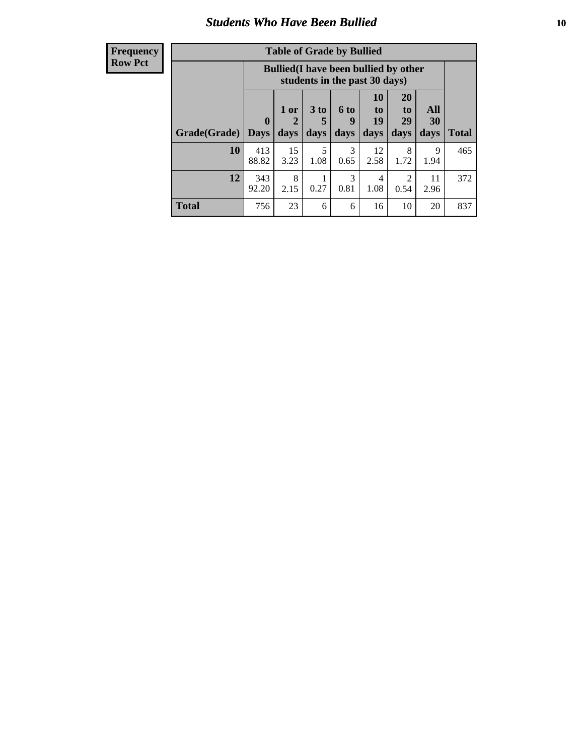# Students Who Have Been Bullied

| Frequency Row Pct |
|---|

| Table of Grade by Bullied | | | | | | | | |
|---|---|---|---|---|---|---|---|---|
| | Bullied(I have been bullied by other students in the past 30 days) | | | | | | | |
| Grade(Grade) | 0 Days | 1 or 2 days | 3 to 5 days | 6 to 9 days | 10 to 19 days | 20 to 29 days | All 30 days | Total |
| **10** | 413<br>88.82 | 15<br>3.23 | 5<br>1.08 | 3<br>0.65 | 12<br>2.58 | 8<br>1.72 | 9<br>1.94 | 465 |
| **12** | 343<br>92.20 | 8<br>2.15 | 1<br>0.27 | 3<br>0.81 | 4<br>1.08 | 2<br>0.54 | 11<br>2.96 | 372 |
| **Total** | 756 | 23 | 6 | 6 | 16 | 10 | 20 | 837 |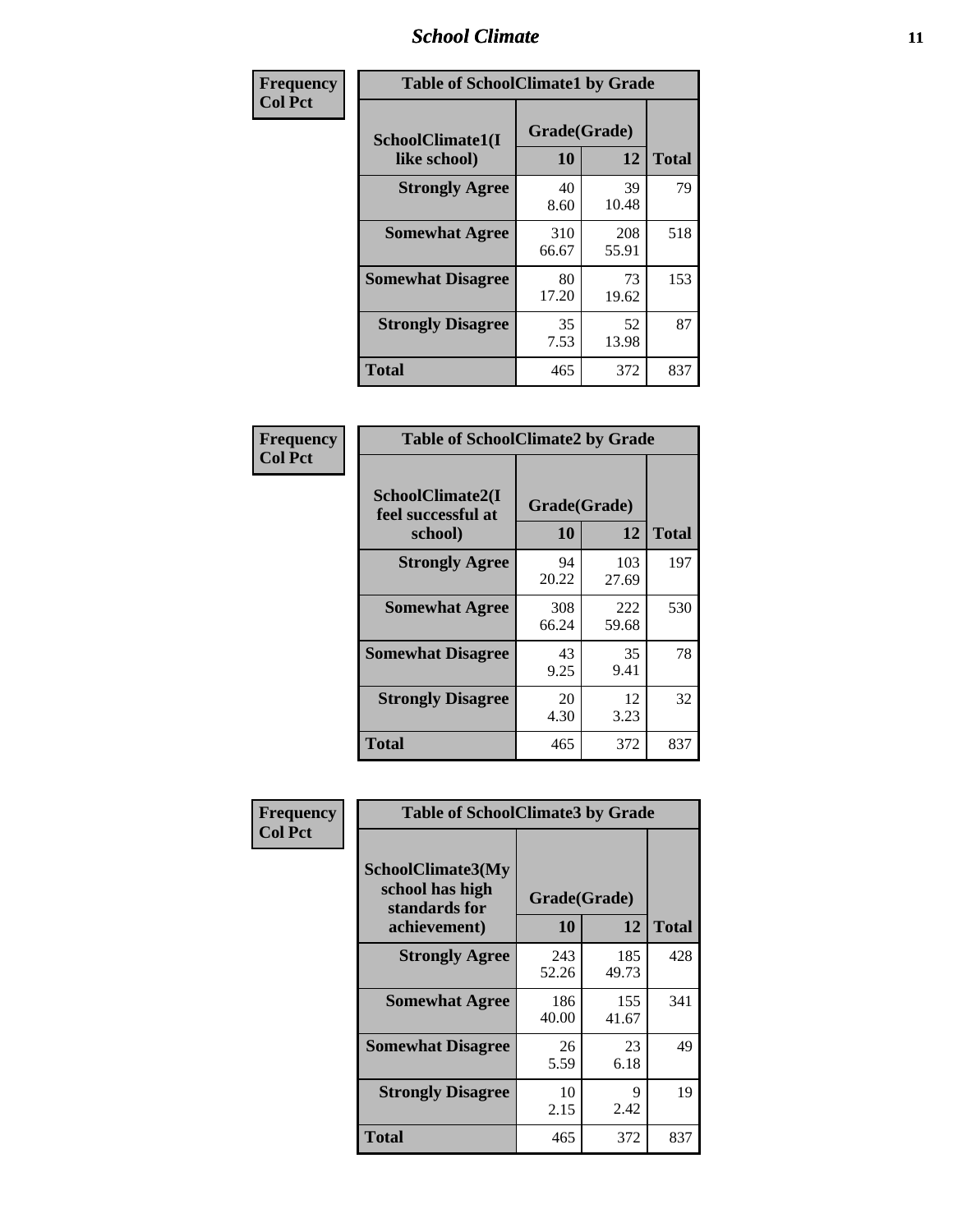## Table of SchoolClimate1 by Grade

Frequency / Col Pct

| SchoolClimate1(I like school) | Grade(Grade) 10 | 12 | Total |
|---|---|---|---|
| Strongly Agree | 40<br>8.60 | 39<br>10.48 | 79 |
| Somewhat Agree | 310<br>66.67 | 208<br>55.91 | 518 |
| Somewhat Disagree | 80<br>17.20 | 73<br>19.62 | 153 |
| Strongly Disagree | 35<br>7.53 | 52<br>13.98 | 87 |
| Total | 465 | 372 | 837 |

## Table of SchoolClimate2 by Grade

Frequency / Col Pct

| SchoolClimate2(I feel successful at school) | Grade(Grade) 10 | 12 | Total |
|---|---|---|---|
| Strongly Agree | 94<br>20.22 | 103<br>27.69 | 197 |
| Somewhat Agree | 308<br>66.24 | 222<br>59.68 | 530 |
| Somewhat Disagree | 43<br>9.25 | 35<br>9.41 | 78 |
| Strongly Disagree | 20<br>4.30 | 12<br>3.23 | 32 |
| Total | 465 | 372 | 837 |

## Table of SchoolClimate3 by Grade

Frequency / Col Pct

| SchoolClimate3(My school has high standards for achievement) | Grade(Grade) 10 | 12 | Total |
|---|---|---|---|
| Strongly Agree | 243<br>52.26 | 185<br>49.73 | 428 |
| Somewhat Agree | 186<br>40.00 | 155<br>41.67 | 341 |
| Somewhat Disagree | 26<br>5.59 | 23<br>6.18 | 49 |
| Strongly Disagree | 10<br>2.15 | 9<br>2.42 | 19 |
| Total | 465 | 372 | 837 |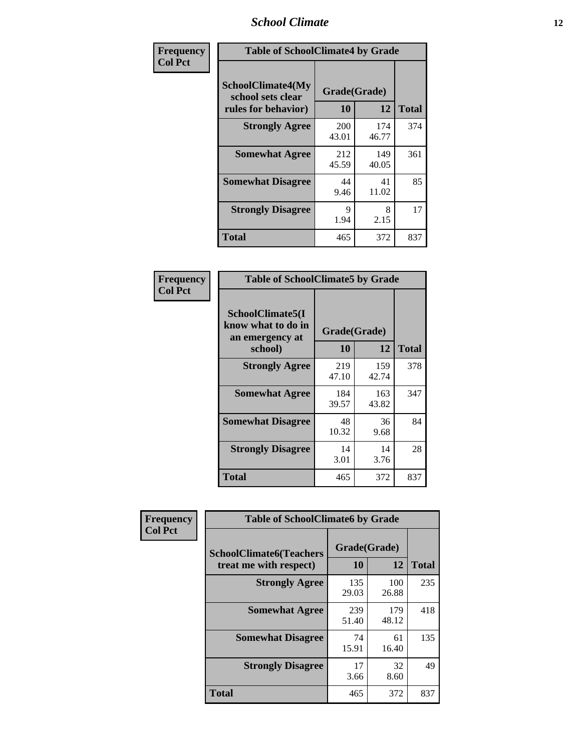| Frequency<br>Col Pct | Table of SchoolClimate4 by Grade | | |
|---|---|---|---|
| SchoolClimate4(My school sets clear rules for behavior) | Grade(Grade) | | |
| | 10 | 12 | Total |
| Strongly Agree | 200<br>43.01 | 174<br>46.77 | 374 |
| Somewhat Agree | 212<br>45.59 | 149<br>40.05 | 361 |
| Somewhat Disagree | 44<br>9.46 | 41<br>11.02 | 85 |
| Strongly Disagree | 9<br>1.94 | 8<br>2.15 | 17 |
| Total | 465 | 372 | 837 |

| Frequency<br>Col Pct | Table of SchoolClimate5 by Grade | | |
|---|---|---|---|
| SchoolClimate5(I know what to do in an emergency at school) | Grade(Grade) | | |
| | 10 | 12 | Total |
| Strongly Agree | 219<br>47.10 | 159<br>42.74 | 378 |
| Somewhat Agree | 184<br>39.57 | 163<br>43.82 | 347 |
| Somewhat Disagree | 48<br>10.32 | 36<br>9.68 | 84 |
| Strongly Disagree | 14<br>3.01 | 14<br>3.76 | 28 |
| Total | 465 | 372 | 837 |

| Frequency<br>Col Pct | Table of SchoolClimate6 by Grade | | |
|---|---|---|---|
| SchoolClimate6(Teachers treat me with respect) | Grade(Grade) | | |
| | 10 | 12 | Total |
| Strongly Agree | 135<br>29.03 | 100<br>26.88 | 235 |
| Somewhat Agree | 239<br>51.40 | 179<br>48.12 | 418 |
| Somewhat Disagree | 74<br>15.91 | 61<br>16.40 | 135 |
| Strongly Disagree | 17<br>3.66 | 32<br>8.60 | 49 |
| Total | 465 | 372 | 837 |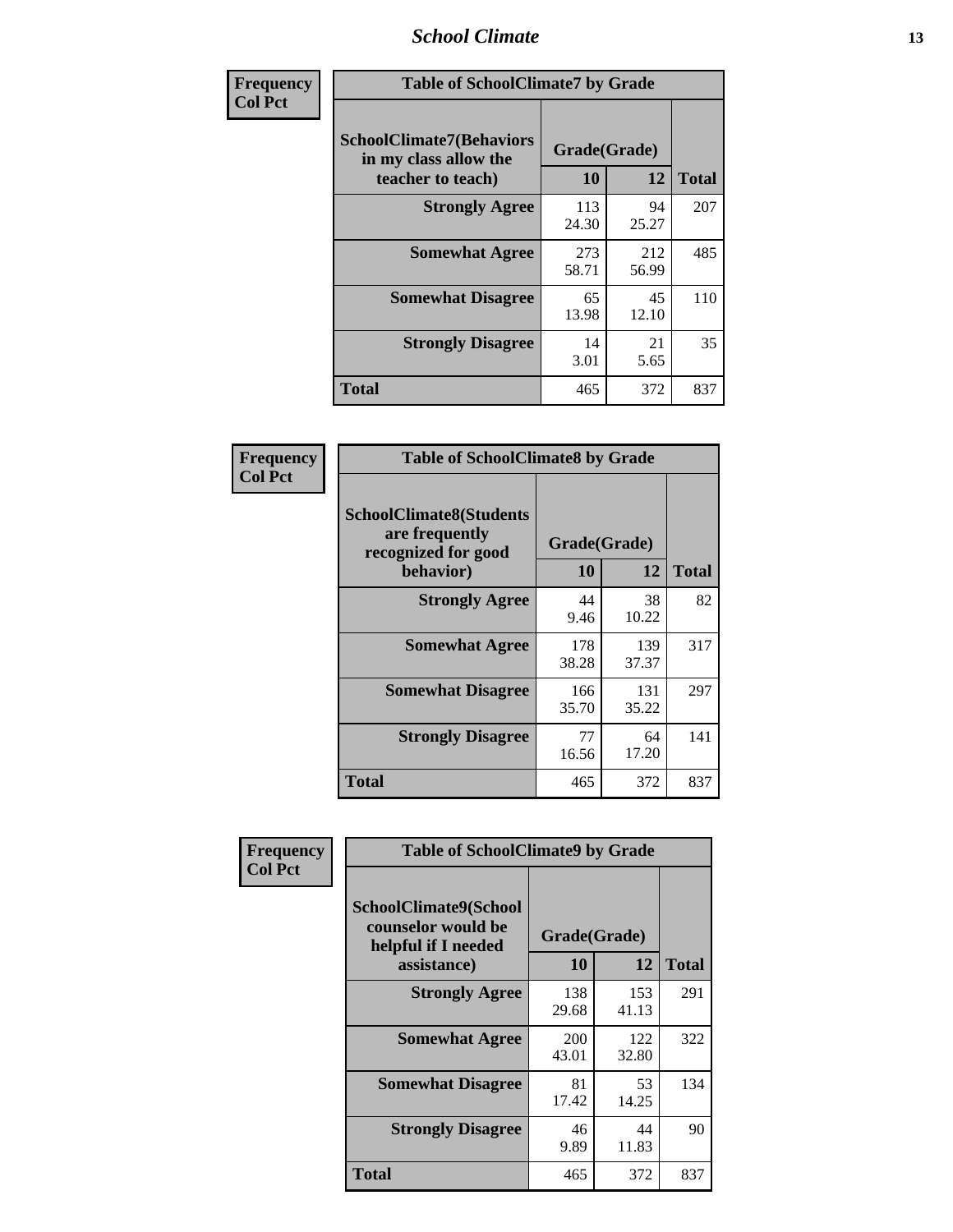| Frequency<br>Col Pct | Table of SchoolClimate7 by Grade | | |
|---|---|---|---|
| SchoolClimate7(Behaviors in my class allow the teacher to teach) | Grade(Grade) | | |
| | 10 | 12 | Total |
| Strongly Agree | 113<br>24.30 | 94<br>25.27 | 207 |
| Somewhat Agree | 273<br>58.71 | 212<br>56.99 | 485 |
| Somewhat Disagree | 65<br>13.98 | 45<br>12.10 | 110 |
| Strongly Disagree | 14<br>3.01 | 21<br>5.65 | 35 |
| Total | 465 | 372 | 837 |

| Frequency<br>Col Pct | Table of SchoolClimate8 by Grade | | |
|---|---|---|---|
| SchoolClimate8(Students are frequently recognized for good behavior) | Grade(Grade) | | |
| | 10 | 12 | Total |
| Strongly Agree | 44<br>9.46 | 38<br>10.22 | 82 |
| Somewhat Agree | 178<br>38.28 | 139<br>37.37 | 317 |
| Somewhat Disagree | 166<br>35.70 | 131<br>35.22 | 297 |
| Strongly Disagree | 77<br>16.56 | 64<br>17.20 | 141 |
| Total | 465 | 372 | 837 |

| Frequency<br>Col Pct | Table of SchoolClimate9 by Grade | | |
|---|---|---|---|
| SchoolClimate9(School counselor would be helpful if I needed assistance) | Grade(Grade) | | |
| | 10 | 12 | Total |
| Strongly Agree | 138<br>29.68 | 153<br>41.13 | 291 |
| Somewhat Agree | 200<br>43.01 | 122<br>32.80 | 322 |
| Somewhat Disagree | 81<br>17.42 | 53<br>14.25 | 134 |
| Strongly Disagree | 46<br>9.89 | 44<br>11.83 | 90 |
| Total | 465 | 372 | 837 |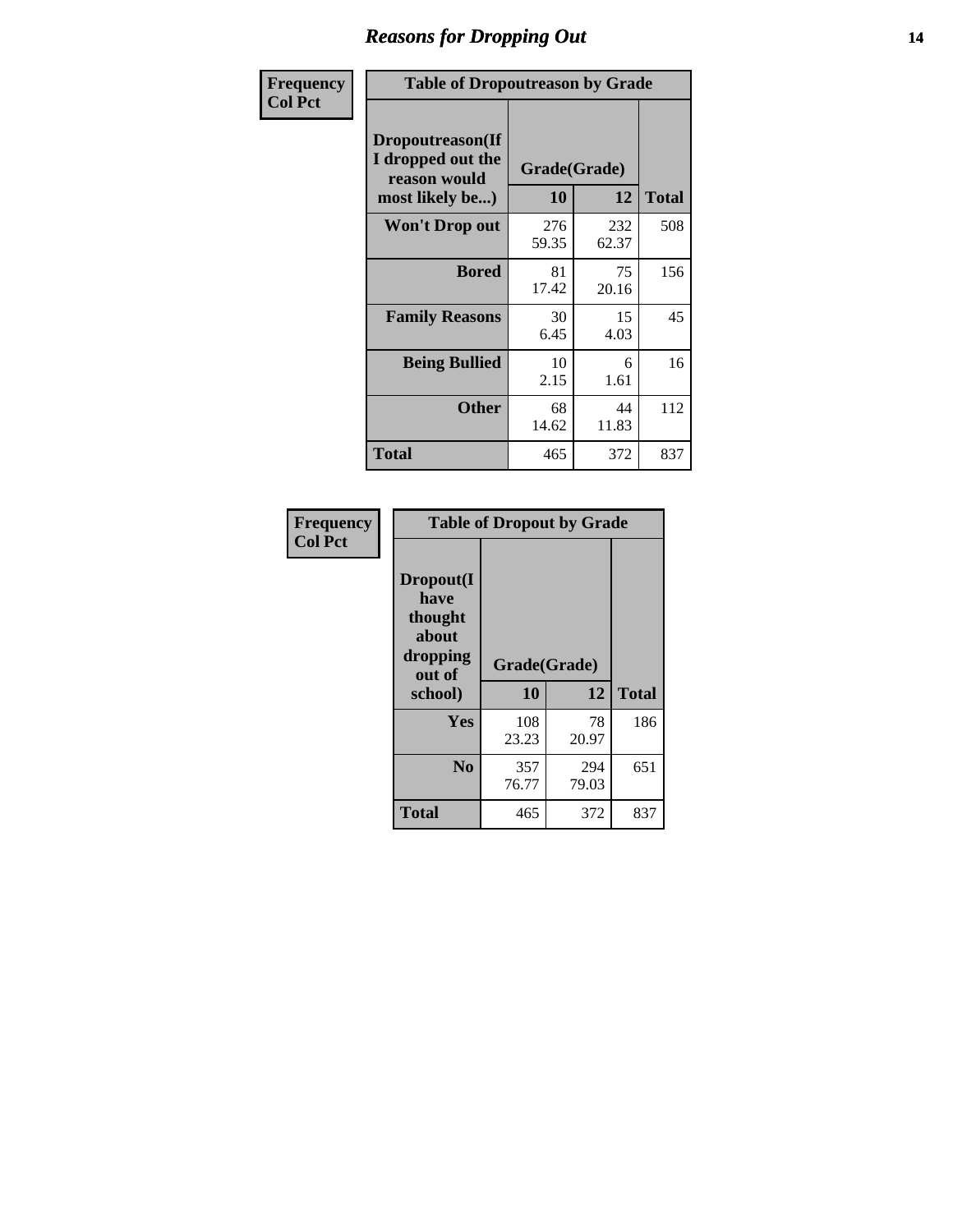# Reasons for Dropping Out

**Frequency**
**Col Pct**

| Dropoutreason(If I dropped out the reason would most likely be...) | Grade(Grade) 10 | 12 | Total |
|---|---|---|---|
| **Won't Drop out** | 276<br>59.35 | 232<br>62.37 | 508 |
| **Bored** | 81<br>17.42 | 75<br>20.16 | 156 |
| **Family Reasons** | 30<br>6.45 | 15<br>4.03 | 45 |
| **Being Bullied** | 10<br>2.15 | 6<br>1.61 | 16 |
| **Other** | 68<br>14.62 | 44<br>11.83 | 112 |
| **Total** | 465 | 372 | 837 |

Table of Dropoutreason by Grade

**Frequency**
**Col Pct**

| Dropout(I have thought about dropping out of school) | Grade(Grade) 10 | 12 | Total |
|---|---|---|---|
| **Yes** | 108<br>23.23 | 78<br>20.97 | 186 |
| **No** | 357<br>76.77 | 294<br>79.03 | 651 |
| **Total** | 465 | 372 | 837 |

Table of Dropout by Grade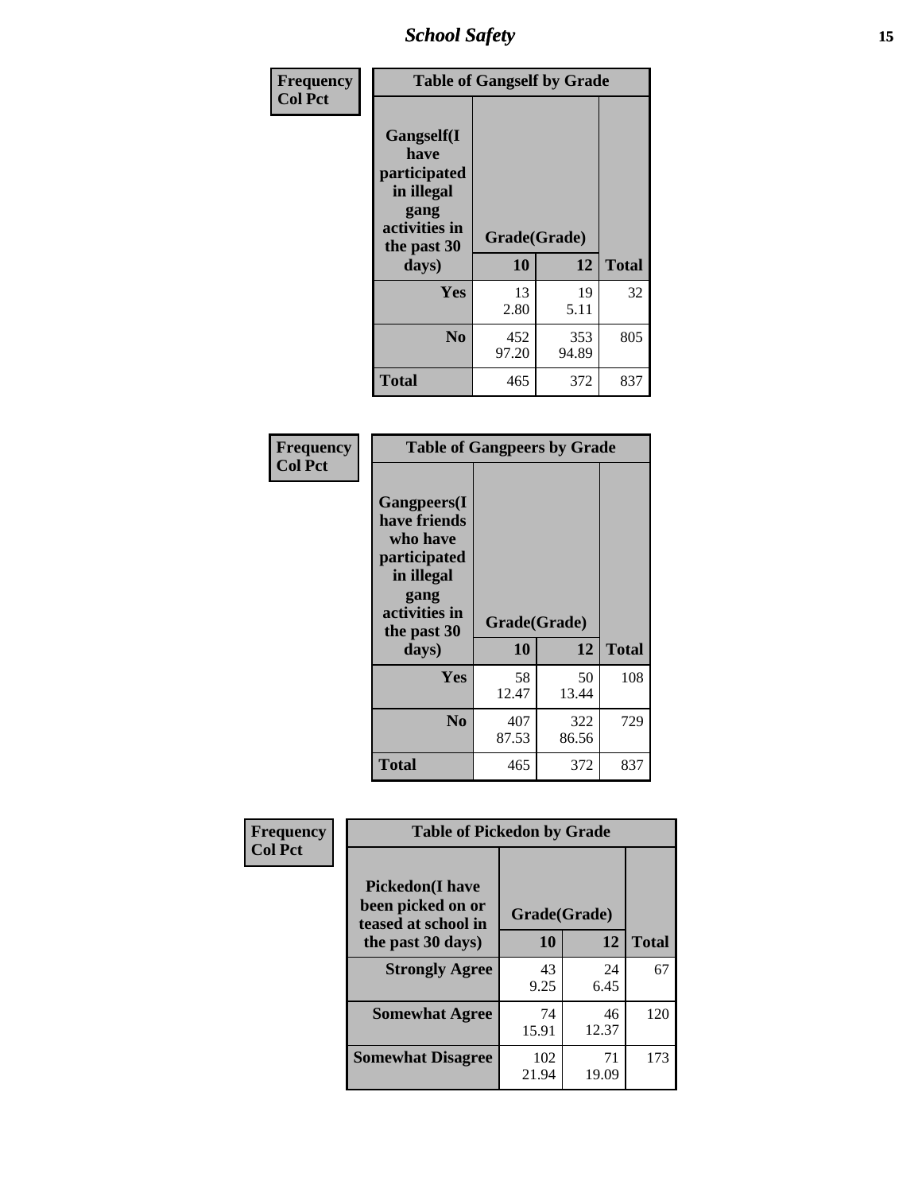| Frequency<br>Col Pct | Table of Gangself by Grade | | |
|---|---|---|---|
| Gangself(I have participated in illegal gang activities in the past 30 days) | Grade(Grade) | | |
| | 10 | 12 | Total |
| Yes | 13<br>2.80 | 19<br>5.11 | 32 |
| No | 452<br>97.20 | 353<br>94.89 | 805 |
| Total | 465 | 372 | 837 |

| Frequency<br>Col Pct | Table of Gangpeers by Grade | | |
|---|---|---|---|
| Gangpeers(I have friends who have participated in illegal gang activities in the past 30 days) | Grade(Grade) | | |
| | 10 | 12 | Total |
| Yes | 58<br>12.47 | 50<br>13.44 | 108 |
| No | 407<br>87.53 | 322<br>86.56 | 729 |
| Total | 465 | 372 | 837 |

| Frequency<br>Col Pct | Table of Pickedon by Grade | | |
|---|---|---|---|
| Pickedon(I have been picked on or teased at school in the past 30 days) | Grade(Grade) | | |
| | 10 | 12 | Total |
| Strongly Agree | 43<br>9.25 | 24<br>6.45 | 67 |
| Somewhat Agree | 74<br>15.91 | 46<br>12.37 | 120 |
| Somewhat Disagree | 102<br>21.94 | 71<br>19.09 | 173 |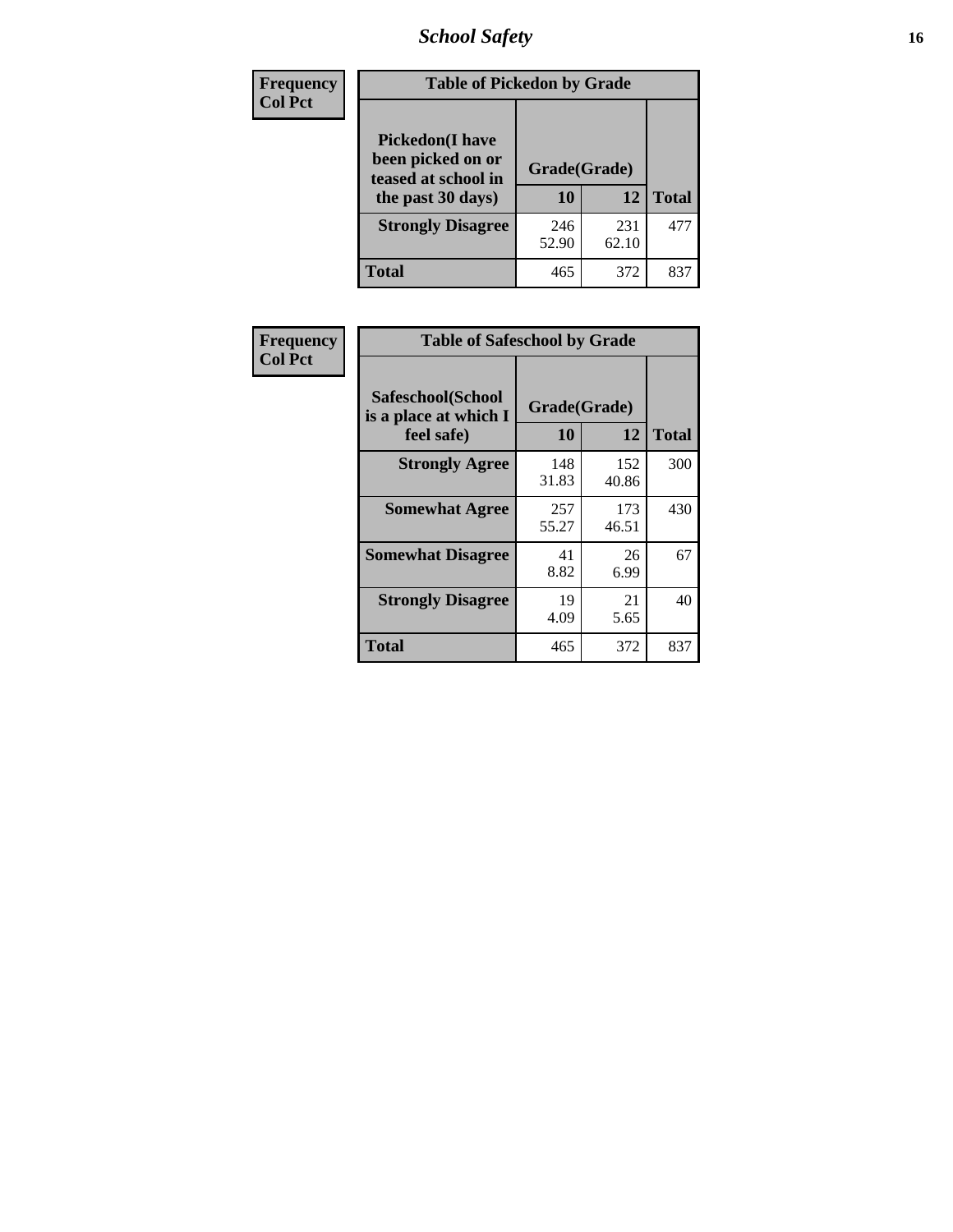| Frequency<br>Col Pct |
|---|

**Table of Pickedon by Grade**

| Pickedon(I have been picked on or teased at school in the past 30 days) | Grade(Grade) 10 | 12 | Total |
|---|---|---|---|
| **Strongly Disagree** | 246<br>52.90 | 231<br>62.10 | 477 |
| **Total** | 465 | 372 | 837 |

| Frequency<br>Col Pct |
|---|

**Table of Safeschool by Grade**

| Safeschool(School is a place at which I feel safe) | Grade(Grade) 10 | 12 | Total |
|---|---|---|---|
| **Strongly Agree** | 148<br>31.83 | 152<br>40.86 | 300 |
| **Somewhat Agree** | 257<br>55.27 | 173<br>46.51 | 430 |
| **Somewhat Disagree** | 41<br>8.82 | 26<br>6.99 | 67 |
| **Strongly Disagree** | 19<br>4.09 | 21<br>5.65 | 40 |
| **Total** | 465 | 372 | 837 |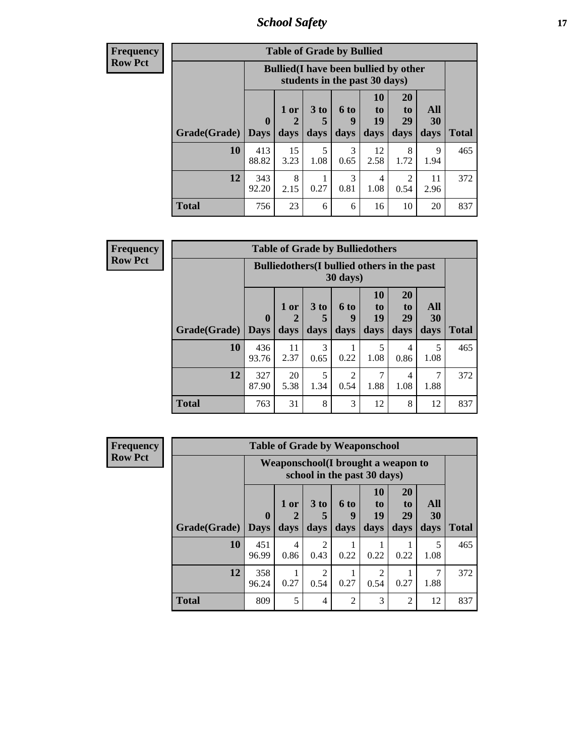**Frequency**
**Row Pct**

| Table of Grade by Bullied | | | | | | | | |
|---|---|---|---|---|---|---|---|---|
| | Bullied(I have been bullied by other students in the past 30 days) | | | | | | | |
| Grade(Grade) | 0 Days | 1 or 2 days | 3 to 5 days | 6 to 9 days | 10 to 19 days | 20 to 29 days | All 30 days | Total |
| **10** | 413<br>88.82 | 15<br>3.23 | 5<br>1.08 | 3<br>0.65 | 12<br>2.58 | 8<br>1.72 | 9<br>1.94 | 465 |
| **12** | 343<br>92.20 | 8<br>2.15 | 1<br>0.27 | 3<br>0.81 | 4<br>1.08 | 2<br>0.54 | 11<br>2.96 | 372 |
| **Total** | 756 | 23 | 6 | 6 | 16 | 10 | 20 | 837 |

**Frequency**
**Row Pct**

| Table of Grade by Bulliedothers | | | | | | | | |
|---|---|---|---|---|---|---|---|---|
| | Bulliedothers(I bullied others in the past 30 days) | | | | | | | |
| Grade(Grade) | 0 Days | 1 or 2 days | 3 to 5 days | 6 to 9 days | 10 to 19 days | 20 to 29 days | All 30 days | Total |
| **10** | 436<br>93.76 | 11<br>2.37 | 3<br>0.65 | 1<br>0.22 | 5<br>1.08 | 4<br>0.86 | 5<br>1.08 | 465 |
| **12** | 327<br>87.90 | 20<br>5.38 | 5<br>1.34 | 2<br>0.54 | 7<br>1.88 | 4<br>1.08 | 7<br>1.88 | 372 |
| **Total** | 763 | 31 | 8 | 3 | 12 | 8 | 12 | 837 |

**Frequency**
**Row Pct**

| Table of Grade by Weaponschool | | | | | | | | |
|---|---|---|---|---|---|---|---|---|
| | Weaponschool(I brought a weapon to school in the past 30 days) | | | | | | | |
| Grade(Grade) | 0 Days | 1 or 2 days | 3 to 5 days | 6 to 9 days | 10 to 19 days | 20 to 29 days | All 30 days | Total |
| **10** | 451<br>96.99 | 4<br>0.86 | 2<br>0.43 | 1<br>0.22 | 1<br>0.22 | 1<br>0.22 | 5<br>1.08 | 465 |
| **12** | 358<br>96.24 | 1<br>0.27 | 2<br>0.54 | 1<br>0.27 | 2<br>0.54 | 1<br>0.27 | 7<br>1.88 | 372 |
| **Total** | 809 | 5 | 4 | 2 | 3 | 2 | 12 | 837 |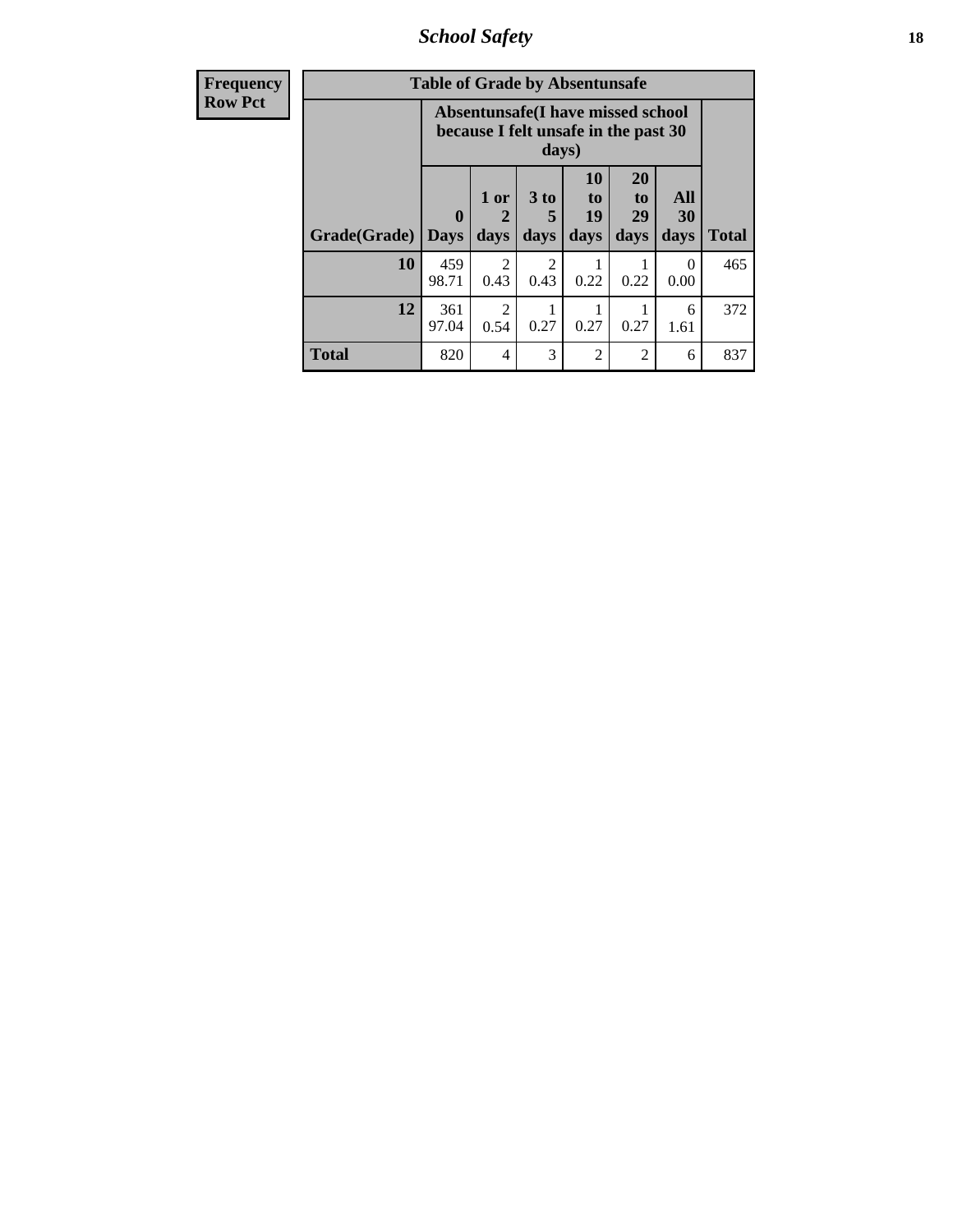| Frequency<br>Row Pct |
|---|

**Table of Grade by Absentunsafe**

| Grade(Grade) | Absentunsafe(I have missed school because I felt unsafe in the past 30 days) | | | | | | Total |
|---|---|---|---|---|---|---|---|
| | 0 Days | 1 or 2 days | 3 to 5 days | 10 to 19 days | 20 to 29 days | All 30 days | |
| 10 | 459<br>98.71 | 2<br>0.43 | 2<br>0.43 | 1<br>0.22 | 1<br>0.22 | 0<br>0.00 | 465 |
| 12 | 361<br>97.04 | 2<br>0.54 | 1<br>0.27 | 1<br>0.27 | 1<br>0.27 | 6<br>1.61 | 372 |
| Total | 820 | 4 | 3 | 2 | 2 | 6 | 837 |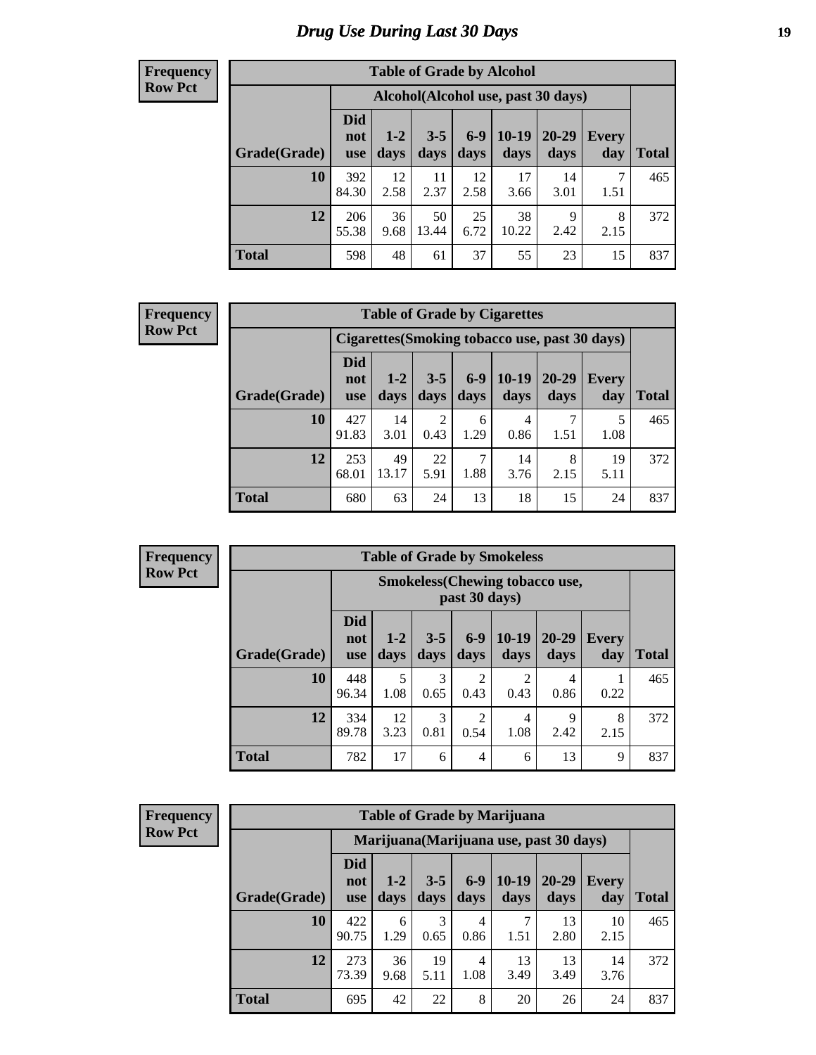# Drug Use During Last 30 Days

**Frequency**
**Row Pct**

| Table of Grade by Alcohol | | | | | | | | |
|---|---|---|---|---|---|---|---|---|
| | Alcohol(Alcohol use, past 30 days) | | | | | | | |
| Grade(Grade) | Did not use | 1-2 days | 3-5 days | 6-9 days | 10-19 days | 20-29 days | Every day | Total |
| **10** | 392<br>84.30 | 12<br>2.58 | 11<br>2.37 | 12<br>2.58 | 17<br>3.66 | 14<br>3.01 | 7<br>1.51 | 465 |
| **12** | 206<br>55.38 | 36<br>9.68 | 50<br>13.44 | 25<br>6.72 | 38<br>10.22 | 9<br>2.42 | 8<br>2.15 | 372 |
| **Total** | 598 | 48 | 61 | 37 | 55 | 23 | 15 | 837 |

**Frequency**
**Row Pct**

| Table of Grade by Cigarettes | | | | | | | | |
|---|---|---|---|---|---|---|---|---|
| | Cigarettes(Smoking tobacco use, past 30 days) | | | | | | | |
| Grade(Grade) | Did not use | 1-2 days | 3-5 days | 6-9 days | 10-19 days | 20-29 days | Every day | Total |
| **10** | 427<br>91.83 | 14<br>3.01 | 2<br>0.43 | 6<br>1.29 | 4<br>0.86 | 7<br>1.51 | 5<br>1.08 | 465 |
| **12** | 253<br>68.01 | 49<br>13.17 | 22<br>5.91 | 7<br>1.88 | 14<br>3.76 | 8<br>2.15 | 19<br>5.11 | 372 |
| **Total** | 680 | 63 | 24 | 13 | 18 | 15 | 24 | 837 |

**Frequency**
**Row Pct**

| Table of Grade by Smokeless | | | | | | | | |
|---|---|---|---|---|---|---|---|---|
| | Smokeless(Chewing tobacco use, past 30 days) | | | | | | | |
| Grade(Grade) | Did not use | 1-2 days | 3-5 days | 6-9 days | 10-19 days | 20-29 days | Every day | Total |
| **10** | 448<br>96.34 | 5<br>1.08 | 3<br>0.65 | 2<br>0.43 | 2<br>0.43 | 4<br>0.86 | 1<br>0.22 | 465 |
| **12** | 334<br>89.78 | 12<br>3.23 | 3<br>0.81 | 2<br>0.54 | 4<br>1.08 | 9<br>2.42 | 8<br>2.15 | 372 |
| **Total** | 782 | 17 | 6 | 4 | 6 | 13 | 9 | 837 |

**Frequency**
**Row Pct**

| Table of Grade by Marijuana | | | | | | | | |
|---|---|---|---|---|---|---|---|---|
| | Marijuana(Marijuana use, past 30 days) | | | | | | | |
| Grade(Grade) | Did not use | 1-2 days | 3-5 days | 6-9 days | 10-19 days | 20-29 days | Every day | Total |
| **10** | 422<br>90.75 | 6<br>1.29 | 3<br>0.65 | 4<br>0.86 | 7<br>1.51 | 13<br>2.80 | 10<br>2.15 | 465 |
| **12** | 273<br>73.39 | 36<br>9.68 | 19<br>5.11 | 4<br>1.08 | 13<br>3.49 | 13<br>3.49 | 14<br>3.76 | 372 |
| **Total** | 695 | 42 | 22 | 8 | 20 | 26 | 24 | 837 |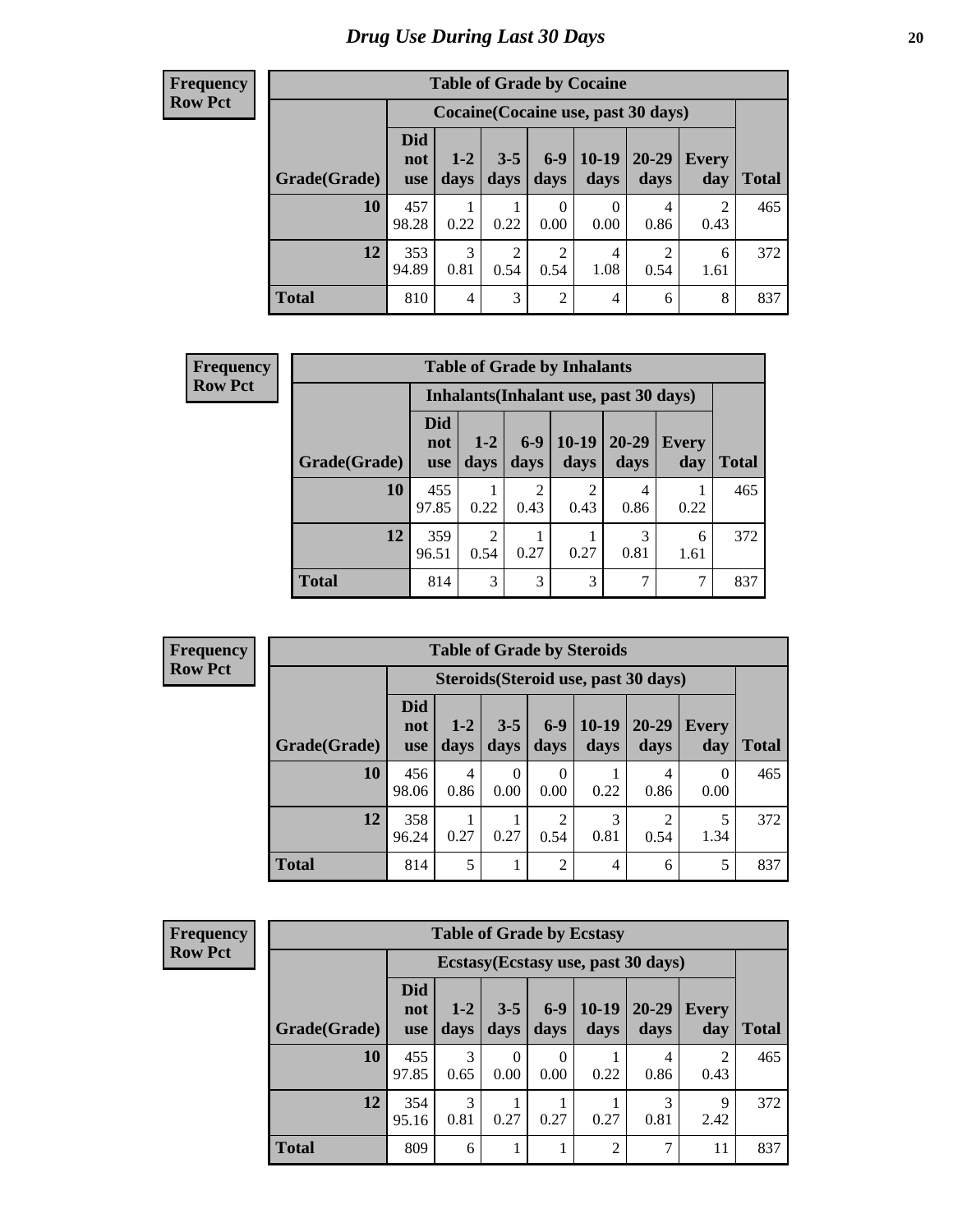# Drug Use During Last 30 Days

**Frequency**
**Row Pct**

| Table of Grade by Cocaine | | | | | | | | |
|---|---|---|---|---|---|---|---|---|
| | Cocaine(Cocaine use, past 30 days) | | | | | | | |
| Grade(Grade) | Did not use | 1-2 days | 3-5 days | 6-9 days | 10-19 days | 20-29 days | Every day | Total |
| 10 | 457<br>98.28 | 1<br>0.22 | 1<br>0.22 | 0<br>0.00 | 0<br>0.00 | 4<br>0.86 | 2<br>0.43 | 465 |
| 12 | 353<br>94.89 | 3<br>0.81 | 2<br>0.54 | 2<br>0.54 | 4<br>1.08 | 2<br>0.54 | 6<br>1.61 | 372 |
| Total | 810 | 4 | 3 | 2 | 4 | 6 | 8 | 837 |

**Frequency**
**Row Pct**

| Table of Grade by Inhalants | | | | | | | |
|---|---|---|---|---|---|---|---|
| | Inhalants(Inhalant use, past 30 days) | | | | | | |
| Grade(Grade) | Did not use | 1-2 days | 6-9 days | 10-19 days | 20-29 days | Every day | Total |
| 10 | 455<br>97.85 | 1<br>0.22 | 2<br>0.43 | 2<br>0.43 | 4<br>0.86 | 1<br>0.22 | 465 |
| 12 | 359<br>96.51 | 2<br>0.54 | 1<br>0.27 | 1<br>0.27 | 3<br>0.81 | 6<br>1.61 | 372 |
| Total | 814 | 3 | 3 | 3 | 7 | 7 | 837 |

**Frequency**
**Row Pct**

| Table of Grade by Steroids | | | | | | | | |
|---|---|---|---|---|---|---|---|---|
| | Steroids(Steroid use, past 30 days) | | | | | | | |
| Grade(Grade) | Did not use | 1-2 days | 3-5 days | 6-9 days | 10-19 days | 20-29 days | Every day | Total |
| 10 | 456<br>98.06 | 4<br>0.86 | 0<br>0.00 | 0<br>0.00 | 1<br>0.22 | 4<br>0.86 | 0<br>0.00 | 465 |
| 12 | 358<br>96.24 | 1<br>0.27 | 1<br>0.27 | 2<br>0.54 | 3<br>0.81 | 2<br>0.54 | 5<br>1.34 | 372 |
| Total | 814 | 5 | 1 | 2 | 4 | 6 | 5 | 837 |

**Frequency**
**Row Pct**

| Table of Grade by Ecstasy | | | | | | | | |
|---|---|---|---|---|---|---|---|---|
| | Ecstasy(Ecstasy use, past 30 days) | | | | | | | |
| Grade(Grade) | Did not use | 1-2 days | 3-5 days | 6-9 days | 10-19 days | 20-29 days | Every day | Total |
| 10 | 455<br>97.85 | 3<br>0.65 | 0<br>0.00 | 0<br>0.00 | 1<br>0.22 | 4<br>0.86 | 2<br>0.43 | 465 |
| 12 | 354<br>95.16 | 3<br>0.81 | 1<br>0.27 | 1<br>0.27 | 1<br>0.27 | 3<br>0.81 | 9<br>2.42 | 372 |
| Total | 809 | 6 | 1 | 1 | 2 | 7 | 11 | 837 |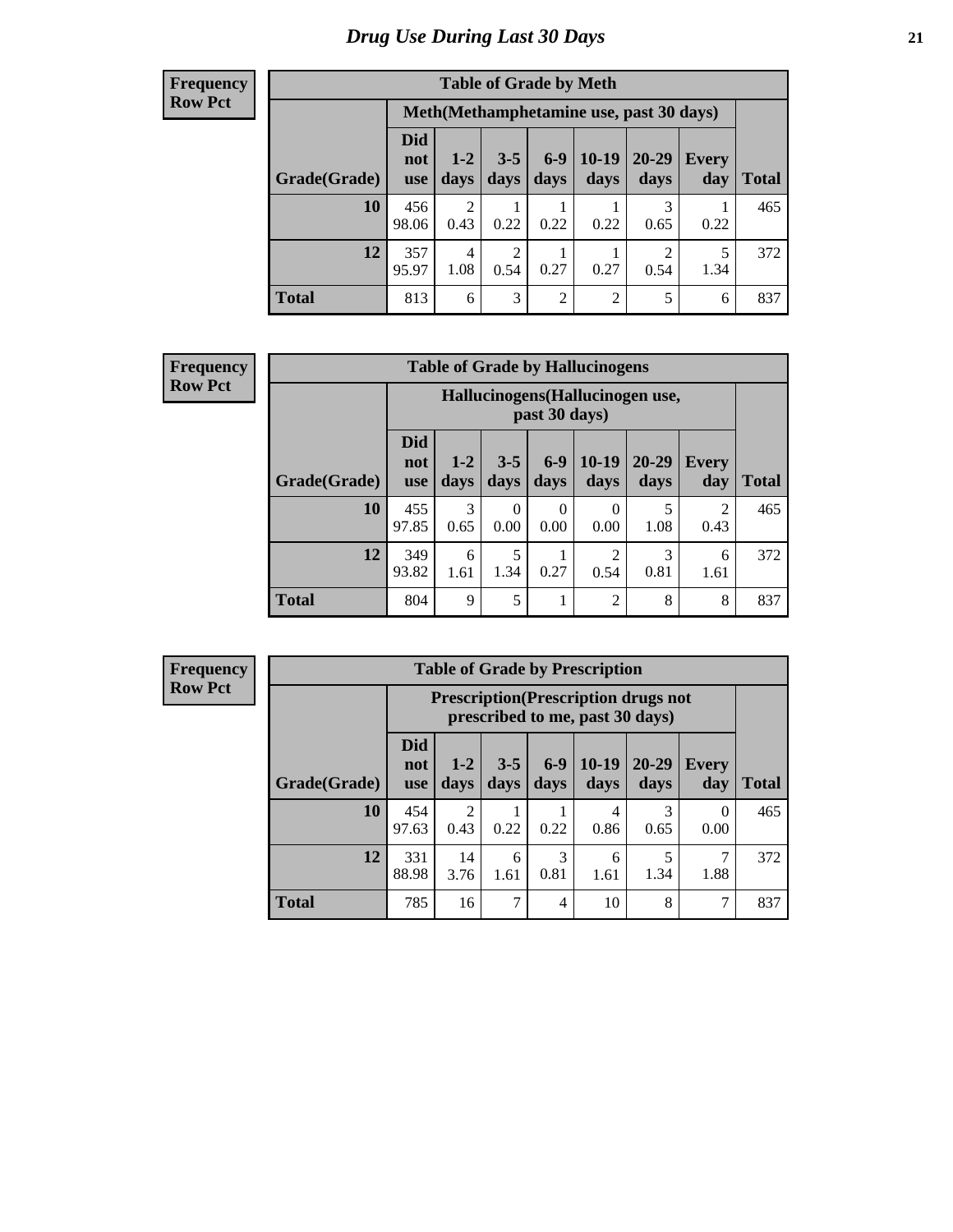# Drug Use During Last 30 Days

**Frequency**
**Row Pct**

| Table of Grade by Meth | | | | | | | | |
|---|---|---|---|---|---|---|---|---|
| | Meth(Methamphetamine use, past 30 days) | | | | | | | |
| Grade(Grade) | Did not use | 1-2 days | 3-5 days | 6-9 days | 10-19 days | 20-29 days | Every day | Total |
| 10 | 456<br>98.06 | 2<br>0.43 | 1<br>0.22 | 1<br>0.22 | 1<br>0.22 | 3<br>0.65 | 1<br>0.22 | 465 |
| 12 | 357<br>95.97 | 4<br>1.08 | 2<br>0.54 | 1<br>0.27 | 1<br>0.27 | 2<br>0.54 | 5<br>1.34 | 372 |
| Total | 813 | 6 | 3 | 2 | 2 | 5 | 6 | 837 |

**Frequency**
**Row Pct**

| Table of Grade by Hallucinogens | | | | | | | | |
|---|---|---|---|---|---|---|---|---|
| | Hallucinogens(Hallucinogen use, past 30 days) | | | | | | | |
| Grade(Grade) | Did not use | 1-2 days | 3-5 days | 6-9 days | 10-19 days | 20-29 days | Every day | Total |
| 10 | 455<br>97.85 | 3<br>0.65 | 0<br>0.00 | 0<br>0.00 | 0<br>0.00 | 5<br>1.08 | 2<br>0.43 | 465 |
| 12 | 349<br>93.82 | 6<br>1.61 | 5<br>1.34 | 1<br>0.27 | 2<br>0.54 | 3<br>0.81 | 6<br>1.61 | 372 |
| Total | 804 | 9 | 5 | 1 | 2 | 8 | 8 | 837 |

**Frequency**
**Row Pct**

| Table of Grade by Prescription | | | | | | | | |
|---|---|---|---|---|---|---|---|---|
| | Prescription(Prescription drugs not prescribed to me, past 30 days) | | | | | | | |
| Grade(Grade) | Did not use | 1-2 days | 3-5 days | 6-9 days | 10-19 days | 20-29 days | Every day | Total |
| 10 | 454<br>97.63 | 2<br>0.43 | 1<br>0.22 | 1<br>0.22 | 4<br>0.86 | 3<br>0.65 | 0<br>0.00 | 465 |
| 12 | 331<br>88.98 | 14<br>3.76 | 6<br>1.61 | 3<br>0.81 | 6<br>1.61 | 5<br>1.34 | 7<br>1.88 | 372 |
| Total | 785 | 16 | 7 | 4 | 10 | 8 | 7 | 837 |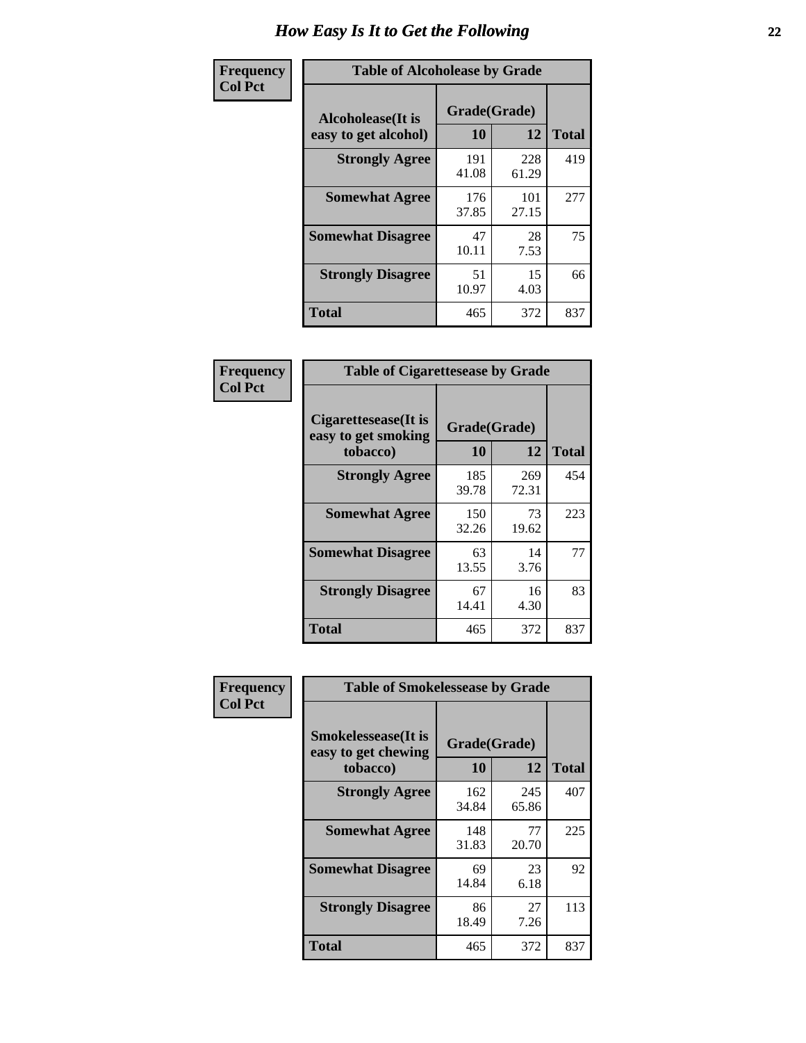# How Easy Is It to Get the Following

**Frequency**
**Col Pct**

**Table of Alcoholease by Grade**

| Alcoholease(It is easy to get alcohol) | Grade(Grade) | | Total |
|---|---|---|---|
| | 10 | 12 | |
| Strongly Agree | 191<br>41.08 | 228<br>61.29 | 419 |
| Somewhat Agree | 176<br>37.85 | 101<br>27.15 | 277 |
| Somewhat Disagree | 47<br>10.11 | 28<br>7.53 | 75 |
| Strongly Disagree | 51<br>10.97 | 15<br>4.03 | 66 |
| Total | 465 | 372 | 837 |

**Frequency**
**Col Pct**

**Table of Cigarettesease by Grade**

| Cigarettesease(It is easy to get smoking tobacco) | Grade(Grade) | | Total |
|---|---|---|---|
| | 10 | 12 | |
| Strongly Agree | 185<br>39.78 | 269<br>72.31 | 454 |
| Somewhat Agree | 150<br>32.26 | 73<br>19.62 | 223 |
| Somewhat Disagree | 63<br>13.55 | 14<br>3.76 | 77 |
| Strongly Disagree | 67<br>14.41 | 16<br>4.30 | 83 |
| Total | 465 | 372 | 837 |

**Frequency**
**Col Pct**

**Table of Smokelessease by Grade**

| Smokelessease(It is easy to get chewing tobacco) | Grade(Grade) | | Total |
|---|---|---|---|
| | 10 | 12 | |
| Strongly Agree | 162<br>34.84 | 245<br>65.86 | 407 |
| Somewhat Agree | 148<br>31.83 | 77<br>20.70 | 225 |
| Somewhat Disagree | 69<br>14.84 | 23<br>6.18 | 92 |
| Strongly Disagree | 86<br>18.49 | 27<br>7.26 | 113 |
| Total | 465 | 372 | 837 |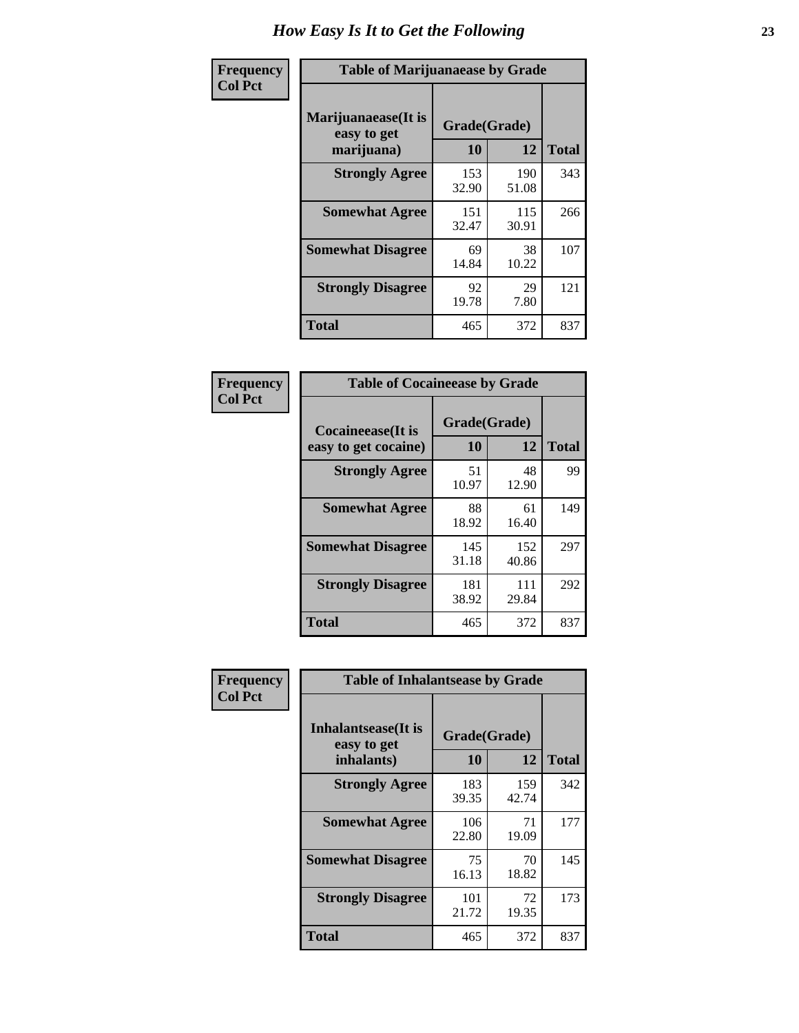# How Easy Is It to Get the Following

**Frequency**
**Col Pct**

**Table of Marijuanaease by Grade**

| Marijuanaease(It is easy to get marijuana) | Grade(Grade) | | Total |
|---|---|---|---|
| | 10 | 12 | |
| **Strongly Agree** | 153<br>32.90 | 190<br>51.08 | 343 |
| **Somewhat Agree** | 151<br>32.47 | 115<br>30.91 | 266 |
| **Somewhat Disagree** | 69<br>14.84 | 38<br>10.22 | 107 |
| **Strongly Disagree** | 92<br>19.78 | 29<br>7.80 | 121 |
| **Total** | 465 | 372 | 837 |

**Frequency**
**Col Pct**

**Table of Cocaineease by Grade**

| Cocaineease(It is easy to get cocaine) | Grade(Grade) | | Total |
|---|---|---|---|
| | 10 | 12 | |
| **Strongly Agree** | 51<br>10.97 | 48<br>12.90 | 99 |
| **Somewhat Agree** | 88<br>18.92 | 61<br>16.40 | 149 |
| **Somewhat Disagree** | 145<br>31.18 | 152<br>40.86 | 297 |
| **Strongly Disagree** | 181<br>38.92 | 111<br>29.84 | 292 |
| **Total** | 465 | 372 | 837 |

**Frequency**
**Col Pct**

**Table of Inhalantsease by Grade**

| Inhalantsease(It is easy to get inhalants) | Grade(Grade) | | Total |
|---|---|---|---|
| | 10 | 12 | |
| **Strongly Agree** | 183<br>39.35 | 159<br>42.74 | 342 |
| **Somewhat Agree** | 106<br>22.80 | 71<br>19.09 | 177 |
| **Somewhat Disagree** | 75<br>16.13 | 70<br>18.82 | 145 |
| **Strongly Disagree** | 101<br>21.72 | 72<br>19.35 | 173 |
| **Total** | 465 | 372 | 837 |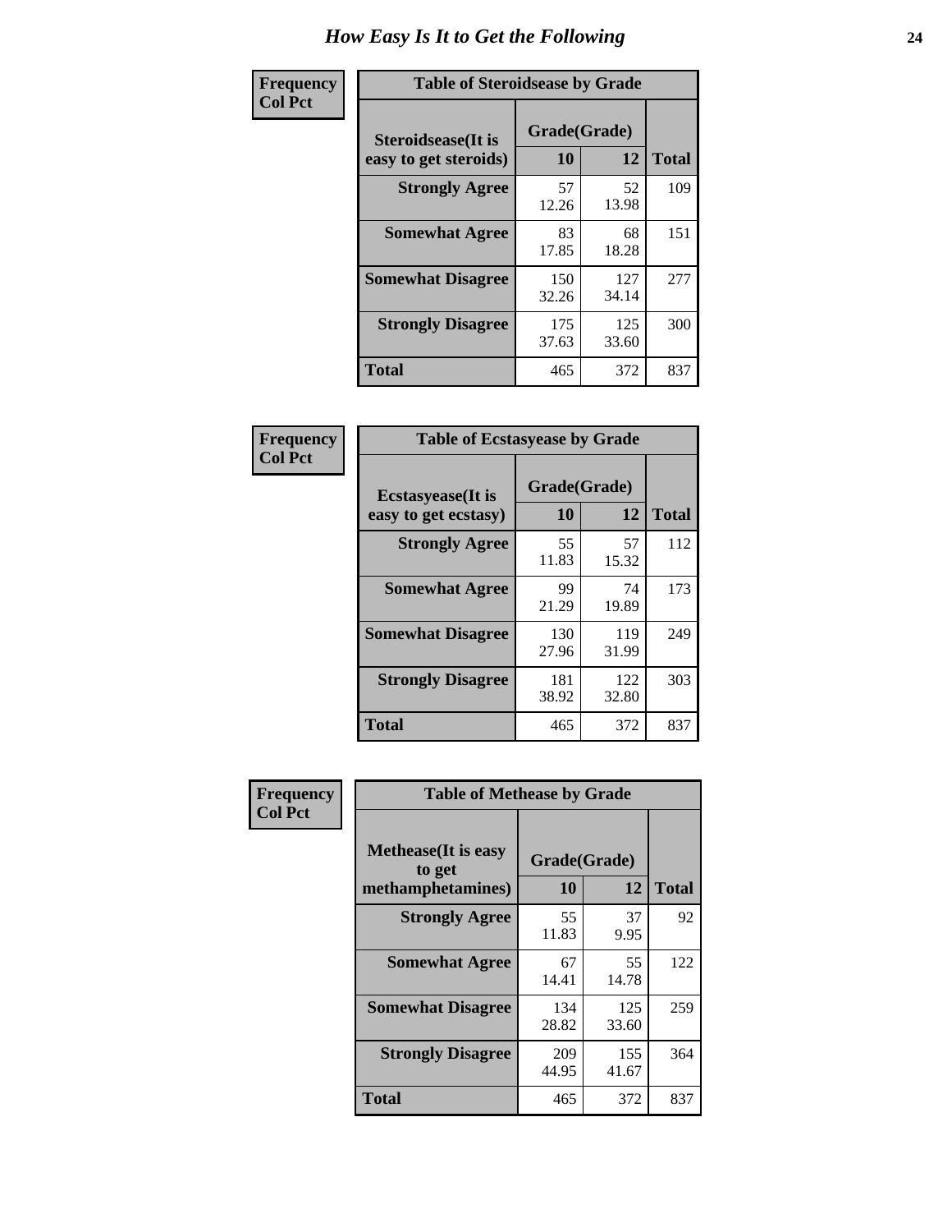# How Easy Is It to Get the Following

**Frequency**
**Col Pct**

**Table of Steroidsease by Grade**

| Steroidsease(It is easy to get steroids) | Grade(Grade) | | Total |
|---|---|---|---|
| | 10 | 12 | |
| **Strongly Agree** | 57<br>12.26 | 52<br>13.98 | 109 |
| **Somewhat Agree** | 83<br>17.85 | 68<br>18.28 | 151 |
| **Somewhat Disagree** | 150<br>32.26 | 127<br>34.14 | 277 |
| **Strongly Disagree** | 175<br>37.63 | 125<br>33.60 | 300 |
| **Total** | 465 | 372 | 837 |

**Frequency**
**Col Pct**

**Table of Ecstasyease by Grade**

| Ecstasyease(It is easy to get ecstasy) | Grade(Grade) | | Total |
|---|---|---|---|
| | 10 | 12 | |
| **Strongly Agree** | 55<br>11.83 | 57<br>15.32 | 112 |
| **Somewhat Agree** | 99<br>21.29 | 74<br>19.89 | 173 |
| **Somewhat Disagree** | 130<br>27.96 | 119<br>31.99 | 249 |
| **Strongly Disagree** | 181<br>38.92 | 122<br>32.80 | 303 |
| **Total** | 465 | 372 | 837 |

**Frequency**
**Col Pct**

**Table of Methease by Grade**

| Methease(It is easy to get methamphetamines) | Grade(Grade) | | Total |
|---|---|---|---|
| | 10 | 12 | |
| **Strongly Agree** | 55<br>11.83 | 37<br>9.95 | 92 |
| **Somewhat Agree** | 67<br>14.41 | 55<br>14.78 | 122 |
| **Somewhat Disagree** | 134<br>28.82 | 125<br>33.60 | 259 |
| **Strongly Disagree** | 209<br>44.95 | 155<br>41.67 | 364 |
| **Total** | 465 | 372 | 837 |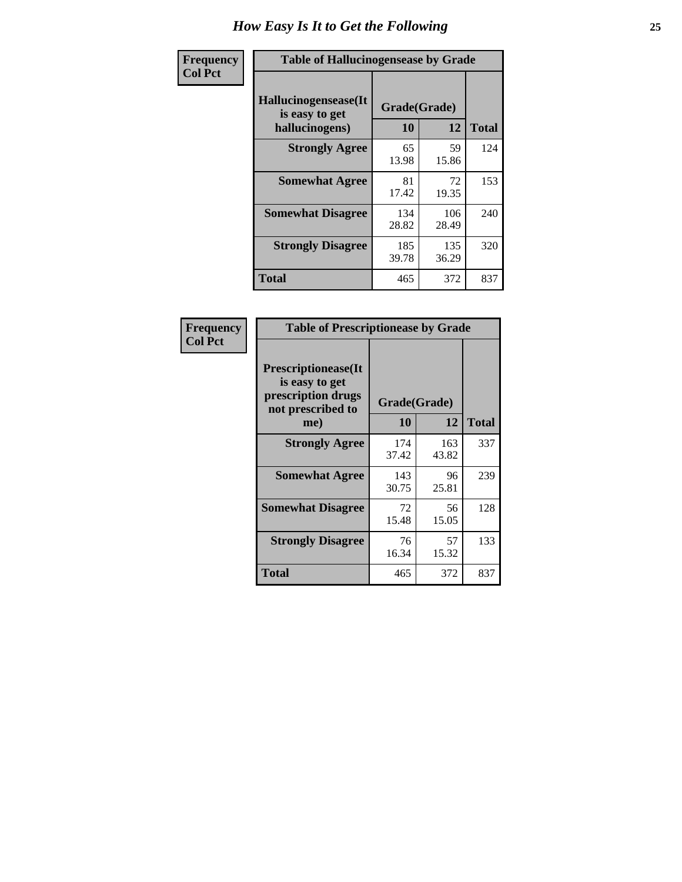# How Easy Is It to Get the Following

| Frequency<br>Col Pct | Table of Hallucinogensease by Grade | | |
|---|---|---|---|
| Hallucinogensease(It is easy to get hallucinogens) | Grade(Grade) | | |
| | 10 | 12 | Total |
| Strongly Agree | 65<br>13.98 | 59<br>15.86 | 124 |
| Somewhat Agree | 81<br>17.42 | 72<br>19.35 | 153 |
| Somewhat Disagree | 134<br>28.82 | 106<br>28.49 | 240 |
| Strongly Disagree | 185<br>39.78 | 135<br>36.29 | 320 |
| Total | 465 | 372 | 837 |

| Frequency<br>Col Pct | Table of Prescriptionease by Grade | | |
|---|---|---|---|
| Prescriptionease(It is easy to get prescription drugs not prescribed to me) | Grade(Grade) | | |
| | 10 | 12 | Total |
| Strongly Agree | 174<br>37.42 | 163<br>43.82 | 337 |
| Somewhat Agree | 143<br>30.75 | 96<br>25.81 | 239 |
| Somewhat Disagree | 72<br>15.48 | 56<br>15.05 | 128 |
| Strongly Disagree | 76<br>16.34 | 57<br>15.32 | 133 |
| Total | 465 | 372 | 837 |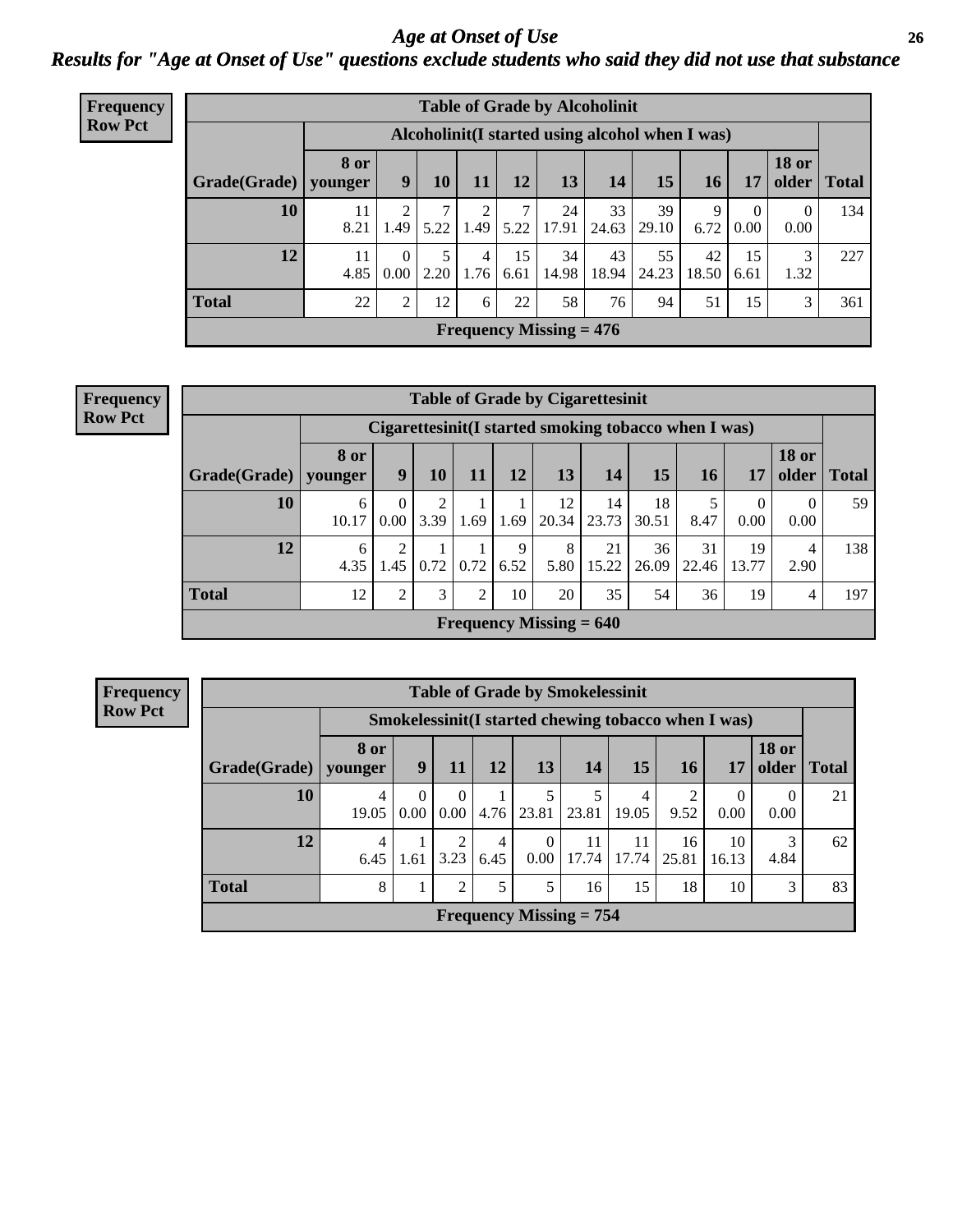# Age at Onset of Use

## Results for "Age at Onset of Use" questions exclude students who said they did not use that substance

**Frequency**
**Row Pct**

**Table of Grade by Alcoholinit**

| | Alcoholinit(I started using alcohol when I was) | | | | | | | | | | | |
|---|---|---|---|---|---|---|---|---|---|---|---|---|
| Grade(Grade) | 8 or younger | 9 | 10 | 11 | 12 | 13 | 14 | 15 | 16 | 17 | 18 or older | Total |
| 10 | 11<br>8.21 | 2<br>1.49 | 7<br>5.22 | 2<br>1.49 | 7<br>5.22 | 24<br>17.91 | 33<br>24.63 | 39<br>29.10 | 9<br>6.72 | 0<br>0.00 | 0<br>0.00 | 134 |
| 12 | 11<br>4.85 | 0<br>0.00 | 5<br>2.20 | 4<br>1.76 | 15<br>6.61 | 34<br>14.98 | 43<br>18.94 | 55<br>24.23 | 42<br>18.50 | 15<br>6.61 | 3<br>1.32 | 227 |
| Total | 22 | 2 | 12 | 6 | 22 | 58 | 76 | 94 | 51 | 15 | 3 | 361 |

**Frequency Missing = 476**

**Frequency**
**Row Pct**

**Table of Grade by Cigarettesinit**

| | Cigarettesinit(I started smoking tobacco when I was) | | | | | | | | | | | |
|---|---|---|---|---|---|---|---|---|---|---|---|---|
| Grade(Grade) | 8 or younger | 9 | 10 | 11 | 12 | 13 | 14 | 15 | 16 | 17 | 18 or older | Total |
| 10 | 6<br>10.17 | 0<br>0.00 | 2<br>3.39 | 1<br>1.69 | 1<br>1.69 | 12<br>20.34 | 14<br>23.73 | 18<br>30.51 | 5<br>8.47 | 0<br>0.00 | 0<br>0.00 | 59 |
| 12 | 6<br>4.35 | 2<br>1.45 | 1<br>0.72 | 1<br>0.72 | 9<br>6.52 | 8<br>5.80 | 21<br>15.22 | 36<br>26.09 | 31<br>22.46 | 19<br>13.77 | 4<br>2.90 | 138 |
| Total | 12 | 2 | 3 | 2 | 10 | 20 | 35 | 54 | 36 | 19 | 4 | 197 |

**Frequency Missing = 640**

**Frequency**
**Row Pct**

**Table of Grade by Smokelessinit**

| | Smokelessinit(I started chewing tobacco when I was) | | | | | | | | | | |
|---|---|---|---|---|---|---|---|---|---|---|---|
| Grade(Grade) | 8 or younger | 9 | 11 | 12 | 13 | 14 | 15 | 16 | 17 | 18 or older | Total |
| 10 | 4<br>19.05 | 0<br>0.00 | 0<br>0.00 | 1<br>4.76 | 5<br>23.81 | 5<br>23.81 | 4<br>19.05 | 2<br>9.52 | 0<br>0.00 | 0<br>0.00 | 21 |
| 12 | 4<br>6.45 | 1<br>1.61 | 2<br>3.23 | 4<br>6.45 | 0<br>0.00 | 11<br>17.74 | 11<br>17.74 | 16<br>25.81 | 10<br>16.13 | 3<br>4.84 | 62 |
| Total | 8 | 1 | 2 | 5 | 5 | 16 | 15 | 18 | 10 | 3 | 83 |

**Frequency Missing = 754**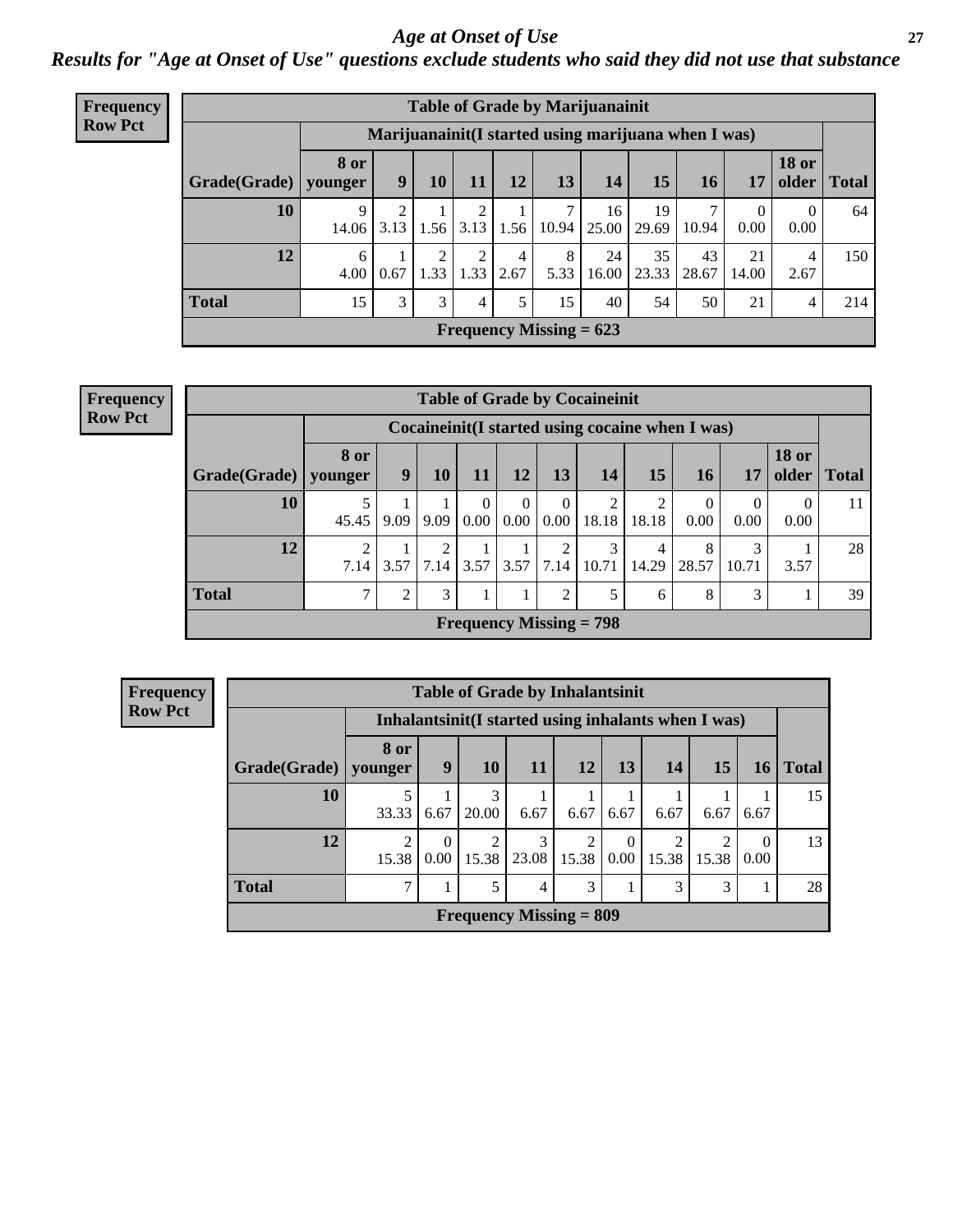# Age at Onset of Use

*Results for "Age at Onset of Use" questions exclude students who said they did not use that substance*

**Frequency Row Pct**

| Table of Grade by Marijuanainit | | | | | | | | | | | | |
|---|---|---|---|---|---|---|---|---|---|---|---|---|
| | Marijuanainit(I started using marijuana when I was) | | | | | | | | | | | |
| Grade(Grade) | 8 or younger | 9 | 10 | 11 | 12 | 13 | 14 | 15 | 16 | 17 | 18 or older | Total |
| 10 | 9<br>14.06 | 2<br>3.13 | 1<br>1.56 | 2<br>3.13 | 1<br>1.56 | 7<br>10.94 | 16<br>25.00 | 19<br>29.69 | 7<br>10.94 | 0<br>0.00 | 0<br>0.00 | 64 |
| 12 | 6<br>4.00 | 1<br>0.67 | 2<br>1.33 | 2<br>1.33 | 4<br>2.67 | 8<br>5.33 | 24<br>16.00 | 35<br>23.33 | 43<br>28.67 | 21<br>14.00 | 4<br>2.67 | 150 |
| Total | 15 | 3 | 3 | 4 | 5 | 15 | 40 | 54 | 50 | 21 | 4 | 214 |
| Frequency Missing = 623 | | | | | | | | | | | | |

**Frequency Row Pct**

| Table of Grade by Cocaineinit | | | | | | | | | | | | |
|---|---|---|---|---|---|---|---|---|---|---|---|---|
| | Cocaineinit(I started using cocaine when I was) | | | | | | | | | | | |
| Grade(Grade) | 8 or younger | 9 | 10 | 11 | 12 | 13 | 14 | 15 | 16 | 17 | 18 or older | Total |
| 10 | 5<br>45.45 | 1<br>9.09 | 1<br>9.09 | 0<br>0.00 | 0<br>0.00 | 0<br>0.00 | 2<br>18.18 | 2<br>18.18 | 0<br>0.00 | 0<br>0.00 | 0<br>0.00 | 11 |
| 12 | 2<br>7.14 | 1<br>3.57 | 2<br>7.14 | 1<br>3.57 | 1<br>3.57 | 2<br>7.14 | 3<br>10.71 | 4<br>14.29 | 8<br>28.57 | 3<br>10.71 | 1<br>3.57 | 28 |
| Total | 7 | 2 | 3 | 1 | 1 | 2 | 5 | 6 | 8 | 3 | 1 | 39 |
| Frequency Missing = 798 | | | | | | | | | | | | |

**Frequency Row Pct**

| Table of Grade by Inhalantsinit | | | | | | | | | | |
|---|---|---|---|---|---|---|---|---|---|---|
| | Inhalantsinit(I started using inhalants when I was) | | | | | | | | | |
| Grade(Grade) | 8 or younger | 9 | 10 | 11 | 12 | 13 | 14 | 15 | 16 | Total |
| 10 | 5<br>33.33 | 1<br>6.67 | 3<br>20.00 | 1<br>6.67 | 1<br>6.67 | 1<br>6.67 | 1<br>6.67 | 1<br>6.67 | 1<br>6.67 | 15 |
| 12 | 2<br>15.38 | 0<br>0.00 | 2<br>15.38 | 3<br>23.08 | 2<br>15.38 | 0<br>0.00 | 2<br>15.38 | 2<br>15.38 | 0<br>0.00 | 13 |
| Total | 7 | 1 | 5 | 4 | 3 | 1 | 3 | 3 | 1 | 28 |
| Frequency Missing = 809 | | | | | | | | | | |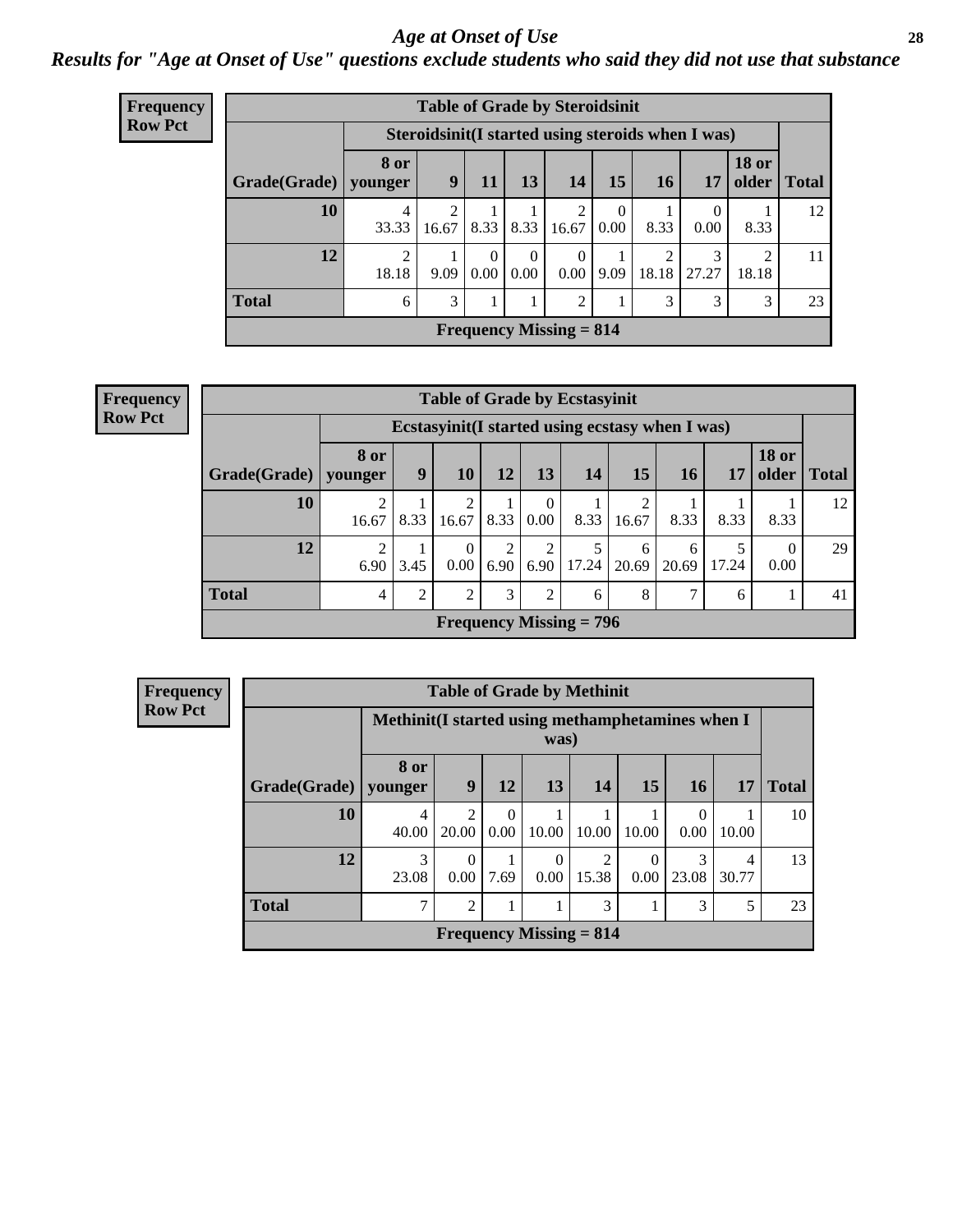# Age at Onset of Use

*Results for "Age at Onset of Use" questions exclude students who said they did not use that substance*

**Frequency**
**Row Pct**

| Table of Grade by Steroidsinit | | | | | | | | | | |
|---|---|---|---|---|---|---|---|---|---|---|
| | Steroidsinit(I started using steroids when I was) | | | | | | | | | |
| Grade(Grade) | 8 or younger | 9 | 11 | 13 | 14 | 15 | 16 | 17 | 18 or older | Total |
| 10 | 4<br>33.33 | 2<br>16.67 | 1<br>8.33 | 1<br>8.33 | 2<br>16.67 | 0<br>0.00 | 1<br>8.33 | 0<br>0.00 | 1<br>8.33 | 12 |
| 12 | 2<br>18.18 | 1<br>9.09 | 0<br>0.00 | 0<br>0.00 | 0<br>0.00 | 1<br>9.09 | 2<br>18.18 | 3<br>27.27 | 2<br>18.18 | 11 |
| Total | 6 | 3 | 1 | 1 | 2 | 1 | 3 | 3 | 3 | 23 |
| Frequency Missing = 814 | | | | | | | | | | |

**Frequency**
**Row Pct**

| Table of Grade by Ecstasyinit | | | | | | | | | | | |
|---|---|---|---|---|---|---|---|---|---|---|---|
| | Ecstasyinit(I started using ecstasy when I was) | | | | | | | | | | |
| Grade(Grade) | 8 or younger | 9 | 10 | 12 | 13 | 14 | 15 | 16 | 17 | 18 or older | Total |
| 10 | 2<br>16.67 | 1<br>8.33 | 2<br>16.67 | 1<br>8.33 | 0<br>0.00 | 1<br>8.33 | 2<br>16.67 | 1<br>8.33 | 1<br>8.33 | 1<br>8.33 | 12 |
| 12 | 2<br>6.90 | 1<br>3.45 | 0<br>0.00 | 2<br>6.90 | 2<br>6.90 | 5<br>17.24 | 6<br>20.69 | 6<br>20.69 | 5<br>17.24 | 0<br>0.00 | 29 |
| Total | 4 | 2 | 2 | 3 | 2 | 6 | 8 | 7 | 6 | 1 | 41 |
| Frequency Missing = 796 | | | | | | | | | | | |

**Frequency**
**Row Pct**

| Table of Grade by Methinit | | | | | | | | | |
|---|---|---|---|---|---|---|---|---|---|
| | Methinit(I started using methamphetamines when I was) | | | | | | | | |
| Grade(Grade) | 8 or younger | 9 | 12 | 13 | 14 | 15 | 16 | 17 | Total |
| 10 | 4<br>40.00 | 2<br>20.00 | 0<br>0.00 | 1<br>10.00 | 1<br>10.00 | 1<br>10.00 | 0<br>0.00 | 1<br>10.00 | 10 |
| 12 | 3<br>23.08 | 0<br>0.00 | 1<br>7.69 | 0<br>0.00 | 2<br>15.38 | 0<br>0.00 | 3<br>23.08 | 4<br>30.77 | 13 |
| Total | 7 | 2 | 1 | 1 | 3 | 1 | 3 | 5 | 23 |
| Frequency Missing = 814 | | | | | | | | | |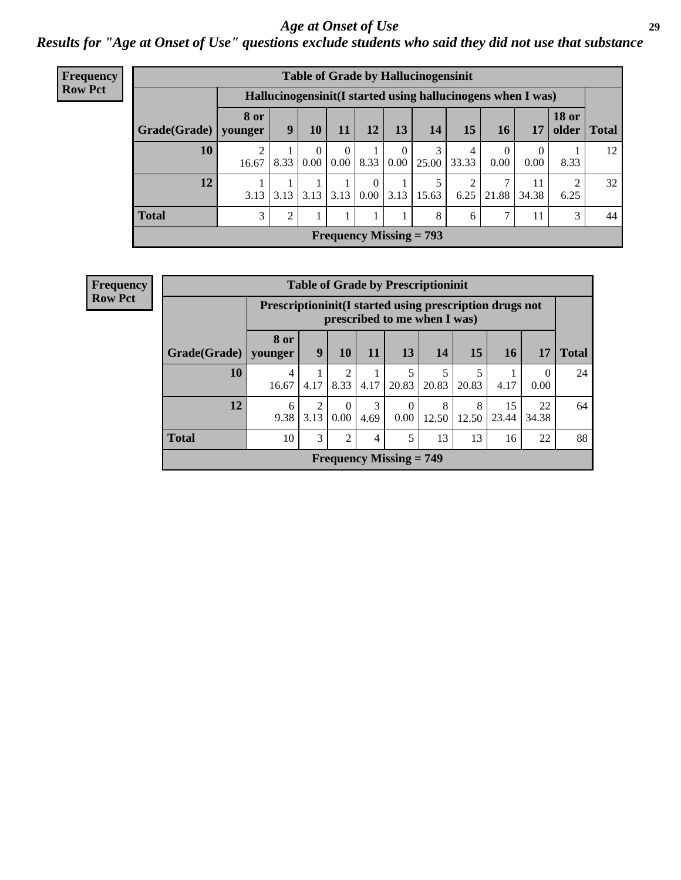# *Age at Onset of Use*

***Results for "Age at Onset of Use" questions exclude students who said they did not use that substance***

**Frequency**
**Row Pct**

| Table of Grade by Hallucinogensinit | | | | | | | | | | | | |
|---|---|---|---|---|---|---|---|---|---|---|---|---|
| | Hallucinogensinit(I started using hallucinogens when I was) | | | | | | | | | | | |
| Grade(Grade) | 8 or younger | 9 | 10 | 11 | 12 | 13 | 14 | 15 | 16 | 17 | 18 or older | Total |
| **10** | 2<br>16.67 | 1<br>8.33 | 0<br>0.00 | 0<br>0.00 | 1<br>8.33 | 0<br>0.00 | 3<br>25.00 | 4<br>33.33 | 0<br>0.00 | 0<br>0.00 | 1<br>8.33 | 12 |
| **12** | 1<br>3.13 | 1<br>3.13 | 1<br>3.13 | 1<br>3.13 | 0<br>0.00 | 1<br>3.13 | 5<br>15.63 | 2<br>6.25 | 7<br>21.88 | 11<br>34.38 | 2<br>6.25 | 32 |
| **Total** | 3 | 2 | 1 | 1 | 1 | 1 | 8 | 6 | 7 | 11 | 3 | 44 |
| **Frequency Missing = 793** | | | | | | | | | | | | |

**Frequency**
**Row Pct**

| Table of Grade by Prescriptioninit | | | | | | | | | | |
|---|---|---|---|---|---|---|---|---|---|---|
| | Prescriptioninit(I started using prescription drugs not prescribed to me when I was) | | | | | | | | | |
| Grade(Grade) | 8 or younger | 9 | 10 | 11 | 13 | 14 | 15 | 16 | 17 | Total |
| **10** | 4<br>16.67 | 1<br>4.17 | 2<br>8.33 | 1<br>4.17 | 5<br>20.83 | 5<br>20.83 | 5<br>20.83 | 1<br>4.17 | 0<br>0.00 | 24 |
| **12** | 6<br>9.38 | 2<br>3.13 | 0<br>0.00 | 3<br>4.69 | 0<br>0.00 | 8<br>12.50 | 8<br>12.50 | 15<br>23.44 | 22<br>34.38 | 64 |
| **Total** | 10 | 3 | 2 | 4 | 5 | 13 | 13 | 16 | 22 | 88 |
| **Frequency Missing = 749** | | | | | | | | | | |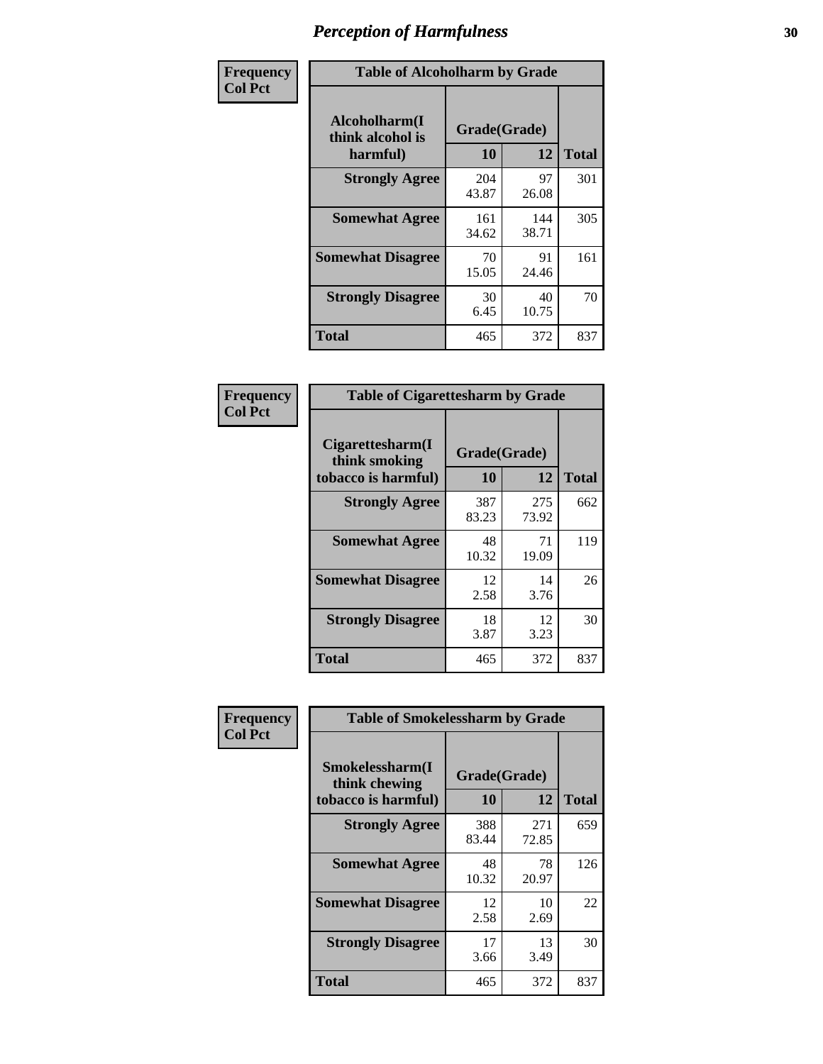# Perception of Harmfulness

**Frequency**
**Col Pct**

| Alcoholharm(I think alcohol is harmful) | Grade(Grade) 10 | 12 | Total |
|---|---|---|---|
| **Strongly Agree** | 204<br>43.87 | 97<br>26.08 | 301 |
| **Somewhat Agree** | 161<br>34.62 | 144<br>38.71 | 305 |
| **Somewhat Disagree** | 70<br>15.05 | 91<br>24.46 | 161 |
| **Strongly Disagree** | 30<br>6.45 | 40<br>10.75 | 70 |
| **Total** | 465 | 372 | 837 |

Table of Alcoholharm by Grade

**Frequency**
**Col Pct**

| Cigarettesharm(I think smoking tobacco is harmful) | Grade(Grade) 10 | 12 | Total |
|---|---|---|---|
| **Strongly Agree** | 387<br>83.23 | 275<br>73.92 | 662 |
| **Somewhat Agree** | 48<br>10.32 | 71<br>19.09 | 119 |
| **Somewhat Disagree** | 12<br>2.58 | 14<br>3.76 | 26 |
| **Strongly Disagree** | 18<br>3.87 | 12<br>3.23 | 30 |
| **Total** | 465 | 372 | 837 |

Table of Cigarettesharm by Grade

**Frequency**
**Col Pct**

| Smokelessharm(I think chewing tobacco is harmful) | Grade(Grade) 10 | 12 | Total |
|---|---|---|---|
| **Strongly Agree** | 388<br>83.44 | 271<br>72.85 | 659 |
| **Somewhat Agree** | 48<br>10.32 | 78<br>20.97 | 126 |
| **Somewhat Disagree** | 12<br>2.58 | 10<br>2.69 | 22 |
| **Strongly Disagree** | 17<br>3.66 | 13<br>3.49 | 30 |
| **Total** | 465 | 372 | 837 |

Table of Smokelessharm by Grade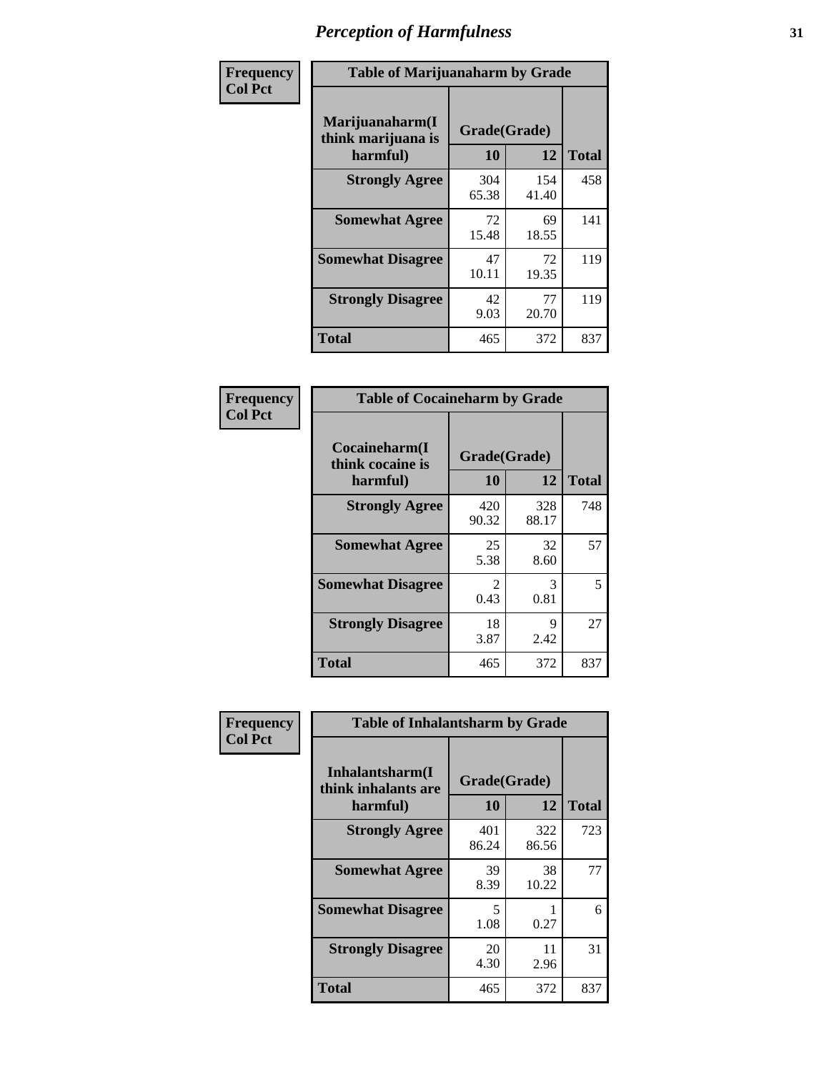# Perception of Harmfulness

| Frequency Col Pct | Table of Marijuanaharm by Grade | | |
|---|---|---|---|
| Marijuanaharm(I think marijuana is harmful) | Grade(Grade) | | |
| | 10 | 12 | Total |
| Strongly Agree | 304<br>65.38 | 154<br>41.40 | 458 |
| Somewhat Agree | 72<br>15.48 | 69<br>18.55 | 141 |
| Somewhat Disagree | 47<br>10.11 | 72<br>19.35 | 119 |
| Strongly Disagree | 42<br>9.03 | 77<br>20.70 | 119 |
| Total | 465 | 372 | 837 |

| Frequency Col Pct | Table of Cocaineharm by Grade | | |
|---|---|---|---|
| Cocaineharm(I think cocaine is harmful) | Grade(Grade) | | |
| | 10 | 12 | Total |
| Strongly Agree | 420<br>90.32 | 328<br>88.17 | 748 |
| Somewhat Agree | 25<br>5.38 | 32<br>8.60 | 57 |
| Somewhat Disagree | 2<br>0.43 | 3<br>0.81 | 5 |
| Strongly Disagree | 18<br>3.87 | 9<br>2.42 | 27 |
| Total | 465 | 372 | 837 |

| Frequency Col Pct | Table of Inhalantsharm by Grade | | |
|---|---|---|---|
| Inhalantsharm(I think inhalants are harmful) | Grade(Grade) | | |
| | 10 | 12 | Total |
| Strongly Agree | 401<br>86.24 | 322<br>86.56 | 723 |
| Somewhat Agree | 39<br>8.39 | 38<br>10.22 | 77 |
| Somewhat Disagree | 5<br>1.08 | 1<br>0.27 | 6 |
| Strongly Disagree | 20<br>4.30 | 11<br>2.96 | 31 |
| Total | 465 | 372 | 837 |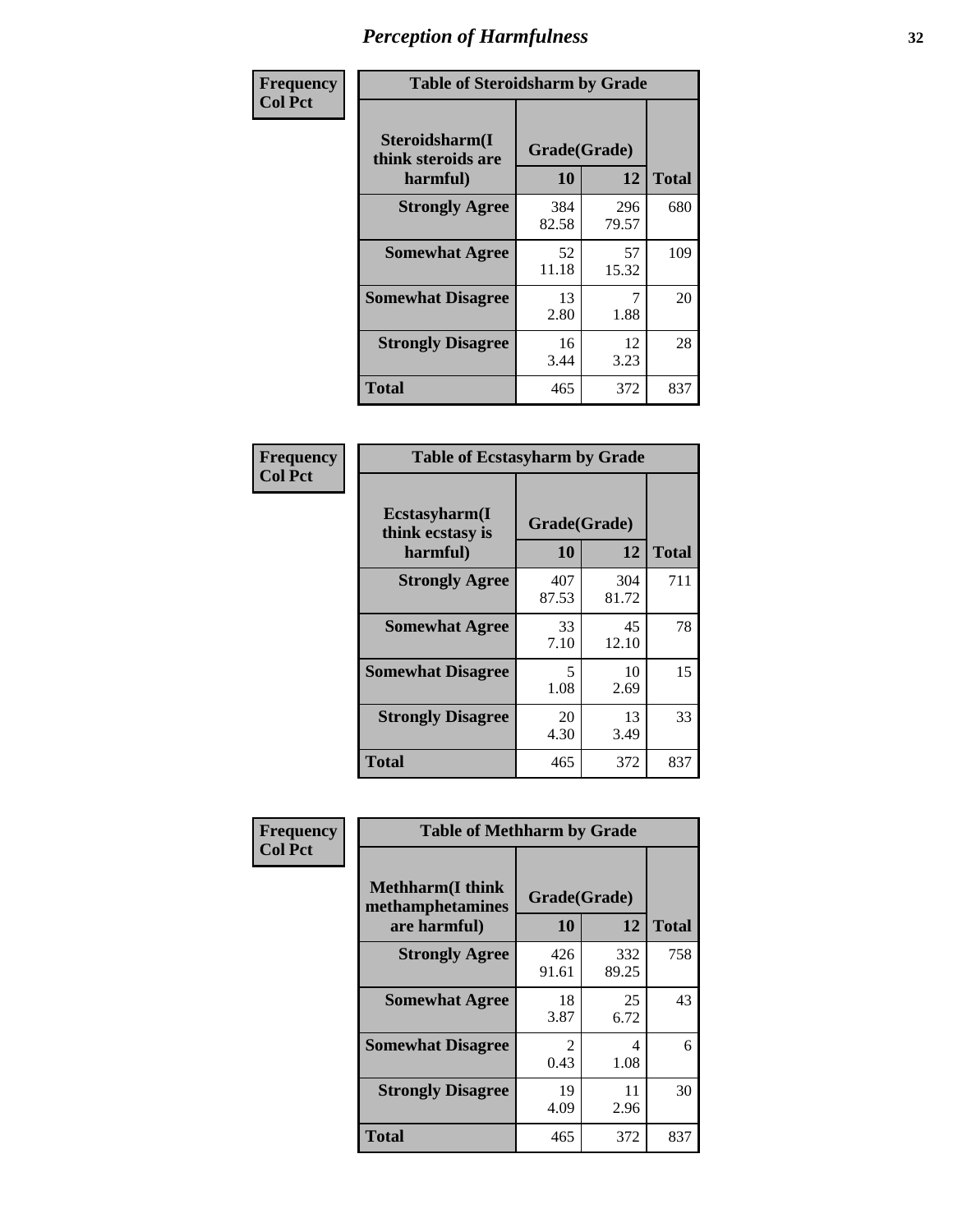# Perception of Harmfulness

| Frequency<br>Col Pct | Table of Steroidsharm by Grade | | |
|---|---|---|---|
| Steroidsharm(I think steroids are harmful) | Grade(Grade) | | |
| | 10 | 12 | Total |
| Strongly Agree | 384<br>82.58 | 296<br>79.57 | 680 |
| Somewhat Agree | 52<br>11.18 | 57<br>15.32 | 109 |
| Somewhat Disagree | 13<br>2.80 | 7<br>1.88 | 20 |
| Strongly Disagree | 16<br>3.44 | 12<br>3.23 | 28 |
| Total | 465 | 372 | 837 |

| Frequency<br>Col Pct | Table of Ecstasyharm by Grade | | |
|---|---|---|---|
| Ecstasyharm(I think ecstasy is harmful) | Grade(Grade) | | |
| | 10 | 12 | Total |
| Strongly Agree | 407<br>87.53 | 304<br>81.72 | 711 |
| Somewhat Agree | 33<br>7.10 | 45<br>12.10 | 78 |
| Somewhat Disagree | 5<br>1.08 | 10<br>2.69 | 15 |
| Strongly Disagree | 20<br>4.30 | 13<br>3.49 | 33 |
| Total | 465 | 372 | 837 |

| Frequency<br>Col Pct | Table of Methharm by Grade | | |
|---|---|---|---|
| Methharm(I think methamphetamines are harmful) | Grade(Grade) | | |
| | 10 | 12 | Total |
| Strongly Agree | 426<br>91.61 | 332<br>89.25 | 758 |
| Somewhat Agree | 18<br>3.87 | 25<br>6.72 | 43 |
| Somewhat Disagree | 2<br>0.43 | 4<br>1.08 | 6 |
| Strongly Disagree | 19<br>4.09 | 11<br>2.96 | 30 |
| Total | 465 | 372 | 837 |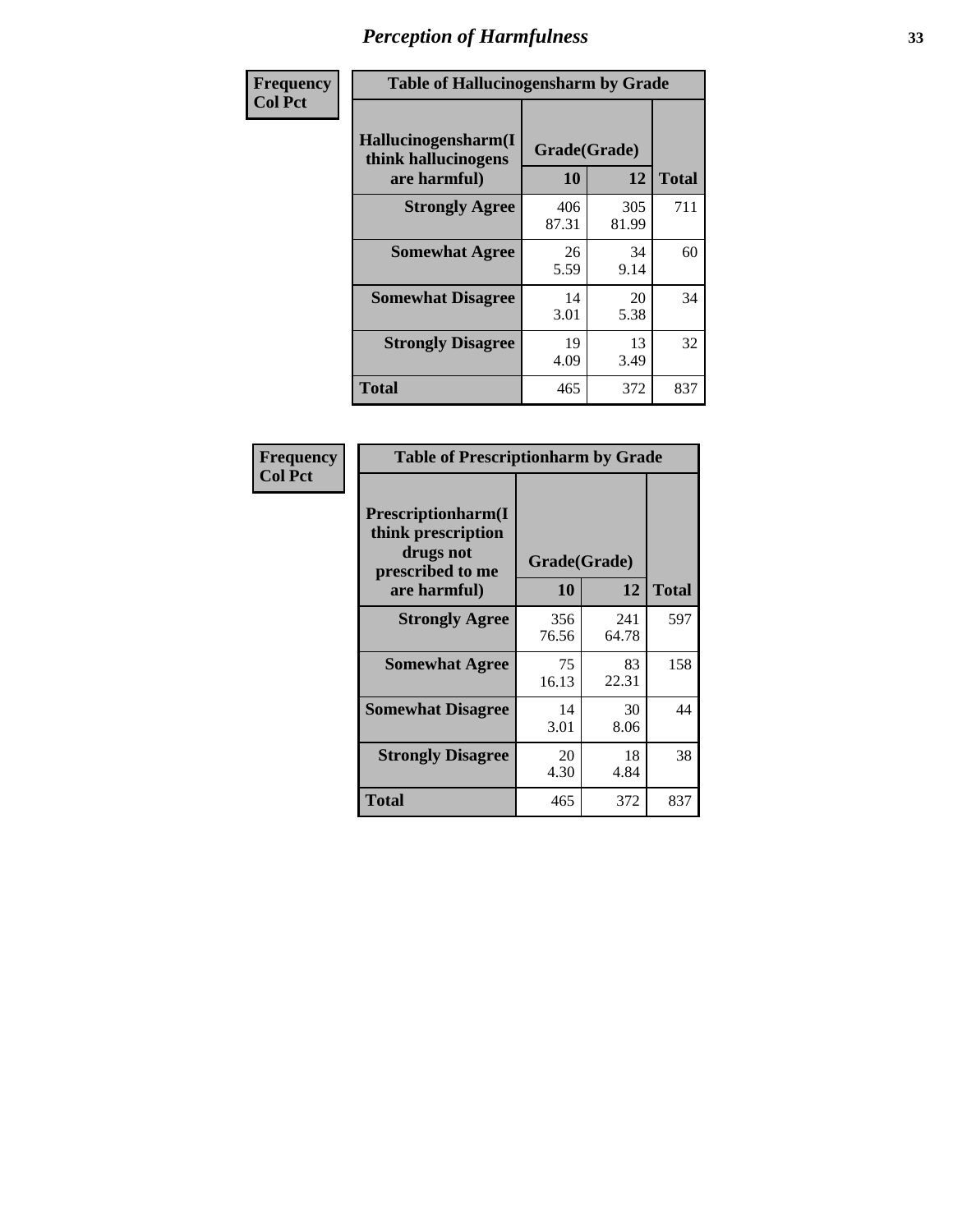# Perception of Harmfulness

| Frequency<br>Col Pct | Table of Hallucinogensharm by Grade | | |
|---|---|---|---|
| Hallucinogensharm(I think hallucinogens are harmful) | Grade(Grade) | | Total |
| | 10 | 12 | |
| Strongly Agree | 406<br>87.31 | 305<br>81.99 | 711 |
| Somewhat Agree | 26<br>5.59 | 34<br>9.14 | 60 |
| Somewhat Disagree | 14<br>3.01 | 20<br>5.38 | 34 |
| Strongly Disagree | 19<br>4.09 | 13<br>3.49 | 32 |
| Total | 465 | 372 | 837 |

| Frequency<br>Col Pct | Table of Prescriptionharm by Grade | | |
|---|---|---|---|
| Prescriptionharm(I think prescription drugs not prescribed to me are harmful) | Grade(Grade) | | Total |
| | 10 | 12 | |
| Strongly Agree | 356<br>76.56 | 241<br>64.78 | 597 |
| Somewhat Agree | 75<br>16.13 | 83<br>22.31 | 158 |
| Somewhat Disagree | 14<br>3.01 | 30<br>8.06 | 44 |
| Strongly Disagree | 20<br>4.30 | 18<br>4.84 | 38 |
| Total | 465 | 372 | 837 |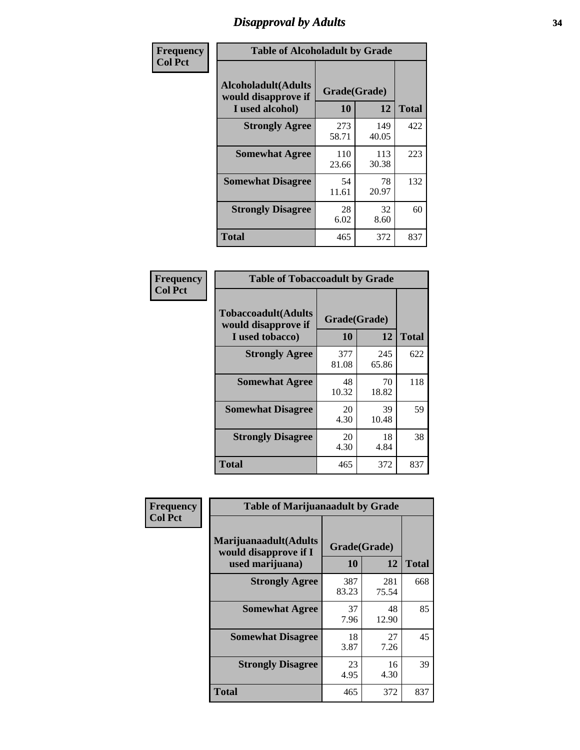# Disapproval by Adults

**Frequency**
**Col Pct**

| Table of Alcoholadult by Grade | | | |
|---|---|---|---|
| **Alcoholadult(Adults would disapprove if I used alcohol)** | **Grade(Grade)** | | |
| | **10** | **12** | **Total** |
| **Strongly Agree** | 273<br>58.71 | 149<br>40.05 | 422 |
| **Somewhat Agree** | 110<br>23.66 | 113<br>30.38 | 223 |
| **Somewhat Disagree** | 54<br>11.61 | 78<br>20.97 | 132 |
| **Strongly Disagree** | 28<br>6.02 | 32<br>8.60 | 60 |
| **Total** | 465 | 372 | 837 |

**Frequency**
**Col Pct**

| Table of Tobaccoadult by Grade | | | |
|---|---|---|---|
| **Tobaccoadult(Adults would disapprove if I used tobacco)** | **Grade(Grade)** | | |
| | **10** | **12** | **Total** |
| **Strongly Agree** | 377<br>81.08 | 245<br>65.86 | 622 |
| **Somewhat Agree** | 48<br>10.32 | 70<br>18.82 | 118 |
| **Somewhat Disagree** | 20<br>4.30 | 39<br>10.48 | 59 |
| **Strongly Disagree** | 20<br>4.30 | 18<br>4.84 | 38 |
| **Total** | 465 | 372 | 837 |

**Frequency**
**Col Pct**

| Table of Marijuanaadult by Grade | | | |
|---|---|---|---|
| **Marijuanaadult(Adults would disapprove if I used marijuana)** | **Grade(Grade)** | | |
| | **10** | **12** | **Total** |
| **Strongly Agree** | 387<br>83.23 | 281<br>75.54 | 668 |
| **Somewhat Agree** | 37<br>7.96 | 48<br>12.90 | 85 |
| **Somewhat Disagree** | 18<br>3.87 | 27<br>7.26 | 45 |
| **Strongly Disagree** | 23<br>4.95 | 16<br>4.30 | 39 |
| **Total** | 465 | 372 | 837 |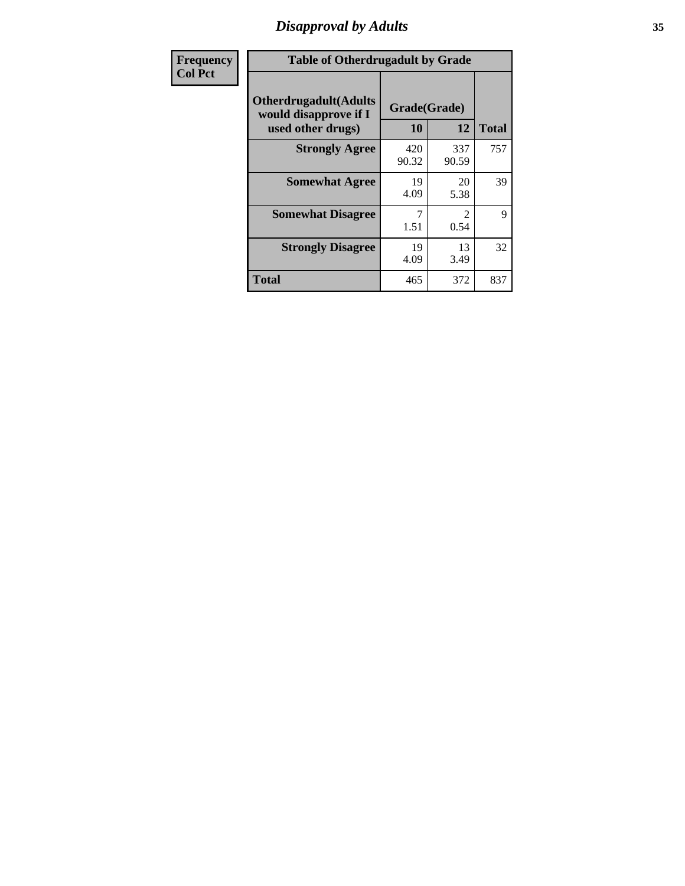## Disapproval by Adults

| Frequency<br>Col Pct | | | |
|---|---|---|---|

**Table of Otherdrugadult by Grade**

| Otherdrugadult(Adults would disapprove if I used other drugs) | Grade(Grade) 10 | 12 | Total |
|---|---|---|---|
| **Strongly Agree** | 420<br>90.32 | 337<br>90.59 | 757 |
| **Somewhat Agree** | 19<br>4.09 | 20<br>5.38 | 39 |
| **Somewhat Disagree** | 7<br>1.51 | 2<br>0.54 | 9 |
| **Strongly Disagree** | 19<br>4.09 | 13<br>3.49 | 32 |
| **Total** | 465 | 372 | 837 |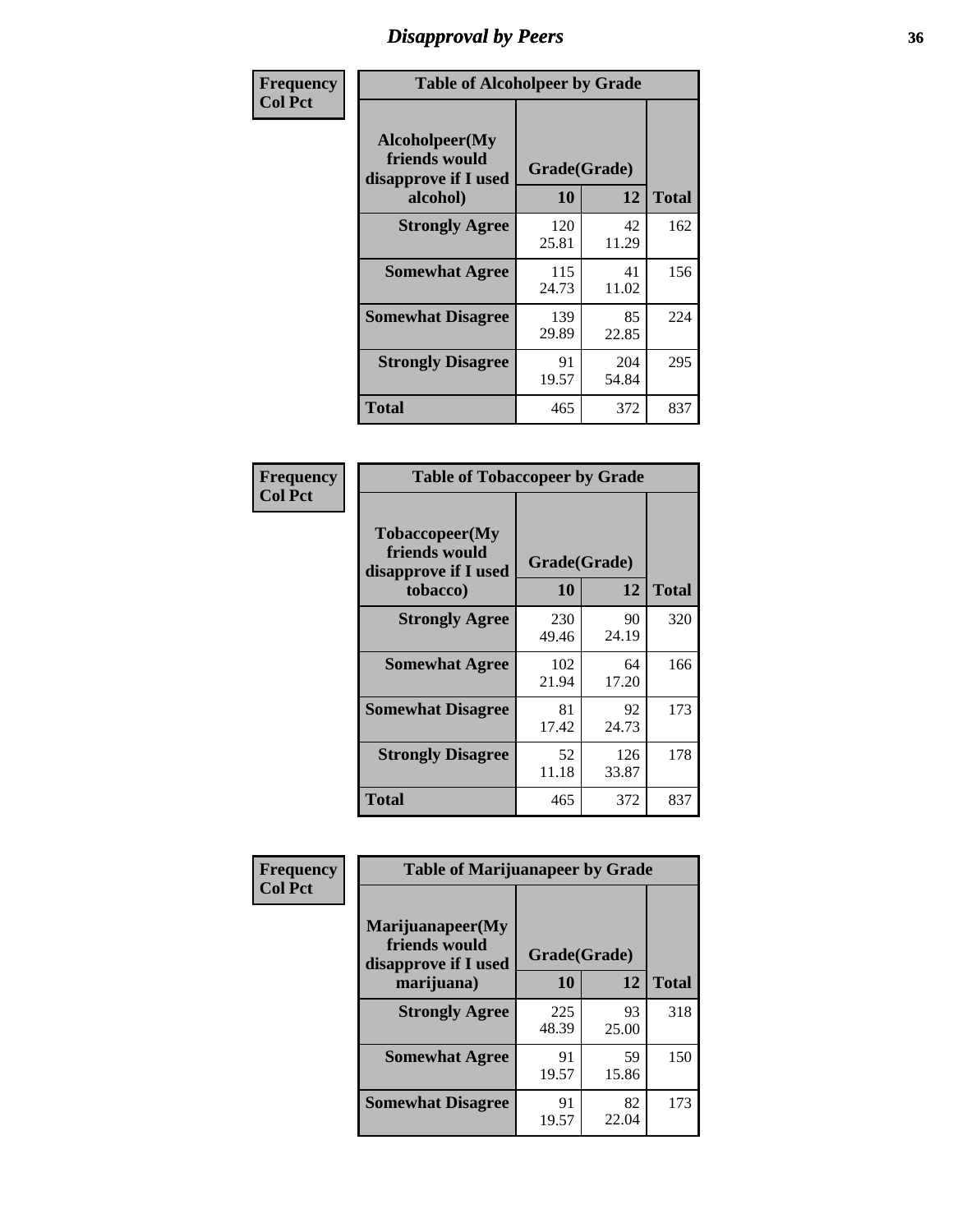# Disapproval by Peers

| Frequency Col Pct | Table of Alcoholpeer by Grade | | |
|---|---|---|---|
| **Alcoholpeer(My friends would disapprove if I used alcohol)** | **Grade(Grade)** | | |
| | **10** | **12** | **Total** |
| **Strongly Agree** | 120 25.81 | 42 11.29 | 162 |
| **Somewhat Agree** | 115 24.73 | 41 11.02 | 156 |
| **Somewhat Disagree** | 139 29.89 | 85 22.85 | 224 |
| **Strongly Disagree** | 91 19.57 | 204 54.84 | 295 |
| **Total** | 465 | 372 | 837 |

| Frequency Col Pct | Table of Tobaccopeer by Grade | | |
|---|---|---|---|
| **Tobaccopeer(My friends would disapprove if I used tobacco)** | **Grade(Grade)** | | |
| | **10** | **12** | **Total** |
| **Strongly Agree** | 230 49.46 | 90 24.19 | 320 |
| **Somewhat Agree** | 102 21.94 | 64 17.20 | 166 |
| **Somewhat Disagree** | 81 17.42 | 92 24.73 | 173 |
| **Strongly Disagree** | 52 11.18 | 126 33.87 | 178 |
| **Total** | 465 | 372 | 837 |

| Frequency Col Pct | Table of Marijuanapeer by Grade | | |
|---|---|---|---|
| **Marijuanapeer(My friends would disapprove if I used marijuana)** | **Grade(Grade)** | | |
| | **10** | **12** | **Total** |
| **Strongly Agree** | 225 48.39 | 93 25.00 | 318 |
| **Somewhat Agree** | 91 19.57 | 59 15.86 | 150 |
| **Somewhat Disagree** | 91 19.57 | 82 22.04 | 173 |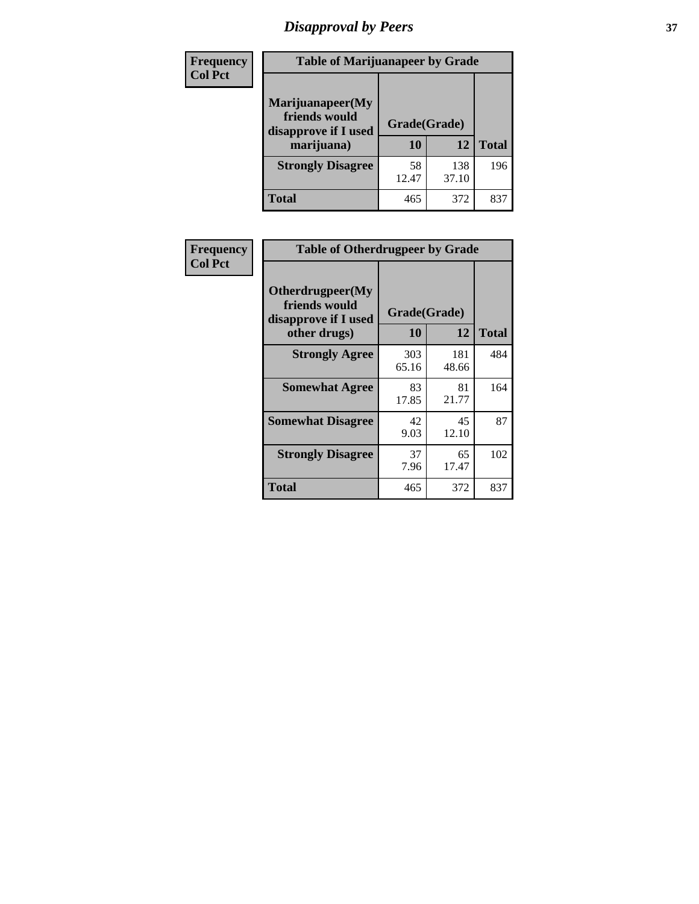# Disapproval by Peers

| Frequency Col Pct | Table of Marijuanapeer by Grade | | |
|---|---|---|---|
| Marijuanapeer(My friends would disapprove if I used marijuana) | Grade(Grade) | | |
| | 10 | 12 | Total |
| Strongly Disagree | 58<br>12.47 | 138<br>37.10 | 196 |
| Total | 465 | 372 | 837 |

| Frequency Col Pct | Table of Otherdrugpeer by Grade | | |
|---|---|---|---|
| Otherdrugpeer(My friends would disapprove if I used other drugs) | Grade(Grade) | | |
| | 10 | 12 | Total |
| Strongly Agree | 303<br>65.16 | 181<br>48.66 | 484 |
| Somewhat Agree | 83<br>17.85 | 81<br>21.77 | 164 |
| Somewhat Disagree | 42<br>9.03 | 45<br>12.10 | 87 |
| Strongly Disagree | 37<br>7.96 | 65<br>17.47 | 102 |
| Total | 465 | 372 | 837 |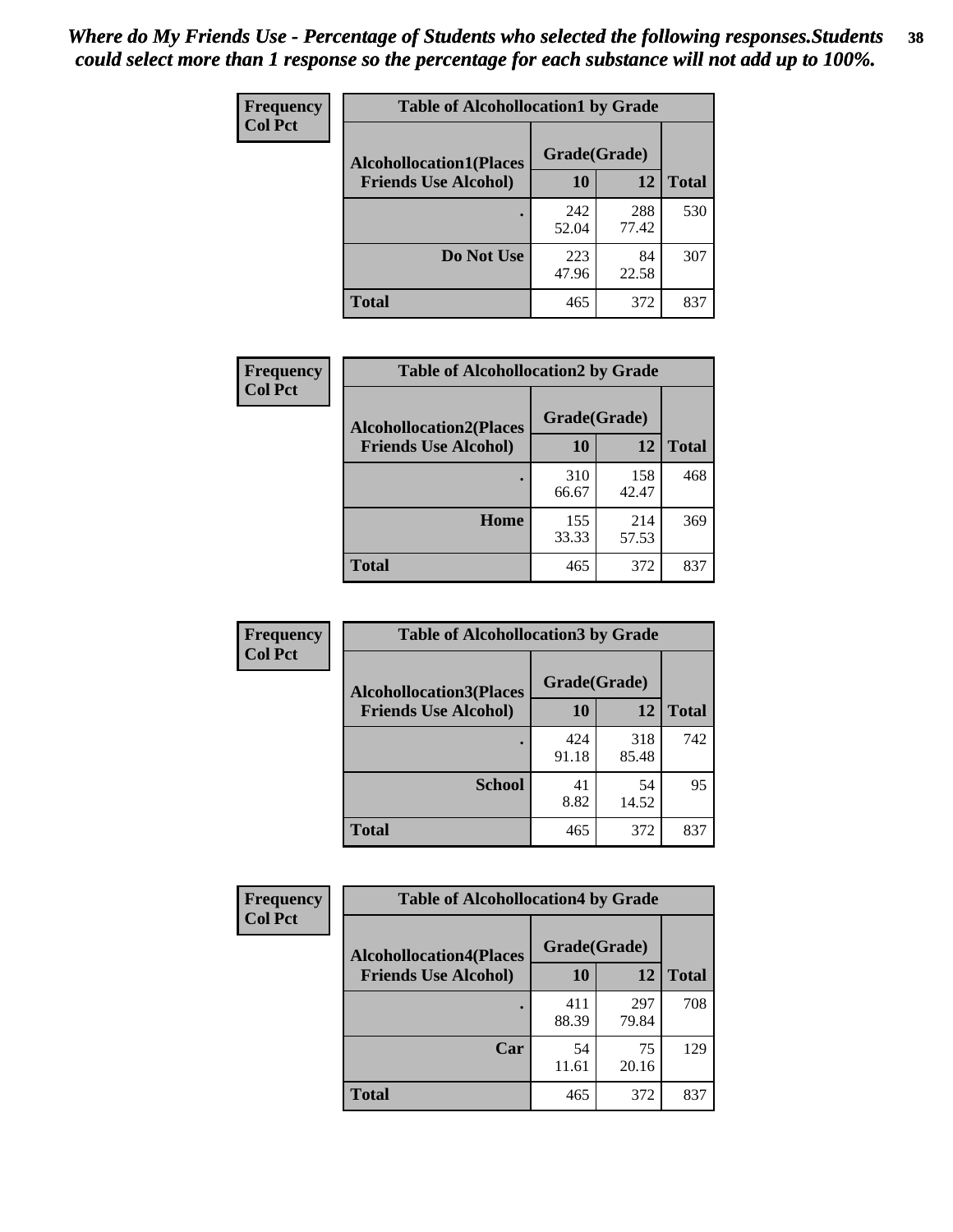*Where do My Friends Use - Percentage of Students who selected the following responses.Students could select more than 1 response so the percentage for each substance will not add up to 100%.*

**Frequency**
**Col Pct**

| Table of Alcohollocation1 by Grade | | | |
|---|---|---|---|
| **Alcohollocation1(Places Friends Use Alcohol)** | **Grade(Grade)** | | **Total** |
| | **10** | **12** | |
| **.** | 242<br>52.04 | 288<br>77.42 | 530 |
| **Do Not Use** | 223<br>47.96 | 84<br>22.58 | 307 |
| **Total** | 465 | 372 | 837 |

**Frequency**
**Col Pct**

| Table of Alcohollocation2 by Grade | | | |
|---|---|---|---|
| **Alcohollocation2(Places Friends Use Alcohol)** | **Grade(Grade)** | | **Total** |
| | **10** | **12** | |
| **.** | 310<br>66.67 | 158<br>42.47 | 468 |
| **Home** | 155<br>33.33 | 214<br>57.53 | 369 |
| **Total** | 465 | 372 | 837 |

**Frequency**
**Col Pct**

| Table of Alcohollocation3 by Grade | | | |
|---|---|---|---|
| **Alcohollocation3(Places Friends Use Alcohol)** | **Grade(Grade)** | | **Total** |
| | **10** | **12** | |
| **.** | 424<br>91.18 | 318<br>85.48 | 742 |
| **School** | 41<br>8.82 | 54<br>14.52 | 95 |
| **Total** | 465 | 372 | 837 |

**Frequency**
**Col Pct**

| Table of Alcohollocation4 by Grade | | | |
|---|---|---|---|
| **Alcohollocation4(Places Friends Use Alcohol)** | **Grade(Grade)** | | **Total** |
| | **10** | **12** | |
| **.** | 411<br>88.39 | 297<br>79.84 | 708 |
| **Car** | 54<br>11.61 | 75<br>20.16 | 129 |
| **Total** | 465 | 372 | 837 |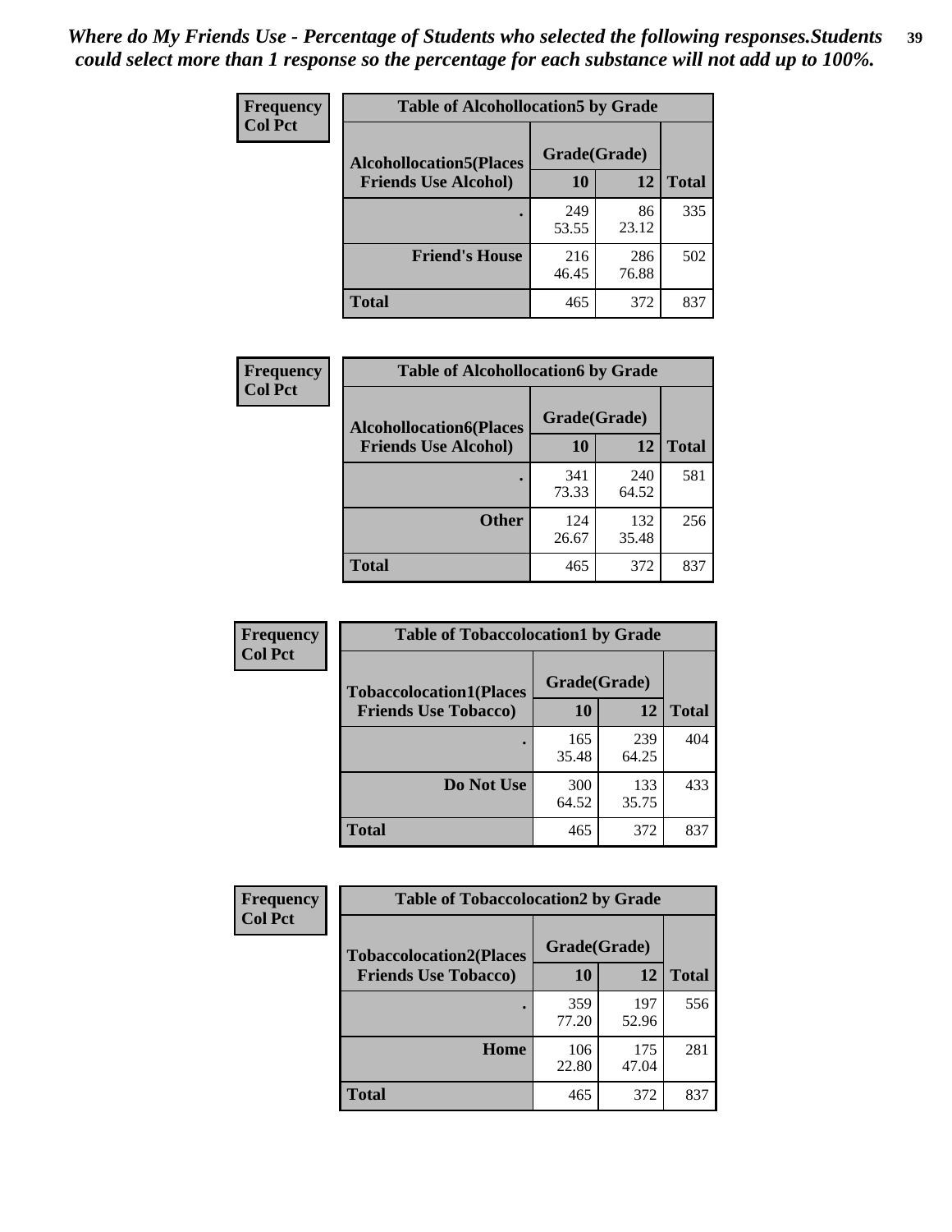*Where do My Friends Use - Percentage of Students who selected the following responses.Students could select more than 1 response so the percentage for each substance will not add up to 100%.*

| Frequency Col Pct | Table of Alcohollocation5 by Grade | | |
|---|---|---|---|
| **Alcohollocation5(Places Friends Use Alcohol)** | **Grade(Grade)** | | **Total** |
| | **10** | **12** | |
| **.** | 249<br>53.55 | 86<br>23.12 | 335 |
| **Friend's House** | 216<br>46.45 | 286<br>76.88 | 502 |
| **Total** | 465 | 372 | 837 |

| Frequency Col Pct | Table of Alcohollocation6 by Grade | | |
|---|---|---|---|
| **Alcohollocation6(Places Friends Use Alcohol)** | **Grade(Grade)** | | **Total** |
| | **10** | **12** | |
| **.** | 341<br>73.33 | 240<br>64.52 | 581 |
| **Other** | 124<br>26.67 | 132<br>35.48 | 256 |
| **Total** | 465 | 372 | 837 |

| Frequency Col Pct | Table of Tobaccolocation1 by Grade | | |
|---|---|---|---|
| **Tobaccolocation1(Places Friends Use Tobacco)** | **Grade(Grade)** | | **Total** |
| | **10** | **12** | |
| **.** | 165<br>35.48 | 239<br>64.25 | 404 |
| **Do Not Use** | 300<br>64.52 | 133<br>35.75 | 433 |
| **Total** | 465 | 372 | 837 |

| Frequency Col Pct | Table of Tobaccolocation2 by Grade | | |
|---|---|---|---|
| **Tobaccolocation2(Places Friends Use Tobacco)** | **Grade(Grade)** | | **Total** |
| | **10** | **12** | |
| **.** | 359<br>77.20 | 197<br>52.96 | 556 |
| **Home** | 106<br>22.80 | 175<br>47.04 | 281 |
| **Total** | 465 | 372 | 837 |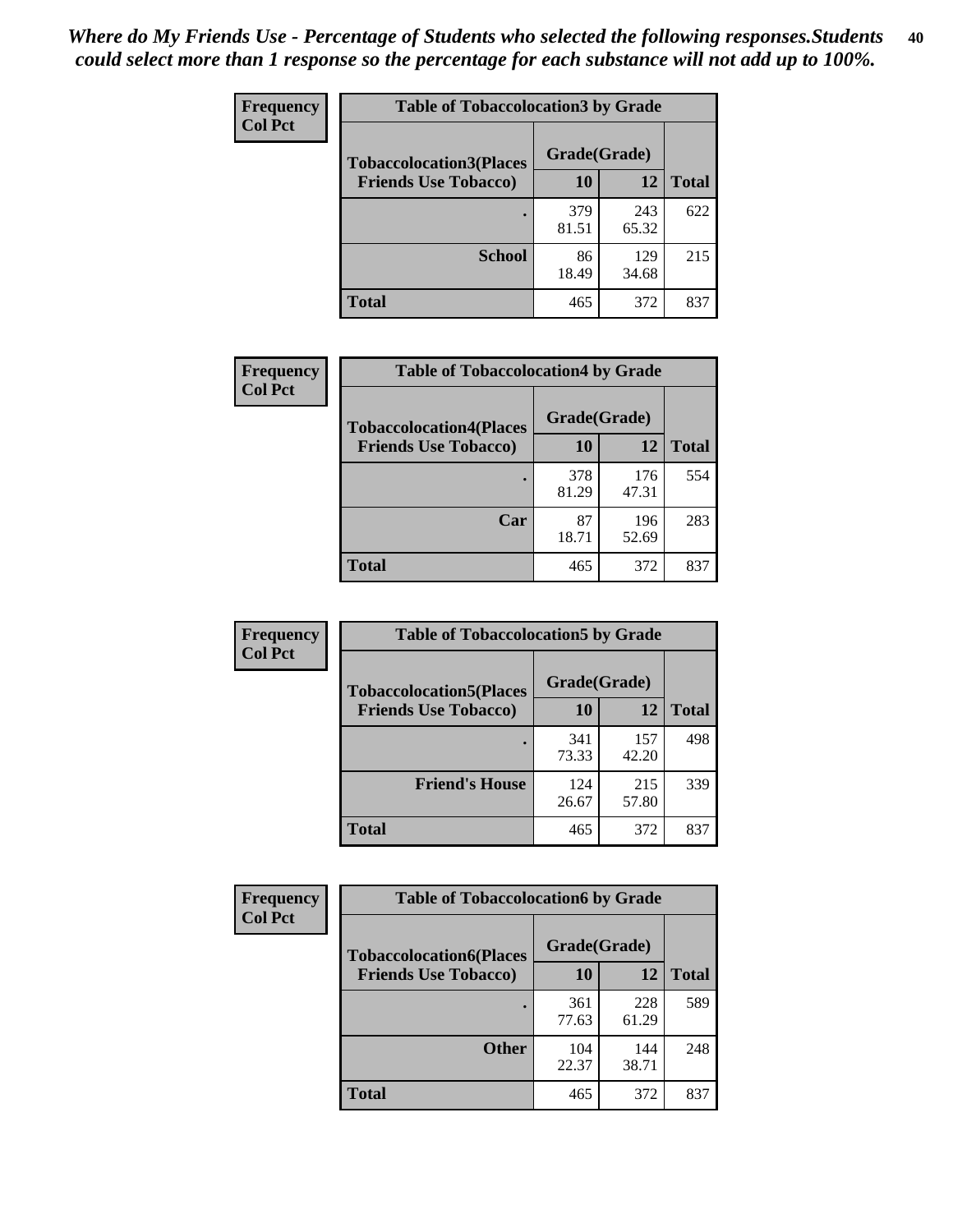*Where do My Friends Use - Percentage of Students who selected the following responses.Students could select more than 1 response so the percentage for each substance will not add up to 100%.*

**Frequency**
**Col Pct**

| Table of Tobaccolocation3 by Grade | | | |
|---|---|---|---|
| **Tobaccolocation3(Places Friends Use Tobacco)** | **Grade(Grade)** | | **Total** |
| | **10** | **12** | |
| **.** | 379<br>81.51 | 243<br>65.32 | 622 |
| **School** | 86<br>18.49 | 129<br>34.68 | 215 |
| **Total** | 465 | 372 | 837 |

**Frequency**
**Col Pct**

| Table of Tobaccolocation4 by Grade | | | |
|---|---|---|---|
| **Tobaccolocation4(Places Friends Use Tobacco)** | **Grade(Grade)** | | **Total** |
| | **10** | **12** | |
| **.** | 378<br>81.29 | 176<br>47.31 | 554 |
| **Car** | 87<br>18.71 | 196<br>52.69 | 283 |
| **Total** | 465 | 372 | 837 |

**Frequency**
**Col Pct**

| Table of Tobaccolocation5 by Grade | | | |
|---|---|---|---|
| **Tobaccolocation5(Places Friends Use Tobacco)** | **Grade(Grade)** | | **Total** |
| | **10** | **12** | |
| **.** | 341<br>73.33 | 157<br>42.20 | 498 |
| **Friend's House** | 124<br>26.67 | 215<br>57.80 | 339 |
| **Total** | 465 | 372 | 837 |

**Frequency**
**Col Pct**

| Table of Tobaccolocation6 by Grade | | | |
|---|---|---|---|
| **Tobaccolocation6(Places Friends Use Tobacco)** | **Grade(Grade)** | | **Total** |
| | **10** | **12** | |
| **.** | 361<br>77.63 | 228<br>61.29 | 589 |
| **Other** | 104<br>22.37 | 144<br>38.71 | 248 |
| **Total** | 465 | 372 | 837 |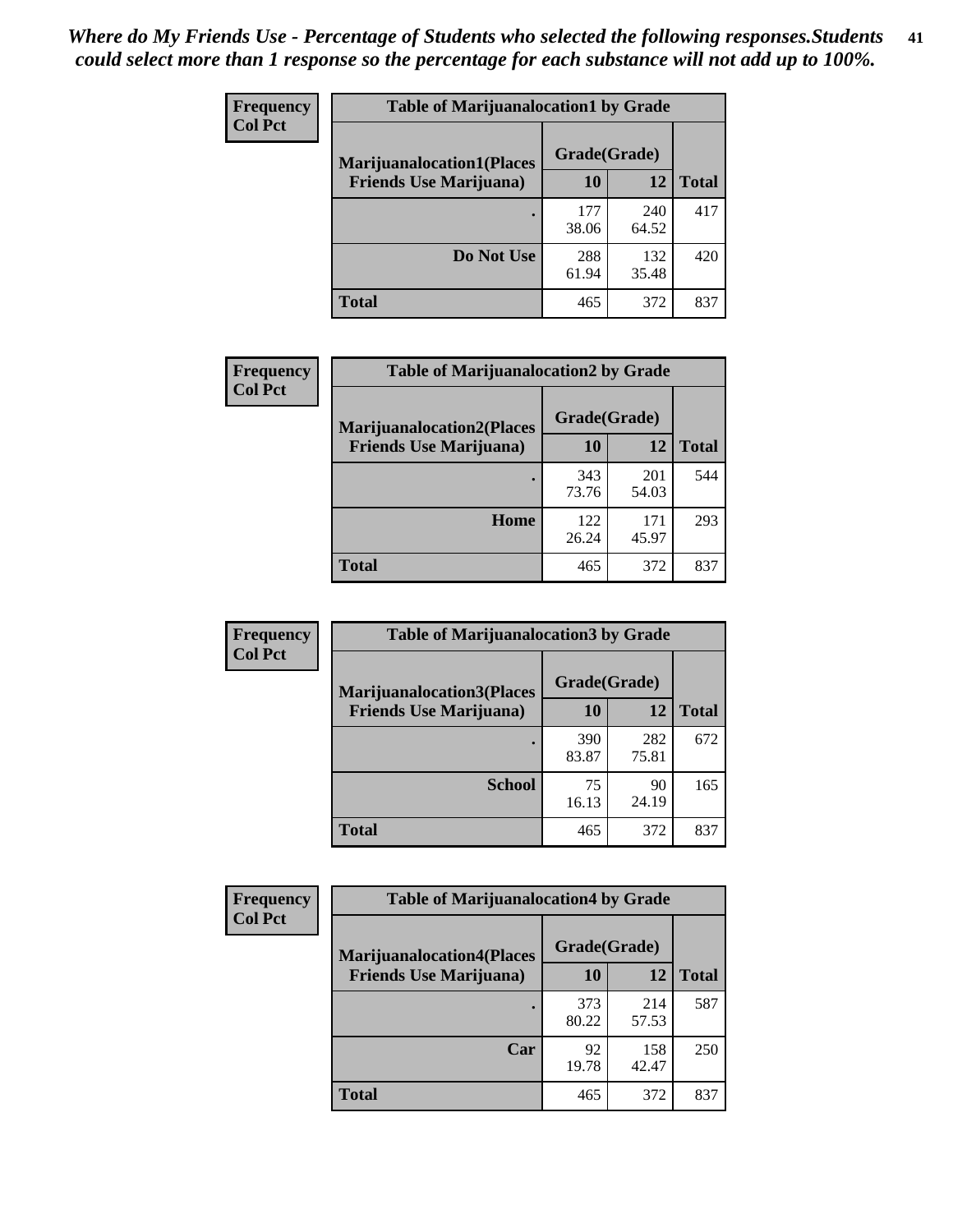*Where do My Friends Use - Percentage of Students who selected the following responses.Students could select more than 1 response so the percentage for each substance will not add up to 100%.*

**Frequency**
**Col Pct**

| Table of Marijuanalocation1 by Grade | | | |
|---|---|---|---|
| **Marijuanalocation1(Places Friends Use Marijuana)** | **Grade(Grade)** | | **Total** |
| | **10** | **12** | |
| **.** | 177<br>38.06 | 240<br>64.52 | 417 |
| **Do Not Use** | 288<br>61.94 | 132<br>35.48 | 420 |
| **Total** | 465 | 372 | 837 |

**Frequency**
**Col Pct**

| Table of Marijuanalocation2 by Grade | | | |
|---|---|---|---|
| **Marijuanalocation2(Places Friends Use Marijuana)** | **Grade(Grade)** | | **Total** |
| | **10** | **12** | |
| **.** | 343<br>73.76 | 201<br>54.03 | 544 |
| **Home** | 122<br>26.24 | 171<br>45.97 | 293 |
| **Total** | 465 | 372 | 837 |

**Frequency**
**Col Pct**

| Table of Marijuanalocation3 by Grade | | | |
|---|---|---|---|
| **Marijuanalocation3(Places Friends Use Marijuana)** | **Grade(Grade)** | | **Total** |
| | **10** | **12** | |
| **.** | 390<br>83.87 | 282<br>75.81 | 672 |
| **School** | 75<br>16.13 | 90<br>24.19 | 165 |
| **Total** | 465 | 372 | 837 |

**Frequency**
**Col Pct**

| Table of Marijuanalocation4 by Grade | | | |
|---|---|---|---|
| **Marijuanalocation4(Places Friends Use Marijuana)** | **Grade(Grade)** | | **Total** |
| | **10** | **12** | |
| **.** | 373<br>80.22 | 214<br>57.53 | 587 |
| **Car** | 92<br>19.78 | 158<br>42.47 | 250 |
| **Total** | 465 | 372 | 837 |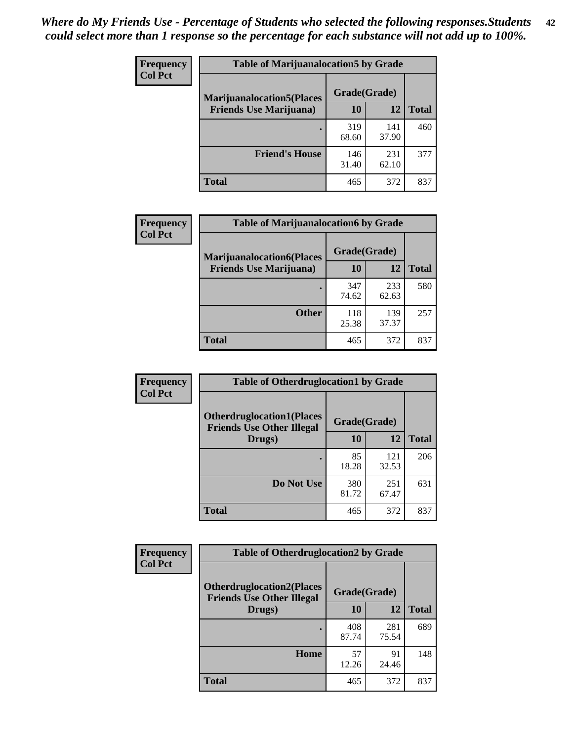*Where do My Friends Use - Percentage of Students who selected the following responses.Students could select more than 1 response so the percentage for each substance will not add up to 100%.*

**Frequency**
**Col Pct**

| Table of Marijuanalocation5 by Grade | | | |
|---|---|---|---|
| **Marijuanalocation5(Places Friends Use Marijuana)** | **Grade(Grade)** | | **Total** |
| | **10** | **12** | |
| **.** | 319<br>68.60 | 141<br>37.90 | 460 |
| **Friend's House** | 146<br>31.40 | 231<br>62.10 | 377 |
| **Total** | 465 | 372 | 837 |

**Frequency**
**Col Pct**

| Table of Marijuanalocation6 by Grade | | | |
|---|---|---|---|
| **Marijuanalocation6(Places Friends Use Marijuana)** | **Grade(Grade)** | | **Total** |
| | **10** | **12** | |
| **.** | 347<br>74.62 | 233<br>62.63 | 580 |
| **Other** | 118<br>25.38 | 139<br>37.37 | 257 |
| **Total** | 465 | 372 | 837 |

**Frequency**
**Col Pct**

| Table of Otherdruglocation1 by Grade | | | |
|---|---|---|---|
| **Otherdruglocation1(Places Friends Use Other Illegal Drugs)** | **Grade(Grade)** | | **Total** |
| | **10** | **12** | |
| **.** | 85<br>18.28 | 121<br>32.53 | 206 |
| **Do Not Use** | 380<br>81.72 | 251<br>67.47 | 631 |
| **Total** | 465 | 372 | 837 |

**Frequency**
**Col Pct**

| Table of Otherdruglocation2 by Grade | | | |
|---|---|---|---|
| **Otherdruglocation2(Places Friends Use Other Illegal Drugs)** | **Grade(Grade)** | | **Total** |
| | **10** | **12** | |
| **.** | 408<br>87.74 | 281<br>75.54 | 689 |
| **Home** | 57<br>12.26 | 91<br>24.46 | 148 |
| **Total** | 465 | 372 | 837 |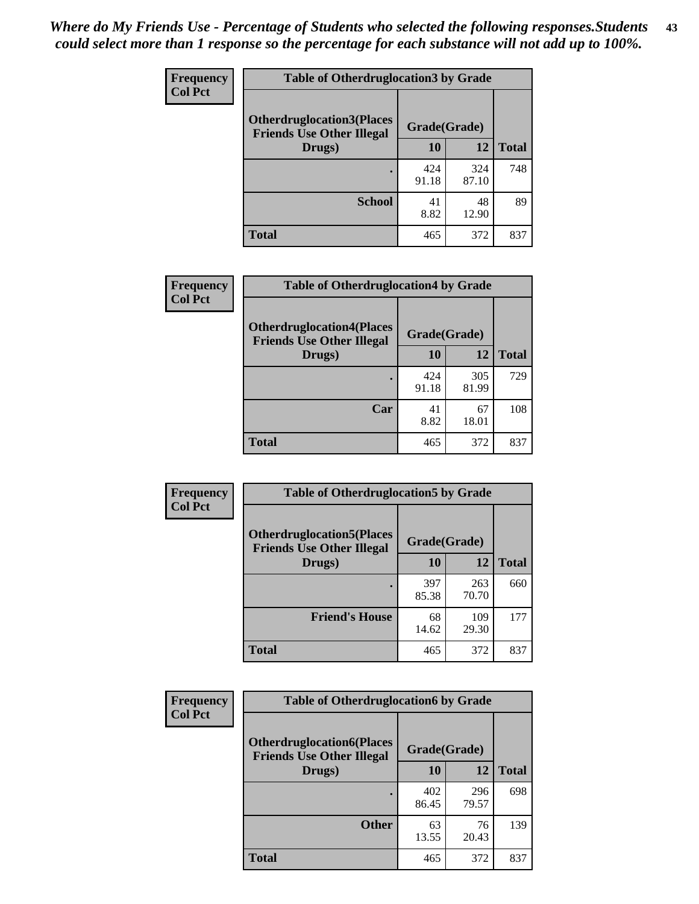*Where do My Friends Use - Percentage of Students who selected the following responses.Students could select more than 1 response so the percentage for each substance will not add up to 100%.*

**Frequency**
**Col Pct**

| Table of Otherdruglocation3 by Grade | | | |
|---|---|---|---|
| Otherdruglocation3(Places Friends Use Other Illegal Drugs) | Grade(Grade) | | Total |
| | 10 | 12 | |
| . | 424<br>91.18 | 324<br>87.10 | 748 |
| School | 41<br>8.82 | 48<br>12.90 | 89 |
| Total | 465 | 372 | 837 |

**Frequency**
**Col Pct**

| Table of Otherdruglocation4 by Grade | | | |
|---|---|---|---|
| Otherdruglocation4(Places Friends Use Other Illegal Drugs) | Grade(Grade) | | Total |
| | 10 | 12 | |
| . | 424<br>91.18 | 305<br>81.99 | 729 |
| Car | 41<br>8.82 | 67<br>18.01 | 108 |
| Total | 465 | 372 | 837 |

**Frequency**
**Col Pct**

| Table of Otherdruglocation5 by Grade | | | |
|---|---|---|---|
| Otherdruglocation5(Places Friends Use Other Illegal Drugs) | Grade(Grade) | | Total |
| | 10 | 12 | |
| . | 397<br>85.38 | 263<br>70.70 | 660 |
| Friend's House | 68<br>14.62 | 109<br>29.30 | 177 |
| Total | 465 | 372 | 837 |

**Frequency**
**Col Pct**

| Table of Otherdruglocation6 by Grade | | | |
|---|---|---|---|
| Otherdruglocation6(Places Friends Use Other Illegal Drugs) | Grade(Grade) | | Total |
| | 10 | 12 | |
| . | 402<br>86.45 | 296<br>79.57 | 698 |
| Other | 63<br>13.55 | 76<br>20.43 | 139 |
| Total | 465 | 372 | 837 |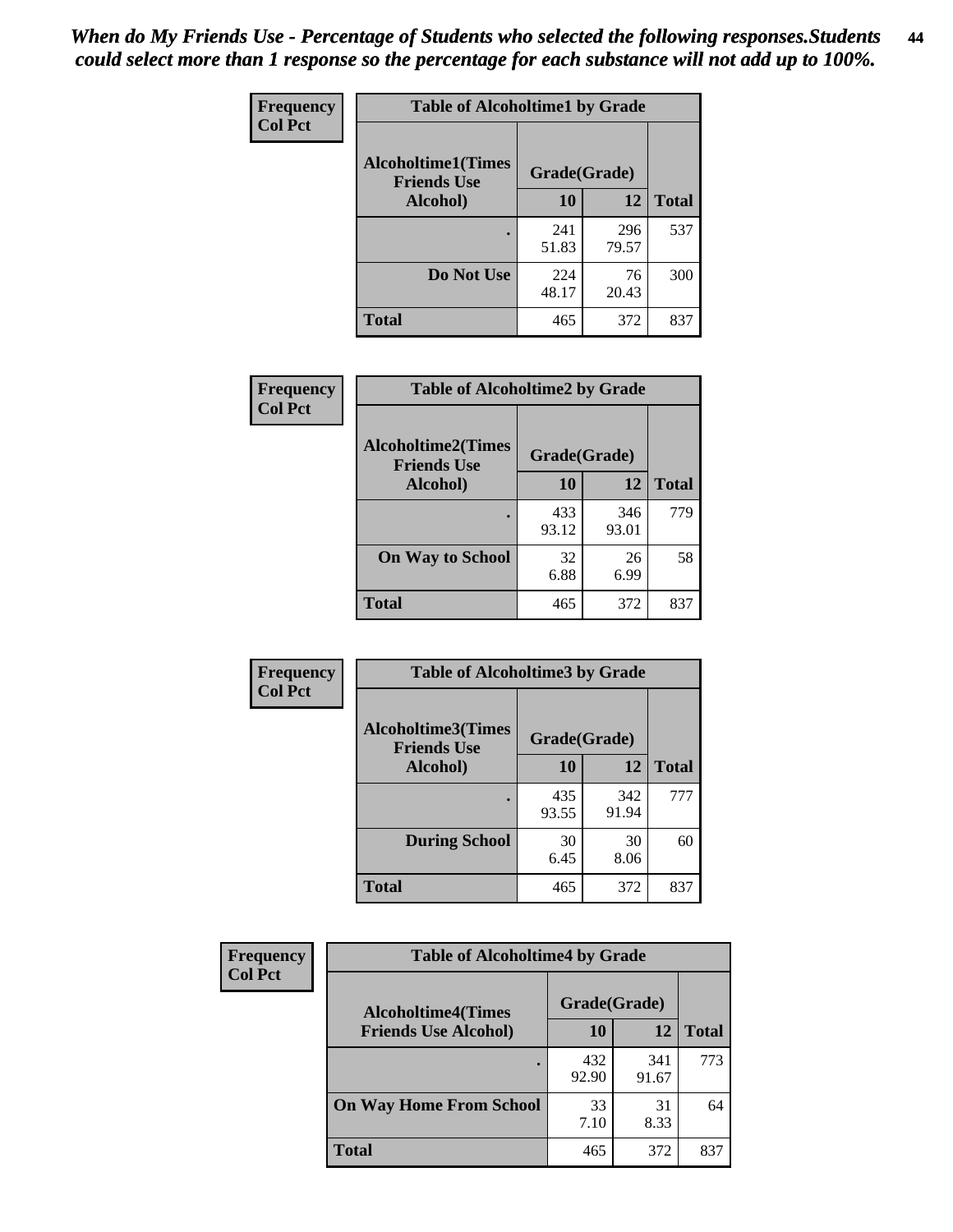*When do My Friends Use - Percentage of Students who selected the following responses.Students could select more than 1 response so the percentage for each substance will not add up to 100%.*

**Frequency**
**Col Pct**

| Table of Alcoholtime1 by Grade | | | |
|---|---|---|---|
| **Alcoholtime1(Times Friends Use Alcohol)** | **Grade(Grade)** | | |
| | **10** | **12** | **Total** |
| **.** | 241<br>51.83 | 296<br>79.57 | 537 |
| **Do Not Use** | 224<br>48.17 | 76<br>20.43 | 300 |
| **Total** | 465 | 372 | 837 |

**Frequency**
**Col Pct**

| Table of Alcoholtime2 by Grade | | | |
|---|---|---|---|
| **Alcoholtime2(Times Friends Use Alcohol)** | **Grade(Grade)** | | |
| | **10** | **12** | **Total** |
| **.** | 433<br>93.12 | 346<br>93.01 | 779 |
| **On Way to School** | 32<br>6.88 | 26<br>6.99 | 58 |
| **Total** | 465 | 372 | 837 |

**Frequency**
**Col Pct**

| Table of Alcoholtime3 by Grade | | | |
|---|---|---|---|
| **Alcoholtime3(Times Friends Use Alcohol)** | **Grade(Grade)** | | |
| | **10** | **12** | **Total** |
| **.** | 435<br>93.55 | 342<br>91.94 | 777 |
| **During School** | 30<br>6.45 | 30<br>8.06 | 60 |
| **Total** | 465 | 372 | 837 |

**Frequency**
**Col Pct**

| Table of Alcoholtime4 by Grade | | | |
|---|---|---|---|
| **Alcoholtime4(Times Friends Use Alcohol)** | **Grade(Grade)** | | |
| | **10** | **12** | **Total** |
| **.** | 432<br>92.90 | 341<br>91.67 | 773 |
| **On Way Home From School** | 33<br>7.10 | 31<br>8.33 | 64 |
| **Total** | 465 | 372 | 837 |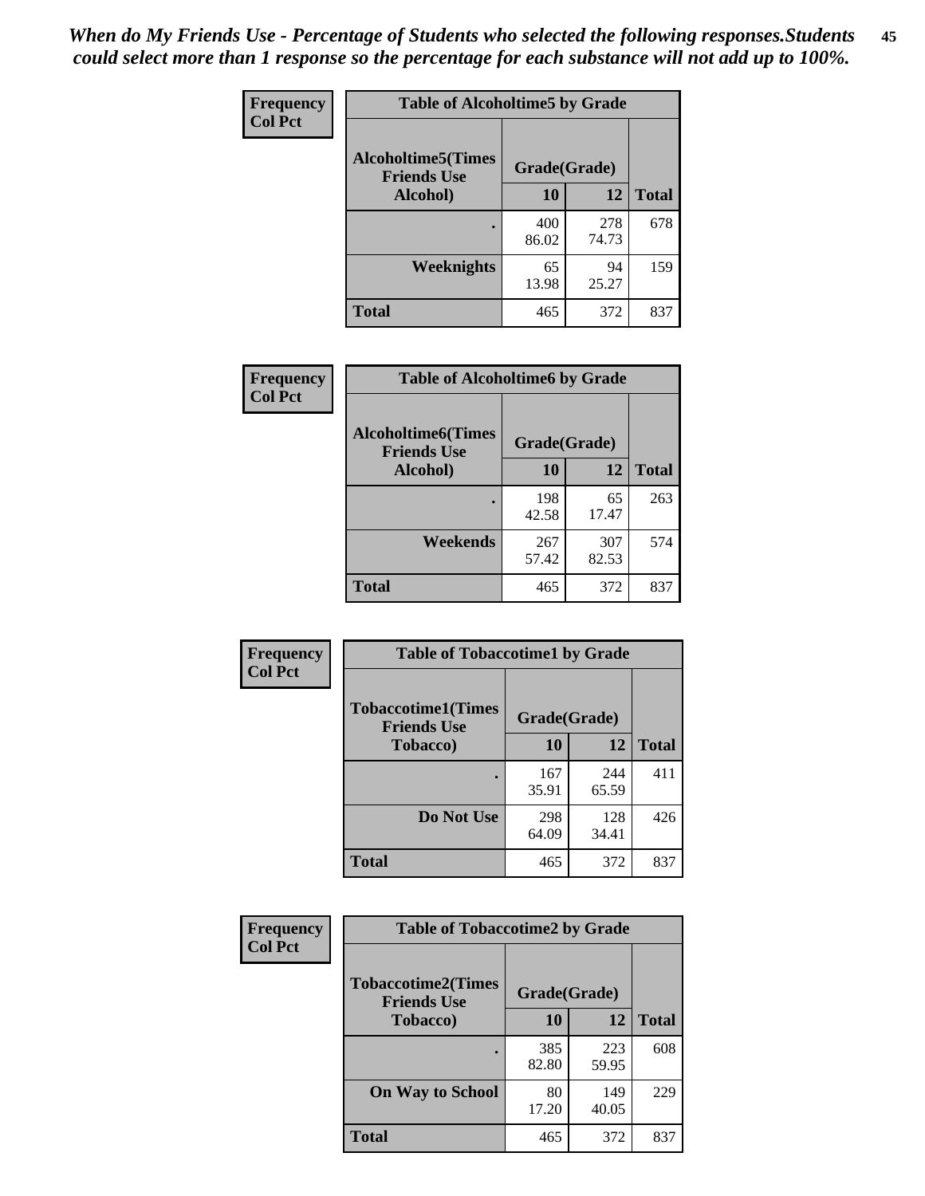*When do My Friends Use - Percentage of Students who selected the following responses.Students could select more than 1 response so the percentage for each substance will not add up to 100%.*

| Frequency<br>Col Pct | Table of Alcoholtime5 by Grade | | |
|---|---|---|---|
| Alcoholtime5(Times Friends Use Alcohol) | Grade(Grade) | | |
| | 10 | 12 | Total |
| . | 400<br>86.02 | 278<br>74.73 | 678 |
| Weeknights | 65<br>13.98 | 94<br>25.27 | 159 |
| Total | 465 | 372 | 837 |

| Frequency<br>Col Pct | Table of Alcoholtime6 by Grade | | |
|---|---|---|---|
| Alcoholtime6(Times Friends Use Alcohol) | Grade(Grade) | | |
| | 10 | 12 | Total |
| . | 198<br>42.58 | 65<br>17.47 | 263 |
| Weekends | 267<br>57.42 | 307<br>82.53 | 574 |
| Total | 465 | 372 | 837 |

| Frequency<br>Col Pct | Table of Tobaccotime1 by Grade | | |
|---|---|---|---|
| Tobaccotime1(Times Friends Use Tobacco) | Grade(Grade) | | |
| | 10 | 12 | Total |
| . | 167<br>35.91 | 244<br>65.59 | 411 |
| Do Not Use | 298<br>64.09 | 128<br>34.41 | 426 |
| Total | 465 | 372 | 837 |

| Frequency<br>Col Pct | Table of Tobaccotime2 by Grade | | |
|---|---|---|---|
| Tobaccotime2(Times Friends Use Tobacco) | Grade(Grade) | | |
| | 10 | 12 | Total |
| . | 385<br>82.80 | 223<br>59.95 | 608 |
| On Way to School | 80<br>17.20 | 149<br>40.05 | 229 |
| Total | 465 | 372 | 837 |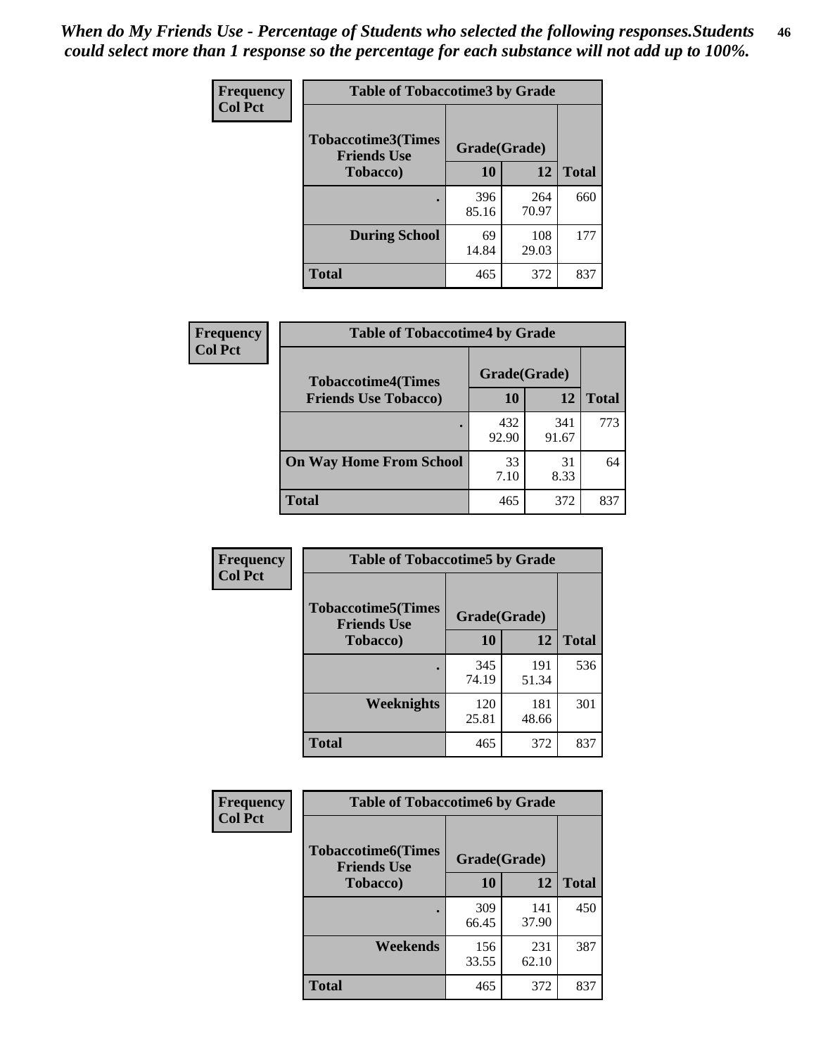*When do My Friends Use - Percentage of Students who selected the following responses.Students could select more than 1 response so the percentage for each substance will not add up to 100%.*

**Frequency**
**Col Pct**

| Table of Tobaccotime3 by Grade | | | |
|---|---|---|---|
| **Tobaccotime3(Times Friends Use Tobacco)** | **Grade(Grade)** | | **Total** |
| | **10** | **12** | |
| **.** | 396<br>85.16 | 264<br>70.97 | 660 |
| **During School** | 69<br>14.84 | 108<br>29.03 | 177 |
| **Total** | 465 | 372 | 837 |

**Frequency**
**Col Pct**

| Table of Tobaccotime4 by Grade | | | |
|---|---|---|---|
| **Tobaccotime4(Times Friends Use Tobacco)** | **Grade(Grade)** | | **Total** |
| | **10** | **12** | |
| **.** | 432<br>92.90 | 341<br>91.67 | 773 |
| **On Way Home From School** | 33<br>7.10 | 31<br>8.33 | 64 |
| **Total** | 465 | 372 | 837 |

**Frequency**
**Col Pct**

| Table of Tobaccotime5 by Grade | | | |
|---|---|---|---|
| **Tobaccotime5(Times Friends Use Tobacco)** | **Grade(Grade)** | | **Total** |
| | **10** | **12** | |
| **.** | 345<br>74.19 | 191<br>51.34 | 536 |
| **Weeknights** | 120<br>25.81 | 181<br>48.66 | 301 |
| **Total** | 465 | 372 | 837 |

**Frequency**
**Col Pct**

| Table of Tobaccotime6 by Grade | | | |
|---|---|---|---|
| **Tobaccotime6(Times Friends Use Tobacco)** | **Grade(Grade)** | | **Total** |
| | **10** | **12** | |
| **.** | 309<br>66.45 | 141<br>37.90 | 450 |
| **Weekends** | 156<br>33.55 | 231<br>62.10 | 387 |
| **Total** | 465 | 372 | 837 |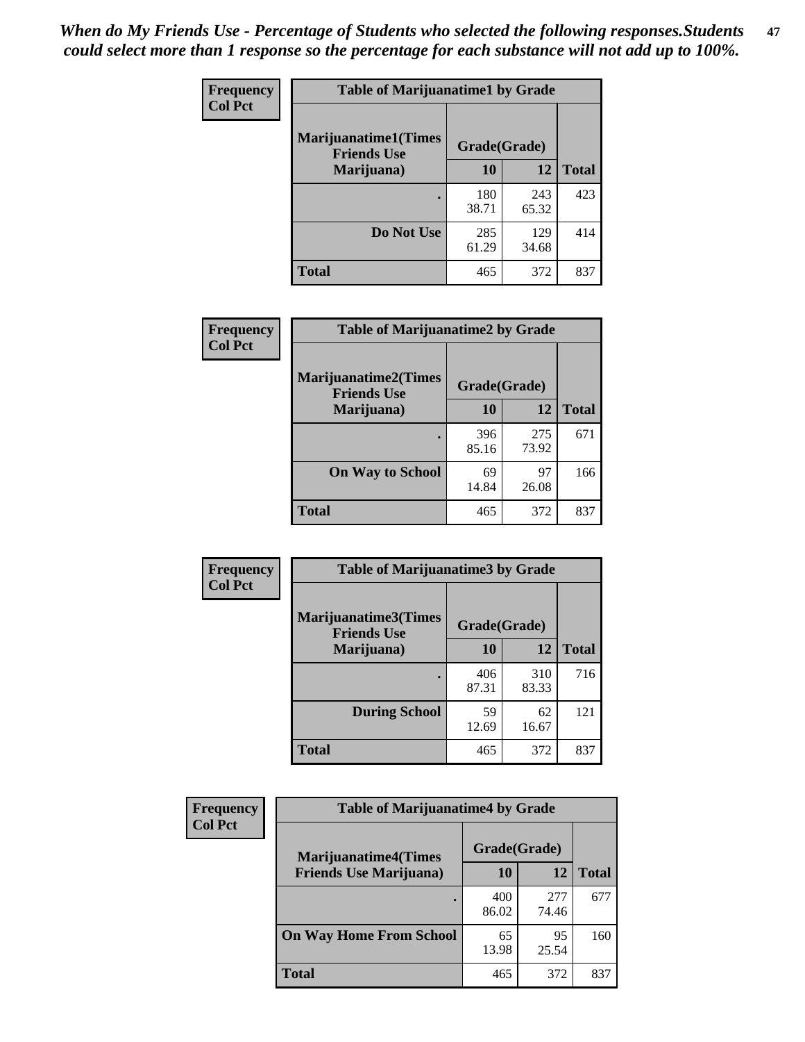*When do My Friends Use - Percentage of Students who selected the following responses.Students could select more than 1 response so the percentage for each substance will not add up to 100%.*

**Frequency**
**Col Pct**

| Table of Marijuanatime1 by Grade | | | |
|---|---|---|---|
| **Marijuanatime1(Times Friends Use Marijuana)** | **Grade(Grade)** | | **Total** |
| | **10** | **12** | |
| **.** | 180<br>38.71 | 243<br>65.32 | 423 |
| **Do Not Use** | 285<br>61.29 | 129<br>34.68 | 414 |
| **Total** | 465 | 372 | 837 |

**Frequency**
**Col Pct**

| Table of Marijuanatime2 by Grade | | | |
|---|---|---|---|
| **Marijuanatime2(Times Friends Use Marijuana)** | **Grade(Grade)** | | **Total** |
| | **10** | **12** | |
| **.** | 396<br>85.16 | 275<br>73.92 | 671 |
| **On Way to School** | 69<br>14.84 | 97<br>26.08 | 166 |
| **Total** | 465 | 372 | 837 |

**Frequency**
**Col Pct**

| Table of Marijuanatime3 by Grade | | | |
|---|---|---|---|
| **Marijuanatime3(Times Friends Use Marijuana)** | **Grade(Grade)** | | **Total** |
| | **10** | **12** | |
| **.** | 406<br>87.31 | 310<br>83.33 | 716 |
| **During School** | 59<br>12.69 | 62<br>16.67 | 121 |
| **Total** | 465 | 372 | 837 |

**Frequency**
**Col Pct**

| Table of Marijuanatime4 by Grade | | | |
|---|---|---|---|
| **Marijuanatime4(Times Friends Use Marijuana)** | **Grade(Grade)** | | **Total** |
| | **10** | **12** | |
| **.** | 400<br>86.02 | 277<br>74.46 | 677 |
| **On Way Home From School** | 65<br>13.98 | 95<br>25.54 | 160 |
| **Total** | 465 | 372 | 837 |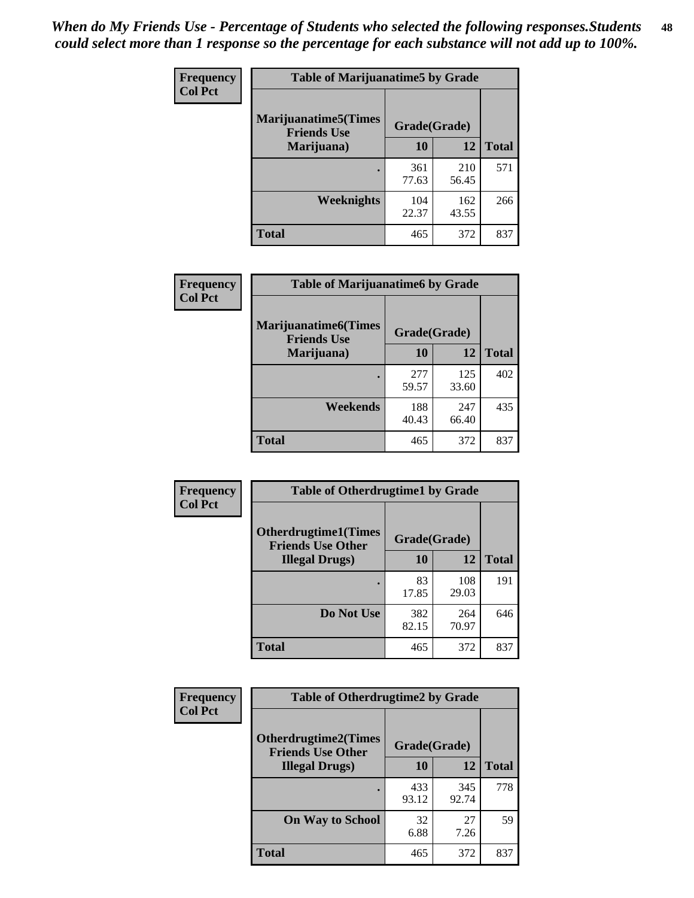*When do My Friends Use - Percentage of Students who selected the following responses.Students could select more than 1 response so the percentage for each substance will not add up to 100%.*

**Frequency**
**Col Pct**

| Table of Marijuanatime5 by Grade | | | |
|---|---|---|---|
| **Marijuanatime5(Times Friends Use Marijuana)** | **Grade(Grade)** | | |
| | **10** | **12** | **Total** |
| **.** | 361<br>77.63 | 210<br>56.45 | 571 |
| **Weeknights** | 104<br>22.37 | 162<br>43.55 | 266 |
| **Total** | 465 | 372 | 837 |

**Frequency**
**Col Pct**

| Table of Marijuanatime6 by Grade | | | |
|---|---|---|---|
| **Marijuanatime6(Times Friends Use Marijuana)** | **Grade(Grade)** | | |
| | **10** | **12** | **Total** |
| **.** | 277<br>59.57 | 125<br>33.60 | 402 |
| **Weekends** | 188<br>40.43 | 247<br>66.40 | 435 |
| **Total** | 465 | 372 | 837 |

**Frequency**
**Col Pct**

| Table of Otherdrugtime1 by Grade | | | |
|---|---|---|---|
| **Otherdrugtime1(Times Friends Use Other Illegal Drugs)** | **Grade(Grade)** | | |
| | **10** | **12** | **Total** |
| **.** | 83<br>17.85 | 108<br>29.03 | 191 |
| **Do Not Use** | 382<br>82.15 | 264<br>70.97 | 646 |
| **Total** | 465 | 372 | 837 |

**Frequency**
**Col Pct**

| Table of Otherdrugtime2 by Grade | | | |
|---|---|---|---|
| **Otherdrugtime2(Times Friends Use Other Illegal Drugs)** | **Grade(Grade)** | | |
| | **10** | **12** | **Total** |
| **.** | 433<br>93.12 | 345<br>92.74 | 778 |
| **On Way to School** | 32<br>6.88 | 27<br>7.26 | 59 |
| **Total** | 465 | 372 | 837 |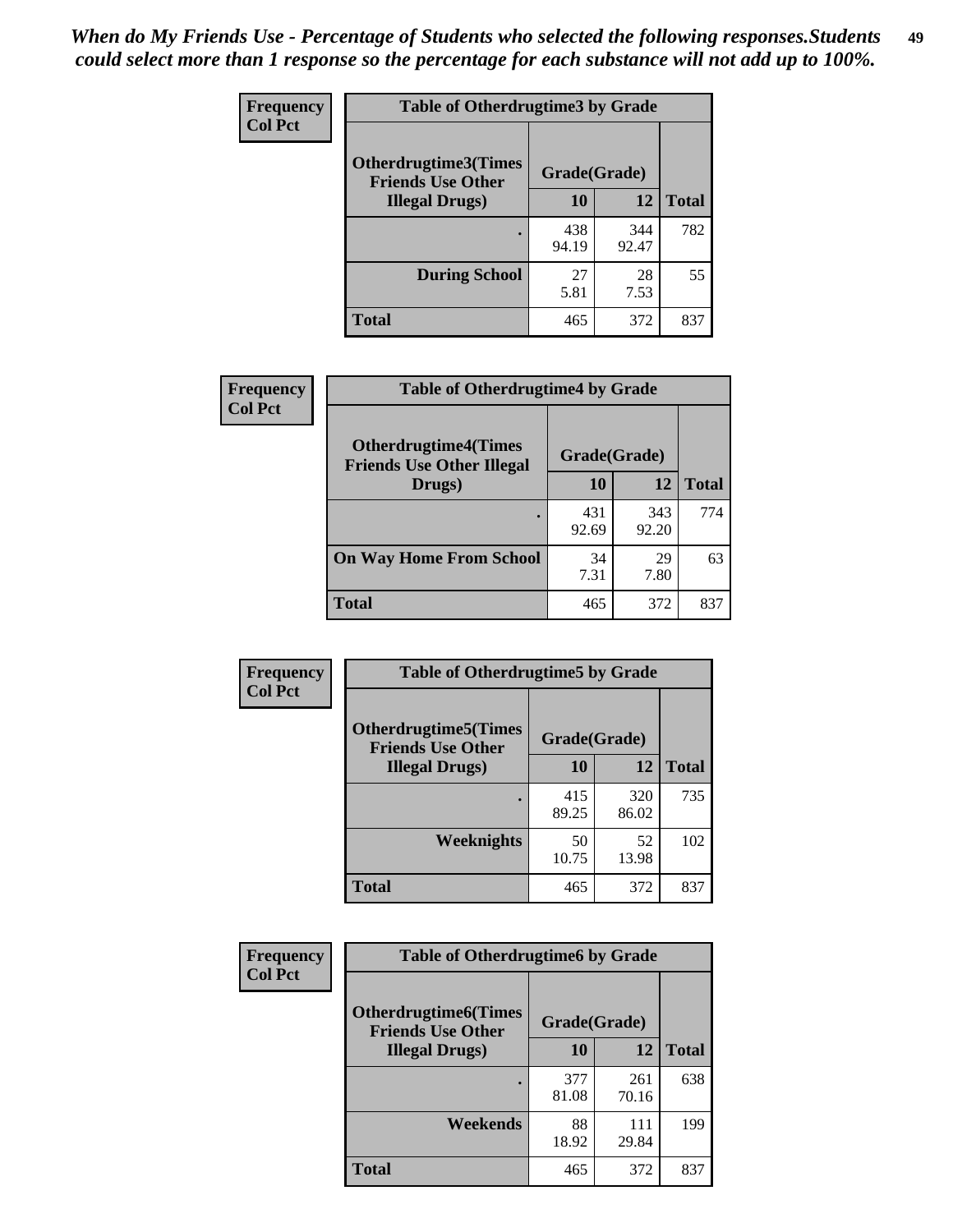*When do My Friends Use - Percentage of Students who selected the following responses.Students could select more than 1 response so the percentage for each substance will not add up to 100%.*

**Frequency**
**Col Pct**

| Table of Otherdrugtime3 by Grade | | | |
|---|---|---|---|
| **Otherdrugtime3(Times Friends Use Other Illegal Drugs)** | **Grade(Grade)** | | |
| | **10** | **12** | **Total** |
| **.** | 438<br>94.19 | 344<br>92.47 | 782 |
| **During School** | 27<br>5.81 | 28<br>7.53 | 55 |
| **Total** | 465 | 372 | 837 |

**Frequency**
**Col Pct**

| Table of Otherdrugtime4 by Grade | | | |
|---|---|---|---|
| **Otherdrugtime4(Times Friends Use Other Illegal Drugs)** | **Grade(Grade)** | | |
| | **10** | **12** | **Total** |
| **.** | 431<br>92.69 | 343<br>92.20 | 774 |
| **On Way Home From School** | 34<br>7.31 | 29<br>7.80 | 63 |
| **Total** | 465 | 372 | 837 |

**Frequency**
**Col Pct**

| Table of Otherdrugtime5 by Grade | | | |
|---|---|---|---|
| **Otherdrugtime5(Times Friends Use Other Illegal Drugs)** | **Grade(Grade)** | | |
| | **10** | **12** | **Total** |
| **.** | 415<br>89.25 | 320<br>86.02 | 735 |
| **Weeknights** | 50<br>10.75 | 52<br>13.98 | 102 |
| **Total** | 465 | 372 | 837 |

**Frequency**
**Col Pct**

| Table of Otherdrugtime6 by Grade | | | |
|---|---|---|---|
| **Otherdrugtime6(Times Friends Use Other Illegal Drugs)** | **Grade(Grade)** | | |
| | **10** | **12** | **Total** |
| **.** | 377<br>81.08 | 261<br>70.16 | 638 |
| **Weekends** | 88<br>18.92 | 111<br>29.84 | 199 |
| **Total** | 465 | 372 | 837 |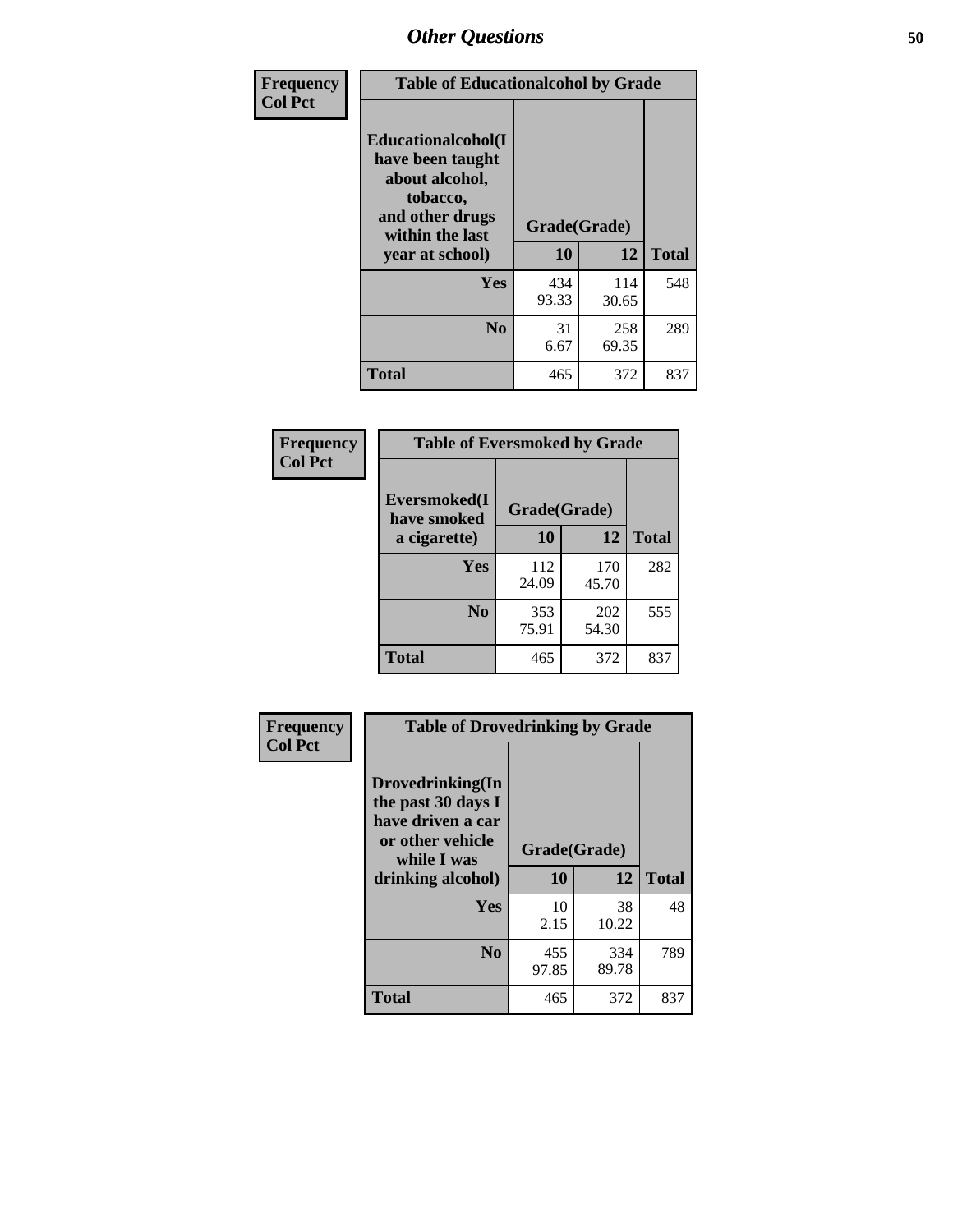## Other Questions

**Frequency / Col Pct**

**Table of Educationalcohol by Grade**

| Educationalcohol(I have been taught about alcohol, tobacco, and other drugs within the last year at school) | Grade(Grade) 10 | 12 | Total |
|---|---|---|---|
| **Yes** | 434<br>93.33 | 114<br>30.65 | 548 |
| **No** | 31<br>6.67 | 258<br>69.35 | 289 |
| **Total** | 465 | 372 | 837 |

**Frequency / Col Pct**

**Table of Eversmoked by Grade**

| Eversmoked(I have smoked a cigarette) | Grade(Grade) 10 | 12 | Total |
|---|---|---|---|
| **Yes** | 112<br>24.09 | 170<br>45.70 | 282 |
| **No** | 353<br>75.91 | 202<br>54.30 | 555 |
| **Total** | 465 | 372 | 837 |

**Frequency / Col Pct**

**Table of Drovedrinking by Grade**

| Drovedrinking(In the past 30 days I have driven a car or other vehicle while I was drinking alcohol) | Grade(Grade) 10 | 12 | Total |
|---|---|---|---|
| **Yes** | 10<br>2.15 | 38<br>10.22 | 48 |
| **No** | 455<br>97.85 | 334<br>89.78 | 789 |
| **Total** | 465 | 372 | 837 |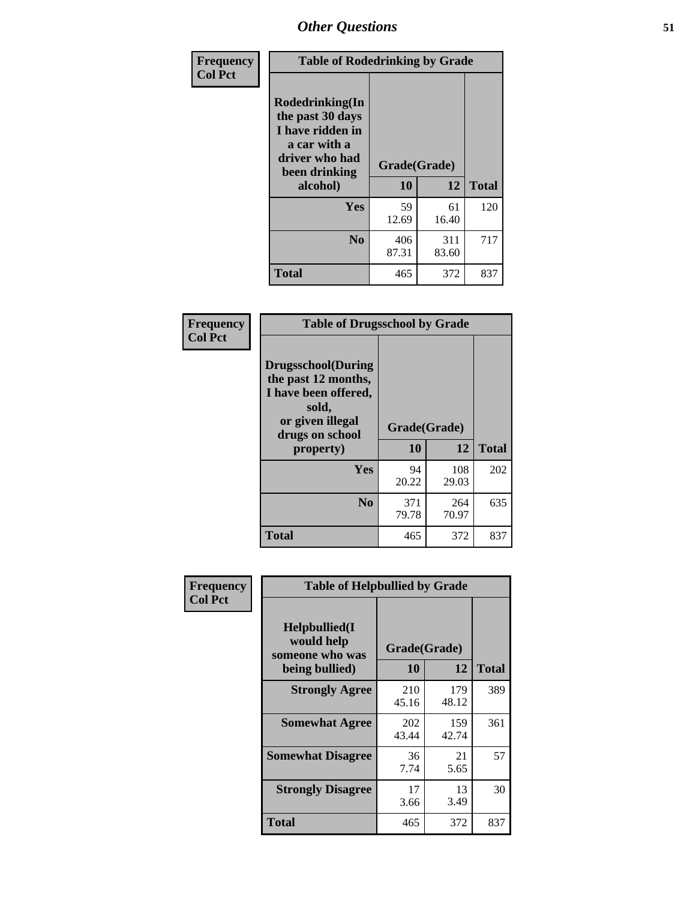| Frequency<br>Col Pct | Table of Rodedrinking by Grade | | |
|---|---|---|---|
| Rodedrinking(In the past 30 days I have ridden in a car with a driver who had been drinking alcohol) | Grade(Grade) | | |
| | 10 | 12 | Total |
| Yes | 59<br>12.69 | 61<br>16.40 | 120 |
| No | 406<br>87.31 | 311<br>83.60 | 717 |
| Total | 465 | 372 | 837 |

| Frequency<br>Col Pct | Table of Drugsschool by Grade | | |
|---|---|---|---|
| Drugsschool(During the past 12 months, I have been offered, sold, or given illegal drugs on school property) | Grade(Grade) | | |
| | 10 | 12 | Total |
| Yes | 94<br>20.22 | 108<br>29.03 | 202 |
| No | 371<br>79.78 | 264<br>70.97 | 635 |
| Total | 465 | 372 | 837 |

| Frequency<br>Col Pct | Table of Helpbullied by Grade | | |
|---|---|---|---|
| Helpbullied(I would help someone who was being bullied) | Grade(Grade) | | |
| | 10 | 12 | Total |
| Strongly Agree | 210<br>45.16 | 179<br>48.12 | 389 |
| Somewhat Agree | 202<br>43.44 | 159<br>42.74 | 361 |
| Somewhat Disagree | 36<br>7.74 | 21<br>5.65 | 57 |
| Strongly Disagree | 17<br>3.66 | 13<br>3.49 | 30 |
| Total | 465 | 372 | 837 |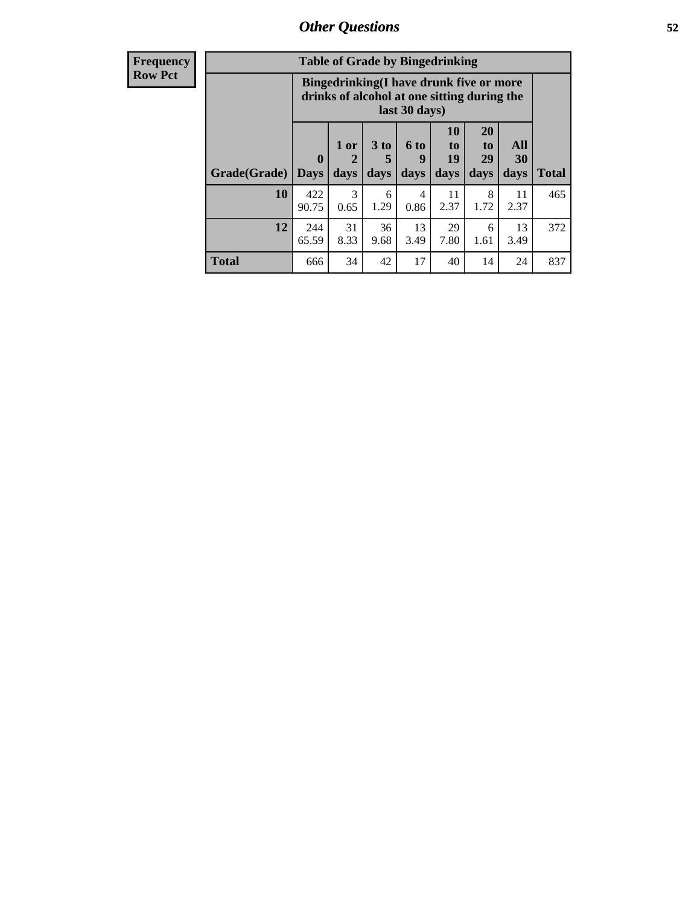| Frequency Row Pct | Table of Grade by Bingedrinking | | | | | | | |
|---|---|---|---|---|---|---|---|---|
| | Bingedrinking(I have drunk five or more drinks of alcohol at one sitting during the last 30 days) | | | | | | | |
| Grade(Grade) | 0 Days | 1 or 2 days | 3 to 5 days | 6 to 9 days | 10 to 19 days | 20 to 29 days | All 30 days | Total |
| 10 | 422 90.75 | 3 0.65 | 6 1.29 | 4 0.86 | 11 2.37 | 8 1.72 | 11 2.37 | 465 |
| 12 | 244 65.59 | 31 8.33 | 36 9.68 | 13 3.49 | 29 7.80 | 6 1.61 | 13 3.49 | 372 |
| Total | 666 | 34 | 42 | 17 | 40 | 14 | 24 | 837 |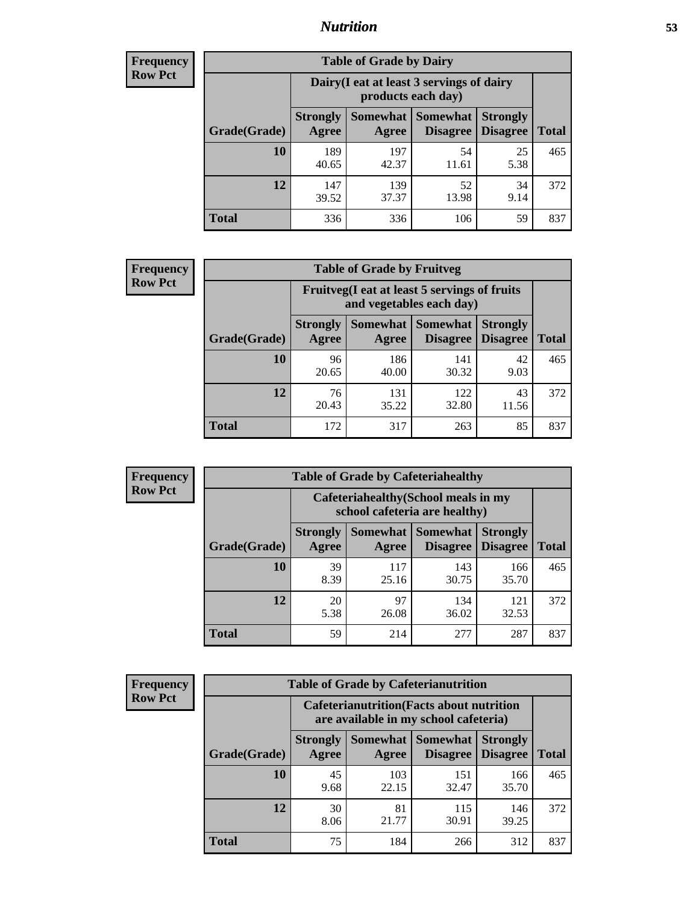| Frequency<br>Row Pct | | | | | |
|---|---|---|---|---|---|

**Table of Grade by Dairy**

| | Dairy(I eat at least 3 servings of dairy products each day) | | | | |
|---|---|---|---|---|---|
| Grade(Grade) | Strongly Agree | Somewhat Agree | Somewhat Disagree | Strongly Disagree | Total |
| 10 | 189<br>40.65 | 197<br>42.37 | 54<br>11.61 | 25<br>5.38 | 465 |
| 12 | 147<br>39.52 | 139<br>37.37 | 52<br>13.98 | 34<br>9.14 | 372 |
| Total | 336 | 336 | 106 | 59 | 837 |

**Frequency**
**Row Pct**

**Table of Grade by Fruitveg**

| | Fruitveg(I eat at least 5 servings of fruits and vegetables each day) | | | | |
|---|---|---|---|---|---|
| Grade(Grade) | Strongly Agree | Somewhat Agree | Somewhat Disagree | Strongly Disagree | Total |
| 10 | 96<br>20.65 | 186<br>40.00 | 141<br>30.32 | 42<br>9.03 | 465 |
| 12 | 76<br>20.43 | 131<br>35.22 | 122<br>32.80 | 43<br>11.56 | 372 |
| Total | 172 | 317 | 263 | 85 | 837 |

**Frequency**
**Row Pct**

**Table of Grade by Cafeteriahealthy**

| | Cafeteriahealthy(School meals in my school cafeteria are healthy) | | | | |
|---|---|---|---|---|---|
| Grade(Grade) | Strongly Agree | Somewhat Agree | Somewhat Disagree | Strongly Disagree | Total |
| 10 | 39<br>8.39 | 117<br>25.16 | 143<br>30.75 | 166<br>35.70 | 465 |
| 12 | 20<br>5.38 | 97<br>26.08 | 134<br>36.02 | 121<br>32.53 | 372 |
| Total | 59 | 214 | 277 | 287 | 837 |

**Frequency**
**Row Pct**

**Table of Grade by Cafeterianutrition**

| | Cafeterianutrition(Facts about nutrition are available in my school cafeteria) | | | | |
|---|---|---|---|---|---|
| Grade(Grade) | Strongly Agree | Somewhat Agree | Somewhat Disagree | Strongly Disagree | Total |
| 10 | 45<br>9.68 | 103<br>22.15 | 151<br>32.47 | 166<br>35.70 | 465 |
| 12 | 30<br>8.06 | 81<br>21.77 | 115<br>30.91 | 146<br>39.25 | 372 |
| Total | 75 | 184 | 266 | 312 | 837 |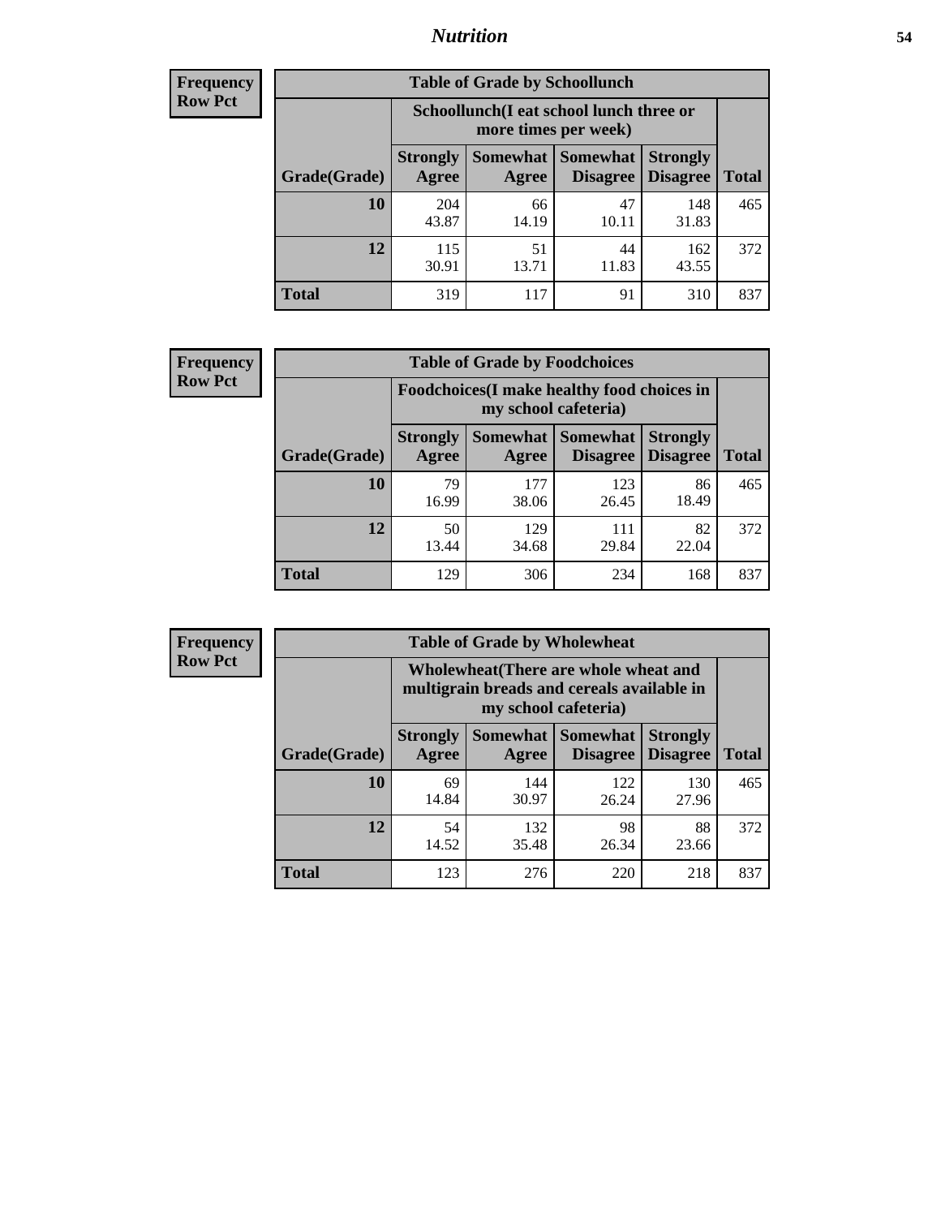# Nutrition

**Frequency**
**Row Pct**

| Table of Grade by Schoollunch | | | | | |
|---|---|---|---|---|---|
| | Schoollunch(I eat school lunch three or more times per week) | | | | |
| Grade(Grade) | Strongly Agree | Somewhat Agree | Somewhat Disagree | Strongly Disagree | Total |
| 10 | 204<br>43.87 | 66<br>14.19 | 47<br>10.11 | 148<br>31.83 | 465 |
| 12 | 115<br>30.91 | 51<br>13.71 | 44<br>11.83 | 162<br>43.55 | 372 |
| Total | 319 | 117 | 91 | 310 | 837 |

**Frequency**
**Row Pct**

| Table of Grade by Foodchoices | | | | | |
|---|---|---|---|---|---|
| | Foodchoices(I make healthy food choices in my school cafeteria) | | | | |
| Grade(Grade) | Strongly Agree | Somewhat Agree | Somewhat Disagree | Strongly Disagree | Total |
| 10 | 79<br>16.99 | 177<br>38.06 | 123<br>26.45 | 86<br>18.49 | 465 |
| 12 | 50<br>13.44 | 129<br>34.68 | 111<br>29.84 | 82<br>22.04 | 372 |
| Total | 129 | 306 | 234 | 168 | 837 |

**Frequency**
**Row Pct**

| Table of Grade by Wholewheat | | | | | |
|---|---|---|---|---|---|
| | Wholewheat(There are whole wheat and multigrain breads and cereals available in my school cafeteria) | | | | |
| Grade(Grade) | Strongly Agree | Somewhat Agree | Somewhat Disagree | Strongly Disagree | Total |
| 10 | 69<br>14.84 | 144<br>30.97 | 122<br>26.24 | 130<br>27.96 | 465 |
| 12 | 54<br>14.52 | 132<br>35.48 | 98<br>26.34 | 88<br>23.66 | 372 |
| Total | 123 | 276 | 220 | 218 | 837 |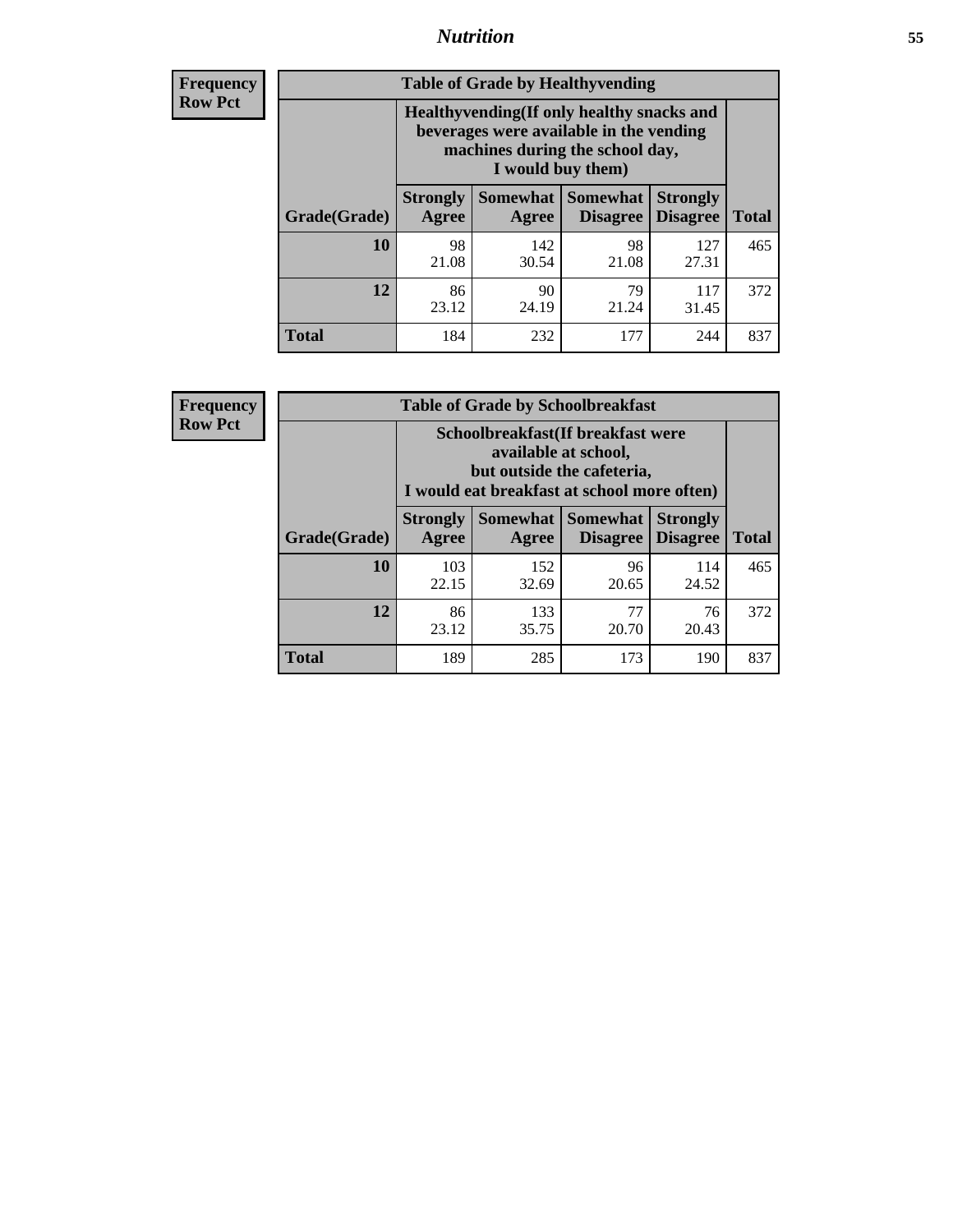**Frequency**
**Row Pct**

| Table of Grade by Healthyvending | | | | | |
|---|---|---|---|---|---|
| | Healthyvending(If only healthy snacks and beverages were available in the vending machines during the school day, I would buy them) | | | | |
| Grade(Grade) | Strongly Agree | Somewhat Agree | Somewhat Disagree | Strongly Disagree | Total |
| **10** | 98<br>21.08 | 142<br>30.54 | 98<br>21.08 | 127<br>27.31 | 465 |
| **12** | 86<br>23.12 | 90<br>24.19 | 79<br>21.24 | 117<br>31.45 | 372 |
| **Total** | 184 | 232 | 177 | 244 | 837 |

**Frequency**
**Row Pct**

| Table of Grade by Schoolbreakfast | | | | | |
|---|---|---|---|---|---|
| | Schoolbreakfast(If breakfast were available at school, but outside the cafeteria, I would eat breakfast at school more often) | | | | |
| Grade(Grade) | Strongly Agree | Somewhat Agree | Somewhat Disagree | Strongly Disagree | Total |
| **10** | 103<br>22.15 | 152<br>32.69 | 96<br>20.65 | 114<br>24.52 | 465 |
| **12** | 86<br>23.12 | 133<br>35.75 | 77<br>20.70 | 76<br>20.43 | 372 |
| **Total** | 189 | 285 | 173 | 190 | 837 |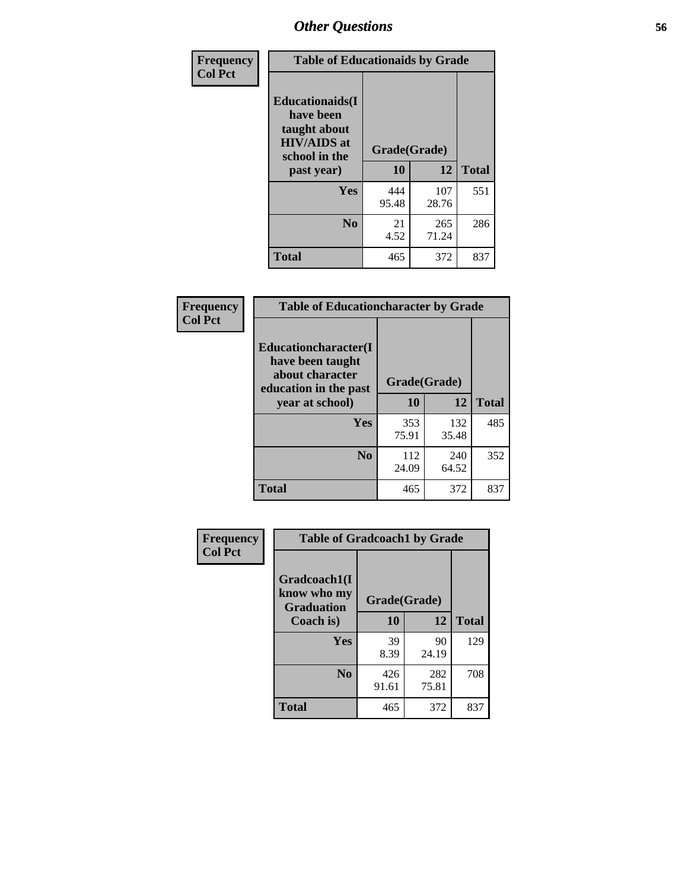## Other Questions

**Frequency / Col Pct**

| Table of Educationaids by Grade | | | |
|---|---|---|---|
| **Educationaids(I have been taught about HIV/AIDS at school in the past year)** | **Grade(Grade)** | | |
| | **10** | **12** | **Total** |
| **Yes** | 444<br>95.48 | 107<br>28.76 | 551 |
| **No** | 21<br>4.52 | 265<br>71.24 | 286 |
| **Total** | 465 | 372 | 837 |

**Frequency / Col Pct**

| Table of Educationcharacter by Grade | | | |
|---|---|---|---|
| **Educationcharacter(I have been taught about character education in the past year at school)** | **Grade(Grade)** | | |
| | **10** | **12** | **Total** |
| **Yes** | 353<br>75.91 | 132<br>35.48 | 485 |
| **No** | 112<br>24.09 | 240<br>64.52 | 352 |
| **Total** | 465 | 372 | 837 |

**Frequency / Col Pct**

| Table of Gradcoach1 by Grade | | | |
|---|---|---|---|
| **Gradcoach1(I know who my Graduation Coach is)** | **Grade(Grade)** | | |
| | **10** | **12** | **Total** |
| **Yes** | 39<br>8.39 | 90<br>24.19 | 129 |
| **No** | 426<br>91.61 | 282<br>75.81 | 708 |
| **Total** | 465 | 372 | 837 |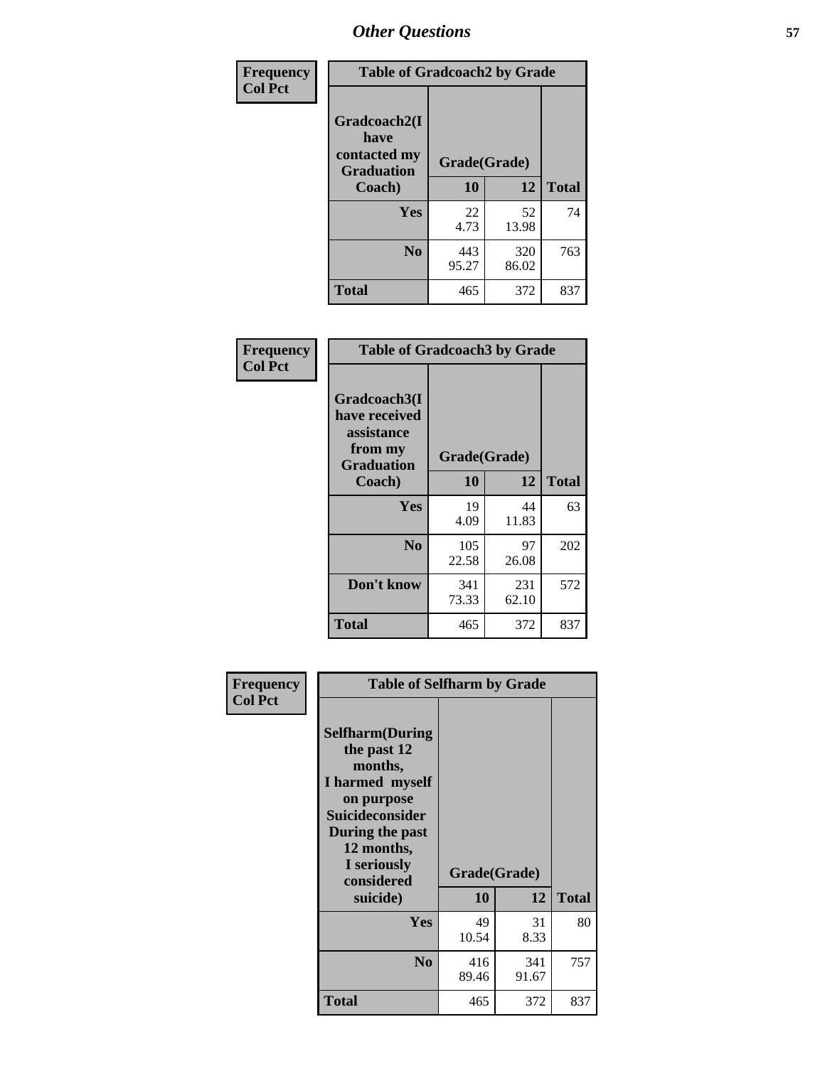## Other Questions

**Frequency / Col Pct**

| Table of Gradcoach2 by Grade | | | |
|---|---|---|---|
| Gradcoach2(I have contacted my Graduation Coach) | Grade(Grade) | | |
| | 10 | 12 | Total |
| Yes | 22<br>4.73 | 52<br>13.98 | 74 |
| No | 443<br>95.27 | 320<br>86.02 | 763 |
| Total | 465 | 372 | 837 |

**Frequency / Col Pct**

| Table of Gradcoach3 by Grade | | | |
|---|---|---|---|
| Gradcoach3(I have received assistance from my Graduation Coach) | Grade(Grade) | | |
| | 10 | 12 | Total |
| Yes | 19<br>4.09 | 44<br>11.83 | 63 |
| No | 105<br>22.58 | 97<br>26.08 | 202 |
| Don't know | 341<br>73.33 | 231<br>62.10 | 572 |
| Total | 465 | 372 | 837 |

**Frequency / Col Pct**

| Table of Selfharm by Grade | | | |
|---|---|---|---|
| Selfharm(During the past 12 months, I harmed myself on purpose Suicideconsider During the past 12 months, I seriously considered suicide) | Grade(Grade) | | |
| | 10 | 12 | Total |
| Yes | 49<br>10.54 | 31<br>8.33 | 80 |
| No | 416<br>89.46 | 341<br>91.67 | 757 |
| Total | 465 | 372 | 837 |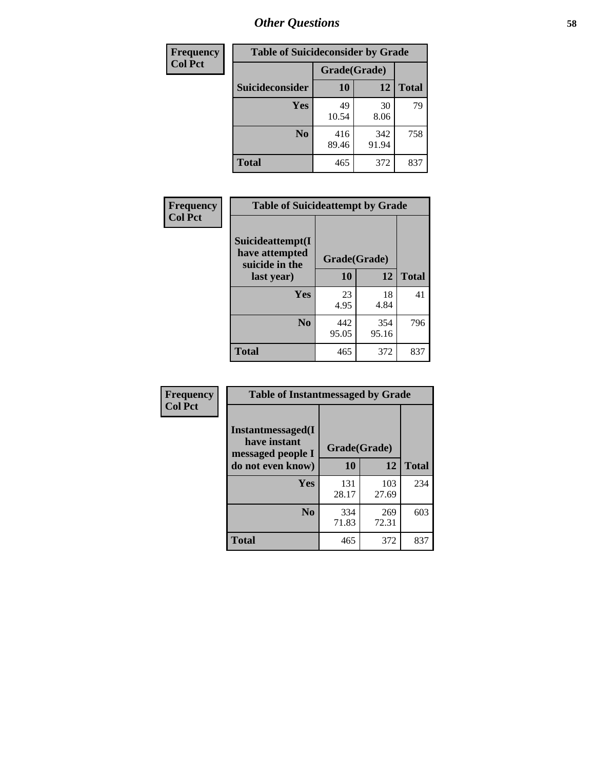# Other Questions

**Frequency**
**Col Pct**

| Table of Suicideconsider by Grade | | | |
|---|---|---|---|
| | Grade(Grade) | | |
| Suicideconsider | 10 | 12 | Total |
| Yes | 49<br>10.54 | 30<br>8.06 | 79 |
| No | 416<br>89.46 | 342<br>91.94 | 758 |
| Total | 465 | 372 | 837 |

**Frequency**
**Col Pct**

| Table of Suicideattempt by Grade | | | |
|---|---|---|---|
| Suicideattempt(I have attempted suicide in the last year) | Grade(Grade) | | |
| | 10 | 12 | Total |
| Yes | 23<br>4.95 | 18<br>4.84 | 41 |
| No | 442<br>95.05 | 354<br>95.16 | 796 |
| Total | 465 | 372 | 837 |

**Frequency**
**Col Pct**

| Table of Instantmessaged by Grade | | | |
|---|---|---|---|
| Instantmessaged(I have instant messaged people I do not even know) | Grade(Grade) | | |
| | 10 | 12 | Total |
| Yes | 131<br>28.17 | 103<br>27.69 | 234 |
| No | 334<br>71.83 | 269<br>72.31 | 603 |
| Total | 465 | 372 | 837 |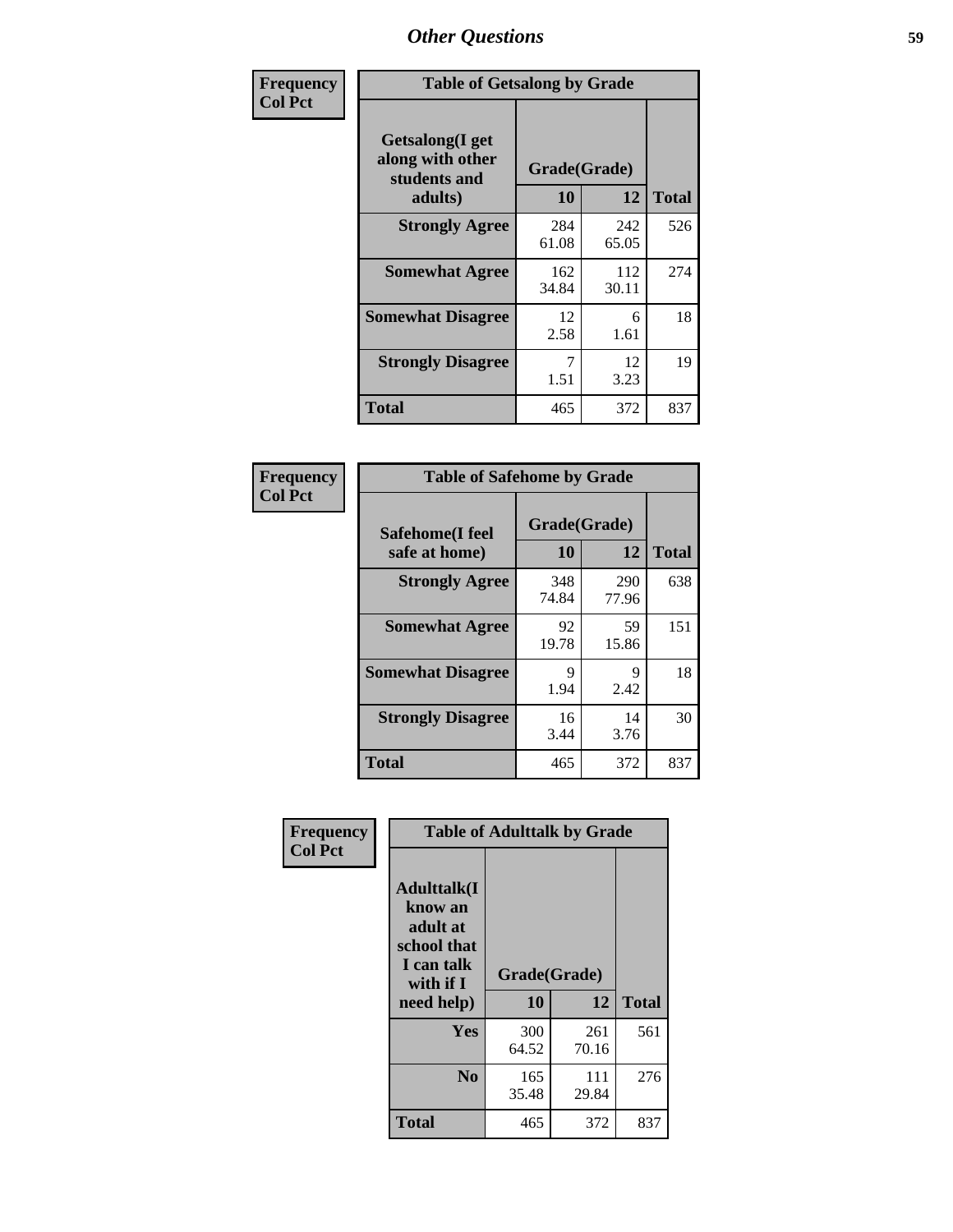## Other Questions

**Frequency**
**Col Pct**

| Table of Getsalong by Grade | | | |
|---|---|---|---|
| Getsalong(I get along with other students and adults) | Grade(Grade) | | |
| | 10 | 12 | Total |
| **Strongly Agree** | 284<br>61.08 | 242<br>65.05 | 526 |
| **Somewhat Agree** | 162<br>34.84 | 112<br>30.11 | 274 |
| **Somewhat Disagree** | 12<br>2.58 | 6<br>1.61 | 18 |
| **Strongly Disagree** | 7<br>1.51 | 12<br>3.23 | 19 |
| **Total** | 465 | 372 | 837 |

**Frequency**
**Col Pct**

| Table of Safehome by Grade | | | |
|---|---|---|---|
| Safehome(I feel safe at home) | Grade(Grade) | | |
| | 10 | 12 | Total |
| **Strongly Agree** | 348<br>74.84 | 290<br>77.96 | 638 |
| **Somewhat Agree** | 92<br>19.78 | 59<br>15.86 | 151 |
| **Somewhat Disagree** | 9<br>1.94 | 9<br>2.42 | 18 |
| **Strongly Disagree** | 16<br>3.44 | 14<br>3.76 | 30 |
| **Total** | 465 | 372 | 837 |

**Frequency**
**Col Pct**

| Table of Adulttalk by Grade | | | |
|---|---|---|---|
| Adulttalk(I know an adult at school that I can talk with if I need help) | Grade(Grade) | | |
| | 10 | 12 | Total |
| **Yes** | 300<br>64.52 | 261<br>70.16 | 561 |
| **No** | 165<br>35.48 | 111<br>29.84 | 276 |
| **Total** | 465 | 372 | 837 |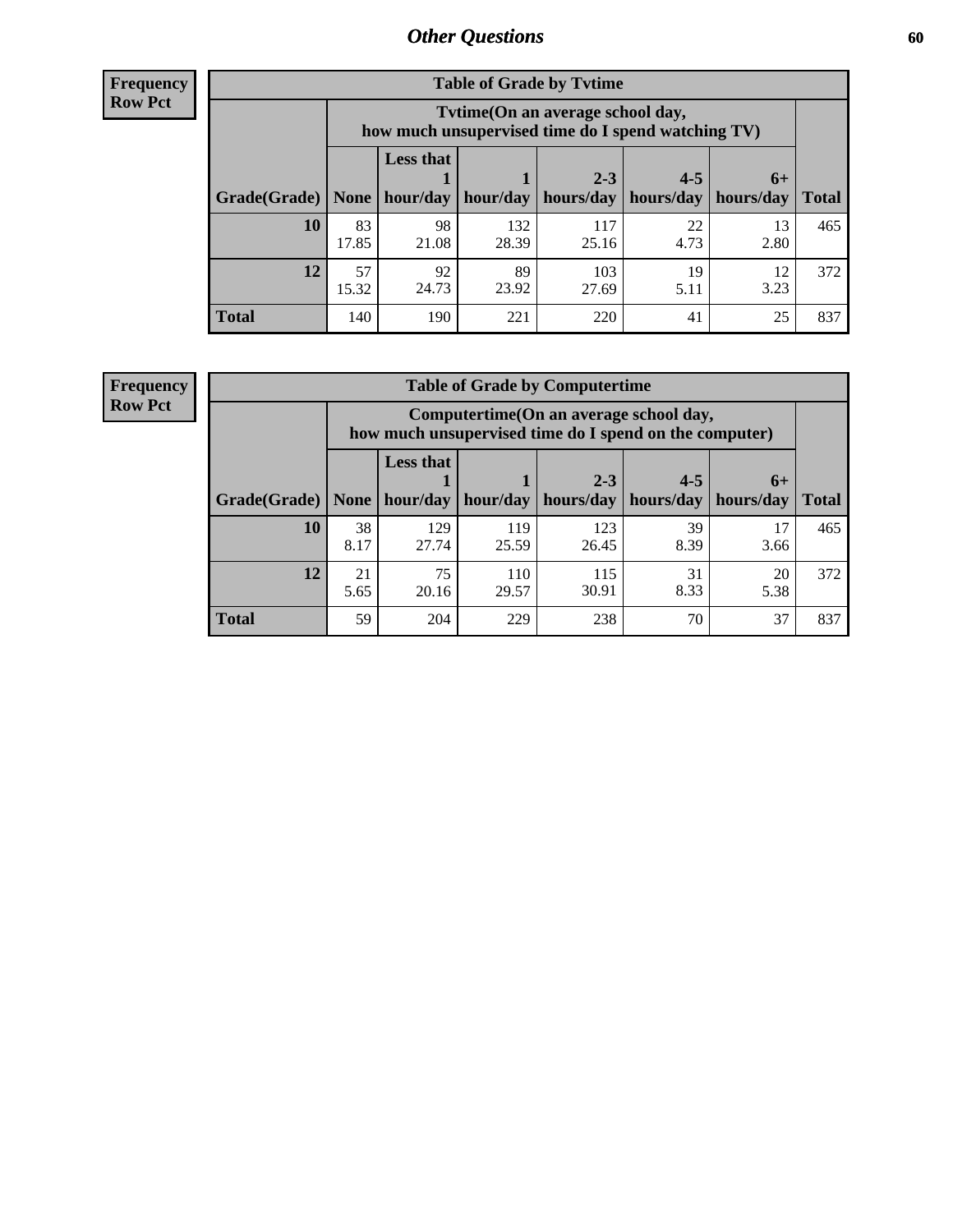# Other Questions

**Frequency**
**Row Pct**

| Table of Grade by Tvtime | | | | | | | |
|---|---|---|---|---|---|---|---|
| | Tvtime(On an average school day, how much unsupervised time do I spend watching TV) | | | | | | |
| Grade(Grade) | None | Less that 1 hour/day | 1 hour/day | 2-3 hours/day | 4-5 hours/day | 6+ hours/day | Total |
| **10** | 83<br>17.85 | 98<br>21.08 | 132<br>28.39 | 117<br>25.16 | 22<br>4.73 | 13<br>2.80 | 465 |
| **12** | 57<br>15.32 | 92<br>24.73 | 89<br>23.92 | 103<br>27.69 | 19<br>5.11 | 12<br>3.23 | 372 |
| **Total** | 140 | 190 | 221 | 220 | 41 | 25 | 837 |

**Frequency**
**Row Pct**

| Table of Grade by Computertime | | | | | | | |
|---|---|---|---|---|---|---|---|
| | Computertime(On an average school day, how much unsupervised time do I spend on the computer) | | | | | | |
| Grade(Grade) | None | Less that 1 hour/day | 1 hour/day | 2-3 hours/day | 4-5 hours/day | 6+ hours/day | Total |
| **10** | 38<br>8.17 | 129<br>27.74 | 119<br>25.59 | 123<br>26.45 | 39<br>8.39 | 17<br>3.66 | 465 |
| **12** | 21<br>5.65 | 75<br>20.16 | 110<br>29.57 | 115<br>30.91 | 31<br>8.33 | 20<br>5.38 | 372 |
| **Total** | 59 | 204 | 229 | 238 | 70 | 37 | 837 |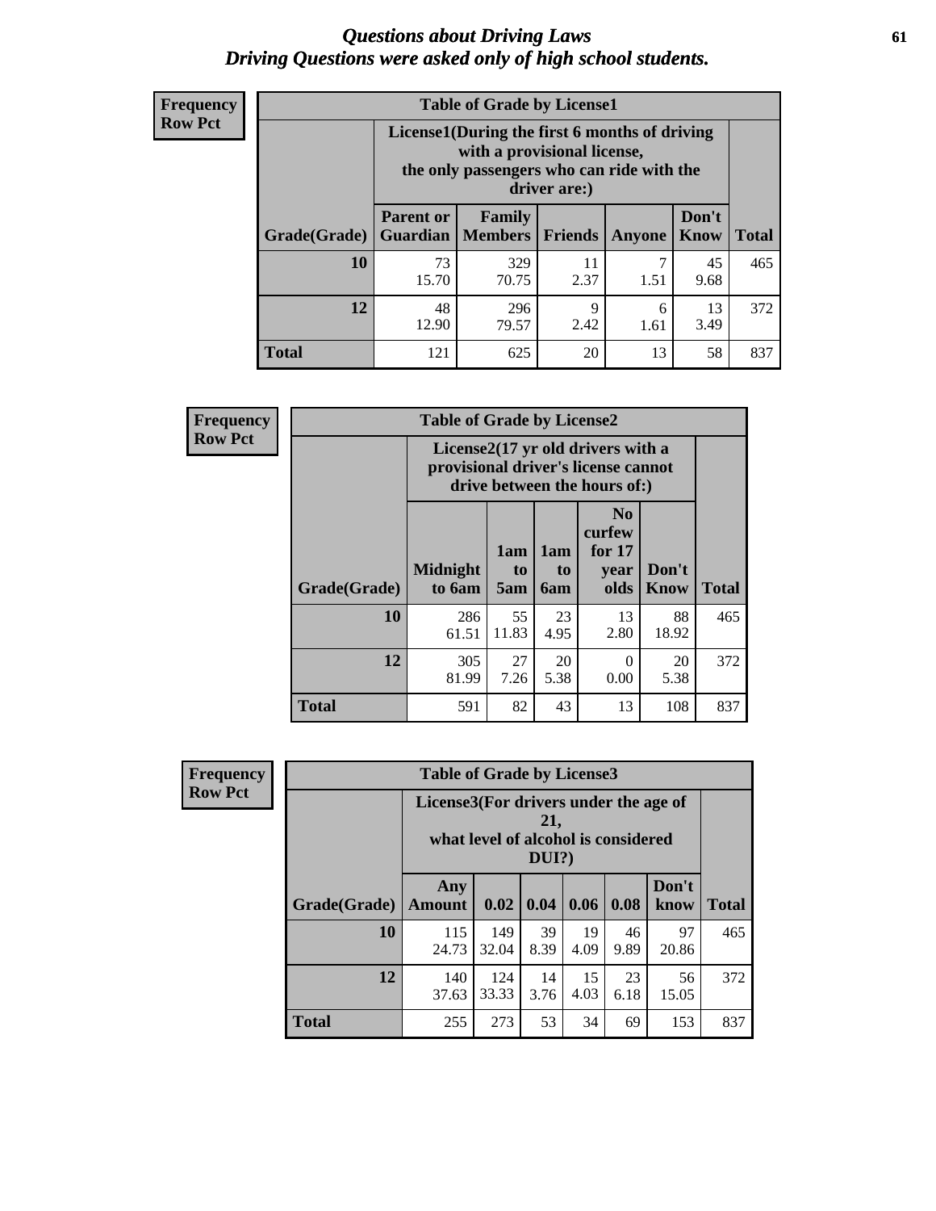# *Questions about Driving Laws*
# *Driving Questions were asked only of high school students.*

**Frequency**
**Row Pct**

| Table of Grade by License1 | | | | | | |
|---|---|---|---|---|---|---|
| | License1(During the first 6 months of driving with a provisional license, the only passengers who can ride with the driver are:) | | | | | |
| Grade(Grade) | Parent or Guardian | Family Members | Friends | Anyone | Don't Know | Total |
| 10 | 73<br>15.70 | 329<br>70.75 | 11<br>2.37 | 7<br>1.51 | 45<br>9.68 | 465 |
| 12 | 48<br>12.90 | 296<br>79.57 | 9<br>2.42 | 6<br>1.61 | 13<br>3.49 | 372 |
| Total | 121 | 625 | 20 | 13 | 58 | 837 |

**Frequency**
**Row Pct**

| Table of Grade by License2 | | | | | | |
|---|---|---|---|---|---|---|
| | License2(17 yr old drivers with a provisional driver's license cannot drive between the hours of:) | | | | | |
| Grade(Grade) | Midnight to 6am | 1am to 5am | 1am to 6am | No curfew for 17 year olds | Don't Know | Total |
| 10 | 286<br>61.51 | 55<br>11.83 | 23<br>4.95 | 13<br>2.80 | 88<br>18.92 | 465 |
| 12 | 305<br>81.99 | 27<br>7.26 | 20<br>5.38 | 0<br>0.00 | 20<br>5.38 | 372 |
| Total | 591 | 82 | 43 | 13 | 108 | 837 |

**Frequency**
**Row Pct**

| Table of Grade by License3 | | | | | | | |
|---|---|---|---|---|---|---|---|
| | License3(For drivers under the age of 21, what level of alcohol is considered DUI?) | | | | | | |
| Grade(Grade) | Any Amount | 0.02 | 0.04 | 0.06 | 0.08 | Don't know | Total |
| 10 | 115<br>24.73 | 149<br>32.04 | 39<br>8.39 | 19<br>4.09 | 46<br>9.89 | 97<br>20.86 | 465 |
| 12 | 140<br>37.63 | 124<br>33.33 | 14<br>3.76 | 15<br>4.03 | 23<br>6.18 | 56<br>15.05 | 372 |
| Total | 255 | 273 | 53 | 34 | 69 | 153 | 837 |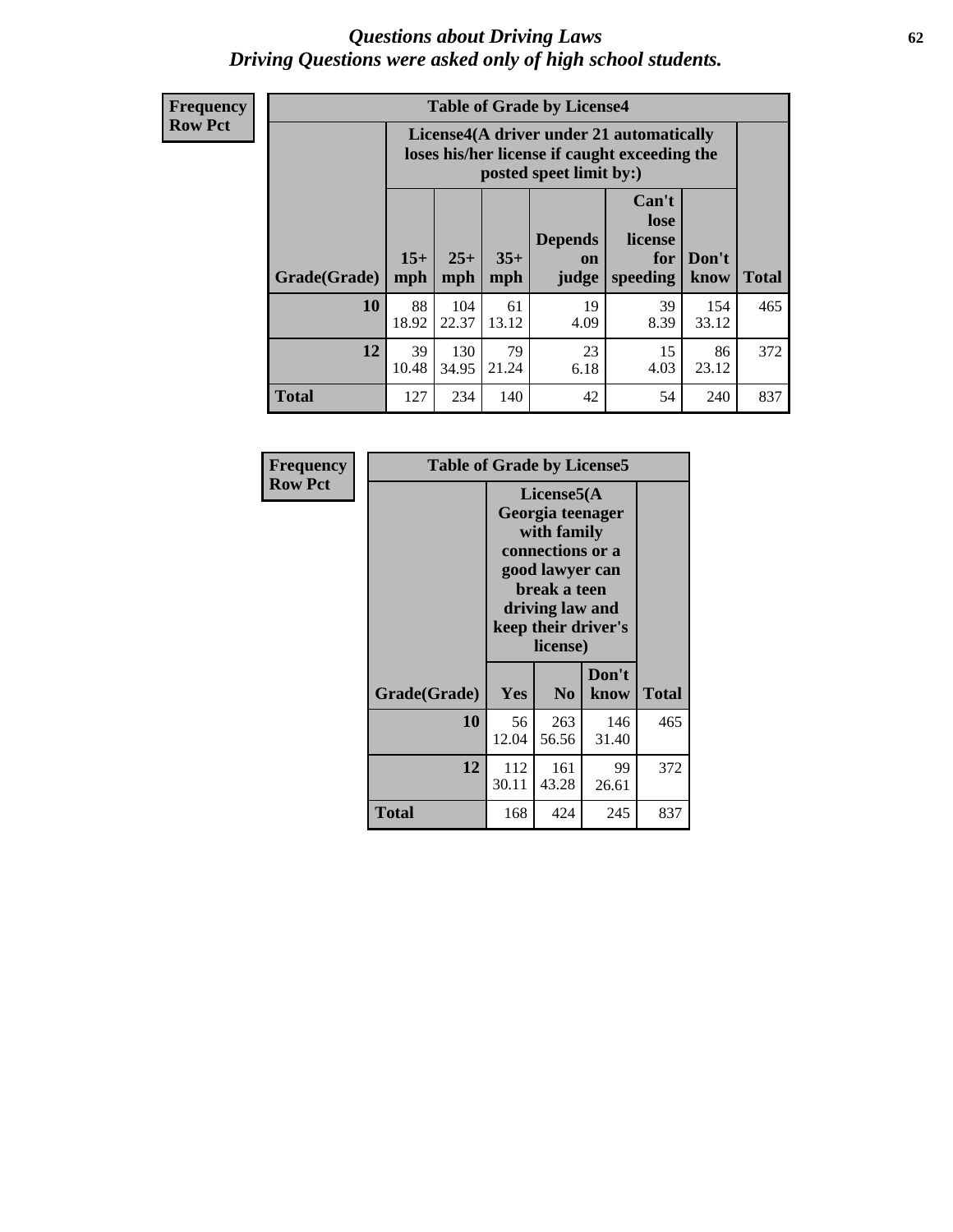# *Questions about Driving Laws*
# *Driving Questions were asked only of high school students.*

**Frequency**
**Row Pct**

**Table of Grade by License4**

| Grade(Grade) | License4(A driver under 21 automatically loses his/her license if caught exceeding the posted speet limit by:) | | | | | | Total |
|---|---|---|---|---|---|---|---|
| | 15+ mph | 25+ mph | 35+ mph | Depends on judge | Can't lose license for speeding | Don't know | |
| **10** | 88<br>18.92 | 104<br>22.37 | 61<br>13.12 | 19<br>4.09 | 39<br>8.39 | 154<br>33.12 | 465 |
| **12** | 39<br>10.48 | 130<br>34.95 | 79<br>21.24 | 23<br>6.18 | 15<br>4.03 | 86<br>23.12 | 372 |
| **Total** | 127 | 234 | 140 | 42 | 54 | 240 | 837 |

**Frequency**
**Row Pct**

**Table of Grade by License5**

| Grade(Grade) | License5(A Georgia teenager with family connections or a good lawyer can break a teen driving law and keep their driver's license) | | | Total |
|---|---|---|---|---|
| | Yes | No | Don't know | |
| **10** | 56<br>12.04 | 263<br>56.56 | 146<br>31.40 | 465 |
| **12** | 112<br>30.11 | 161<br>43.28 | 99<br>26.61 | 372 |
| **Total** | 168 | 424 | 245 | 837 |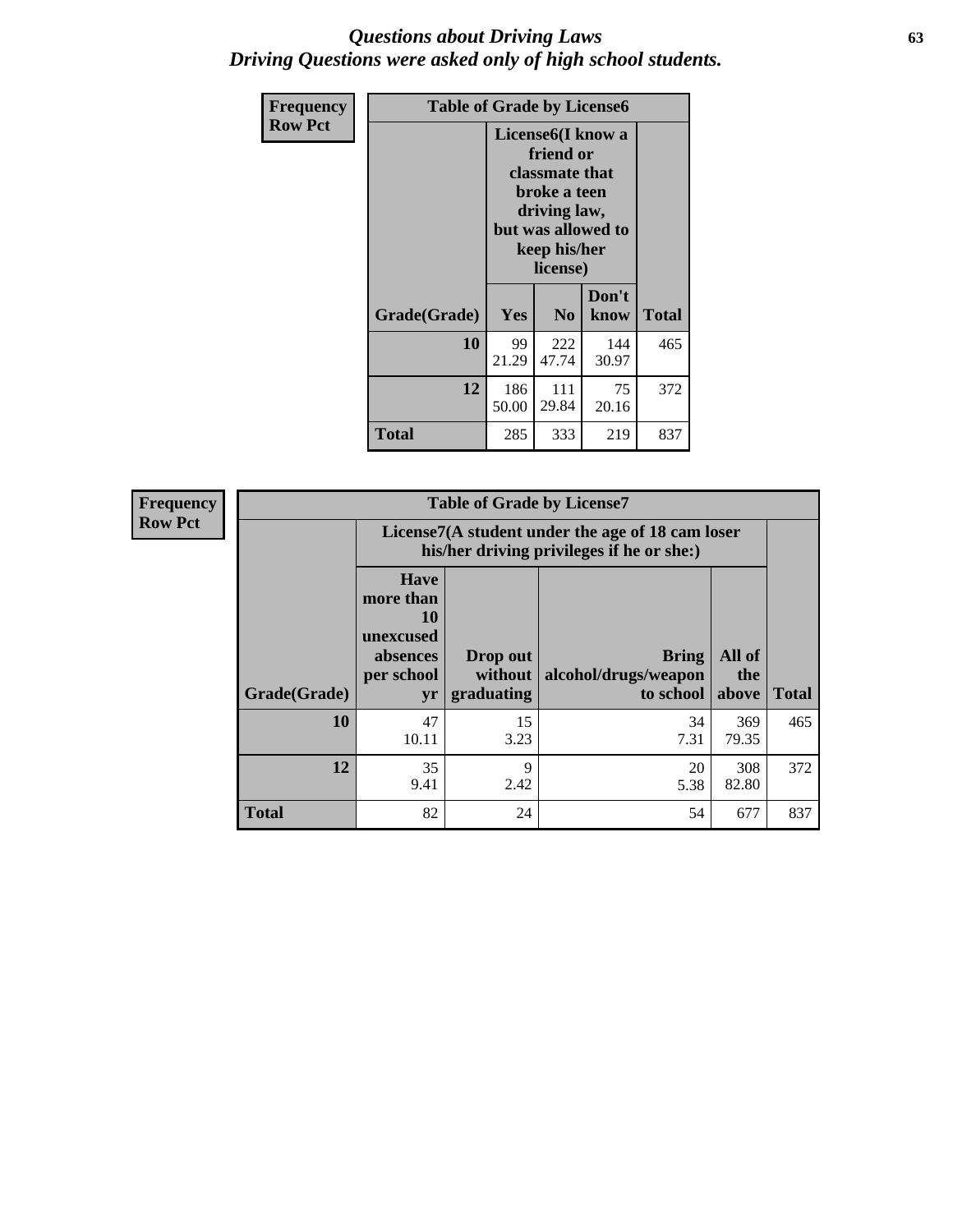# *Questions about Driving Laws*
# *Driving Questions were asked only of high school students.*

| Frequency<br>Row Pct | Table of Grade by License6 | | | |
|---|---|---|---|---|
| | License6(I know a friend or classmate that broke a teen driving law, but was allowed to keep his/her license) | | | |
| Grade(Grade) | Yes | No | Don't know | Total |
| 10 | 99<br>21.29 | 222<br>47.74 | 144<br>30.97 | 465 |
| 12 | 186<br>50.00 | 111<br>29.84 | 75<br>20.16 | 372 |
| Total | 285 | 333 | 219 | 837 |

| Frequency<br>Row Pct | Table of Grade by License7 | | | | |
|---|---|---|---|---|---|
| | License7(A student under the age of 18 cam loser his/her driving privileges if he or she:) | | | | |
| Grade(Grade) | Have more than 10 unexcused absences per school yr | Drop out without graduating | Bring alcohol/drugs/weapon to school | All of the above | Total |
| 10 | 47<br>10.11 | 15<br>3.23 | 34<br>7.31 | 369<br>79.35 | 465 |
| 12 | 35<br>9.41 | 9<br>2.42 | 20<br>5.38 | 308<br>82.80 | 372 |
| Total | 82 | 24 | 54 | 677 | 837 |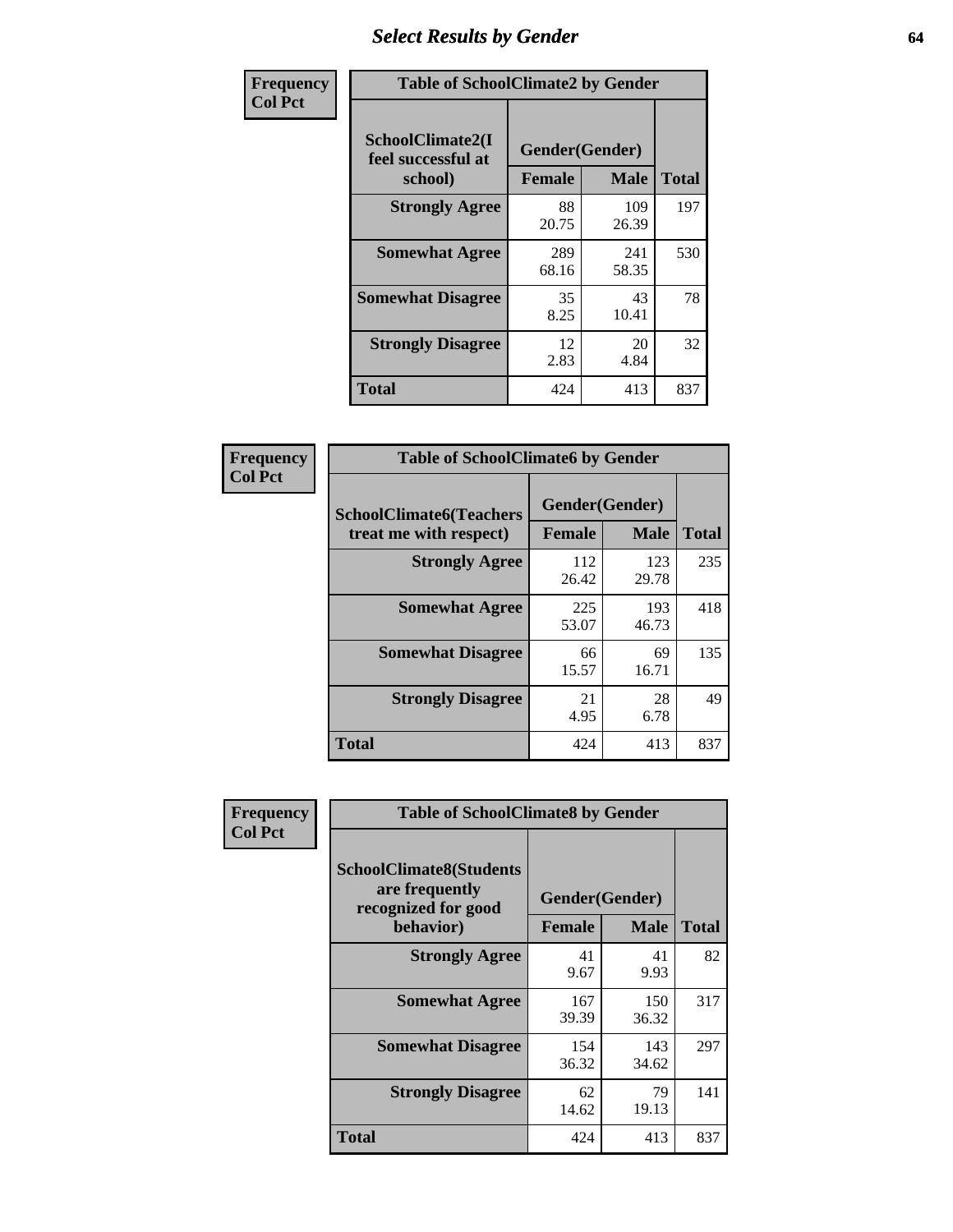## Select Results by Gender

**Frequency**
**Col Pct**

**Table of SchoolClimate2 by Gender**

| SchoolClimate2(I feel successful at school) | Gender(Gender) | | Total |
|---|---|---|---|
| | Female | Male | |
| Strongly Agree | 88<br>20.75 | 109<br>26.39 | 197 |
| Somewhat Agree | 289<br>68.16 | 241<br>58.35 | 530 |
| Somewhat Disagree | 35<br>8.25 | 43<br>10.41 | 78 |
| Strongly Disagree | 12<br>2.83 | 20<br>4.84 | 32 |
| Total | 424 | 413 | 837 |

**Frequency**
**Col Pct**

**Table of SchoolClimate6 by Gender**

| SchoolClimate6(Teachers treat me with respect) | Gender(Gender) | | Total |
|---|---|---|---|
| | Female | Male | |
| Strongly Agree | 112<br>26.42 | 123<br>29.78 | 235 |
| Somewhat Agree | 225<br>53.07 | 193<br>46.73 | 418 |
| Somewhat Disagree | 66<br>15.57 | 69<br>16.71 | 135 |
| Strongly Disagree | 21<br>4.95 | 28<br>6.78 | 49 |
| Total | 424 | 413 | 837 |

**Frequency**
**Col Pct**

**Table of SchoolClimate8 by Gender**

| SchoolClimate8(Students are frequently recognized for good behavior) | Gender(Gender) | | Total |
|---|---|---|---|
| | Female | Male | |
| Strongly Agree | 41<br>9.67 | 41<br>9.93 | 82 |
| Somewhat Agree | 167<br>39.39 | 150<br>36.32 | 317 |
| Somewhat Disagree | 154<br>36.32 | 143<br>34.62 | 297 |
| Strongly Disagree | 62<br>14.62 | 79<br>19.13 | 141 |
| Total | 424 | 413 | 837 |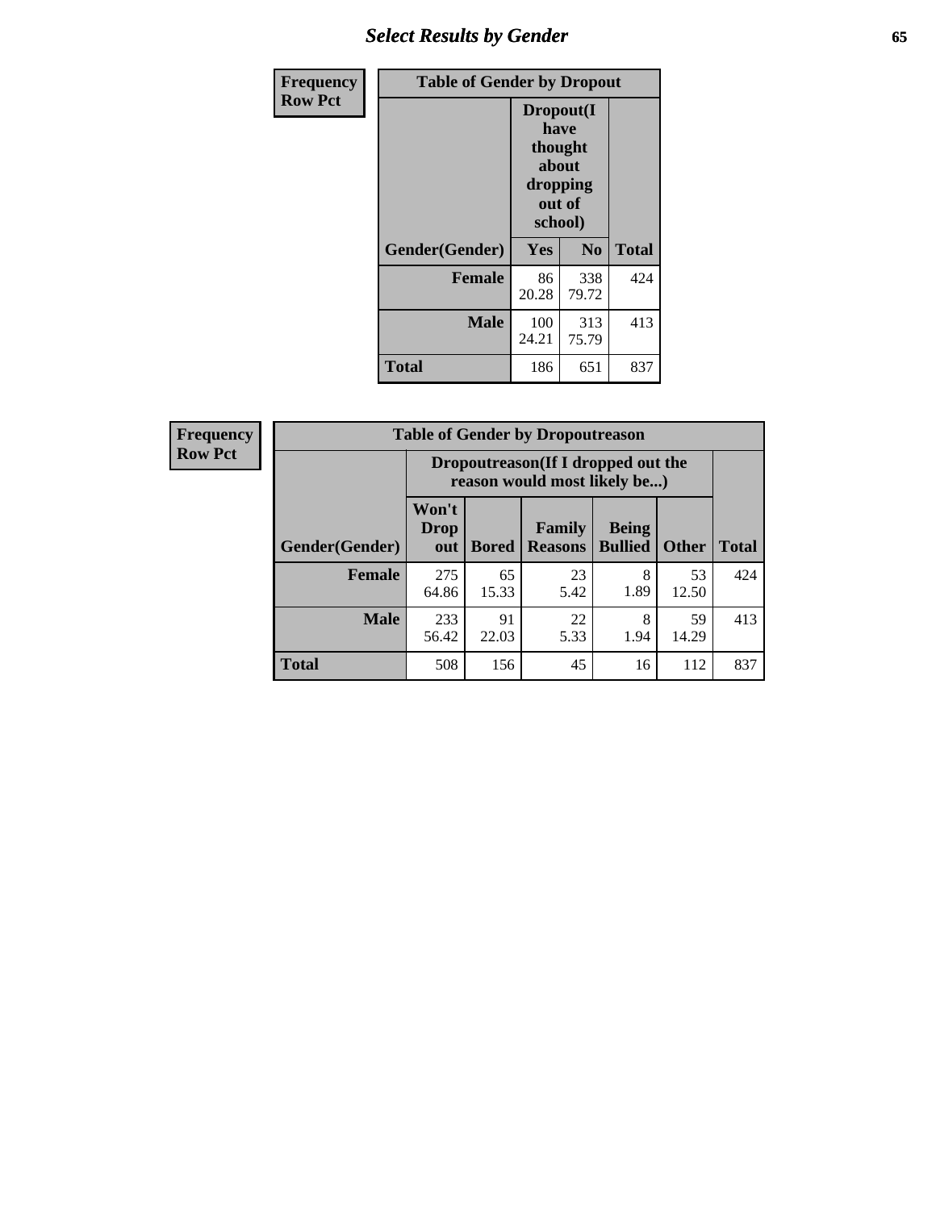## Table of Gender by Dropout

Frequency / Row Pct

| Gender(Gender) | Dropout(I have thought about dropping out of school) | | Total |
|---|---|---|---|
| | Yes | No | |
| Female | 86<br>20.28 | 338<br>79.72 | 424 |
| Male | 100<br>24.21 | 313<br>75.79 | 413 |
| Total | 186 | 651 | 837 |

## Table of Gender by Dropoutreason

Frequency / Row Pct

| Gender(Gender) | Dropoutreason(If I dropped out the reason would most likely be...) | | | | | Total |
|---|---|---|---|---|---|---|
| | Won't Drop out | Bored | Family Reasons | Being Bullied | Other | |
| Female | 275<br>64.86 | 65<br>15.33 | 23<br>5.42 | 8<br>1.89 | 53<br>12.50 | 424 |
| Male | 233<br>56.42 | 91<br>22.03 | 22<br>5.33 | 8<br>1.94 | 59<br>14.29 | 413 |
| Total | 508 | 156 | 45 | 16 | 112 | 837 |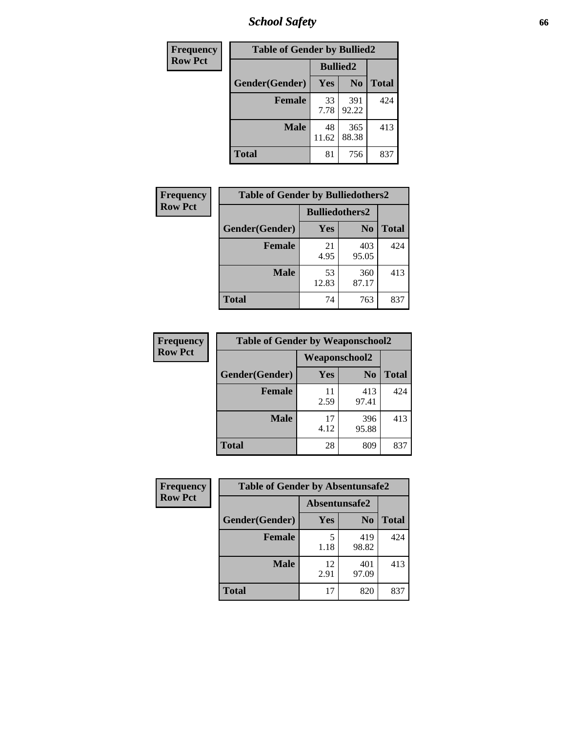## School Safety

| Frequency Row Pct |
|---|

**Table of Gender by Bullied2**

| Gender(Gender) | Bullied2 Yes | Bullied2 No | Total |
|---|---|---|---|
| **Female** | 33<br>7.78 | 391<br>92.22 | 424 |
| **Male** | 48<br>11.62 | 365<br>88.38 | 413 |
| **Total** | 81 | 756 | 837 |

| Frequency Row Pct |
|---|

**Table of Gender by Bulliedothers2**

| Gender(Gender) | Bulliedothers2 Yes | Bulliedothers2 No | Total |
|---|---|---|---|
| **Female** | 21<br>4.95 | 403<br>95.05 | 424 |
| **Male** | 53<br>12.83 | 360<br>87.17 | 413 |
| **Total** | 74 | 763 | 837 |

| Frequency Row Pct |
|---|

**Table of Gender by Weaponschool2**

| Gender(Gender) | Weaponschool2 Yes | Weaponschool2 No | Total |
|---|---|---|---|
| **Female** | 11<br>2.59 | 413<br>97.41 | 424 |
| **Male** | 17<br>4.12 | 396<br>95.88 | 413 |
| **Total** | 28 | 809 | 837 |

| Frequency Row Pct |
|---|

**Table of Gender by Absentunsafe2**

| Gender(Gender) | Absentunsafe2 Yes | Absentunsafe2 No | Total |
|---|---|---|---|
| **Female** | 5<br>1.18 | 419<br>98.82 | 424 |
| **Male** | 12<br>2.91 | 401<br>97.09 | 413 |
| **Total** | 17 | 820 | 837 |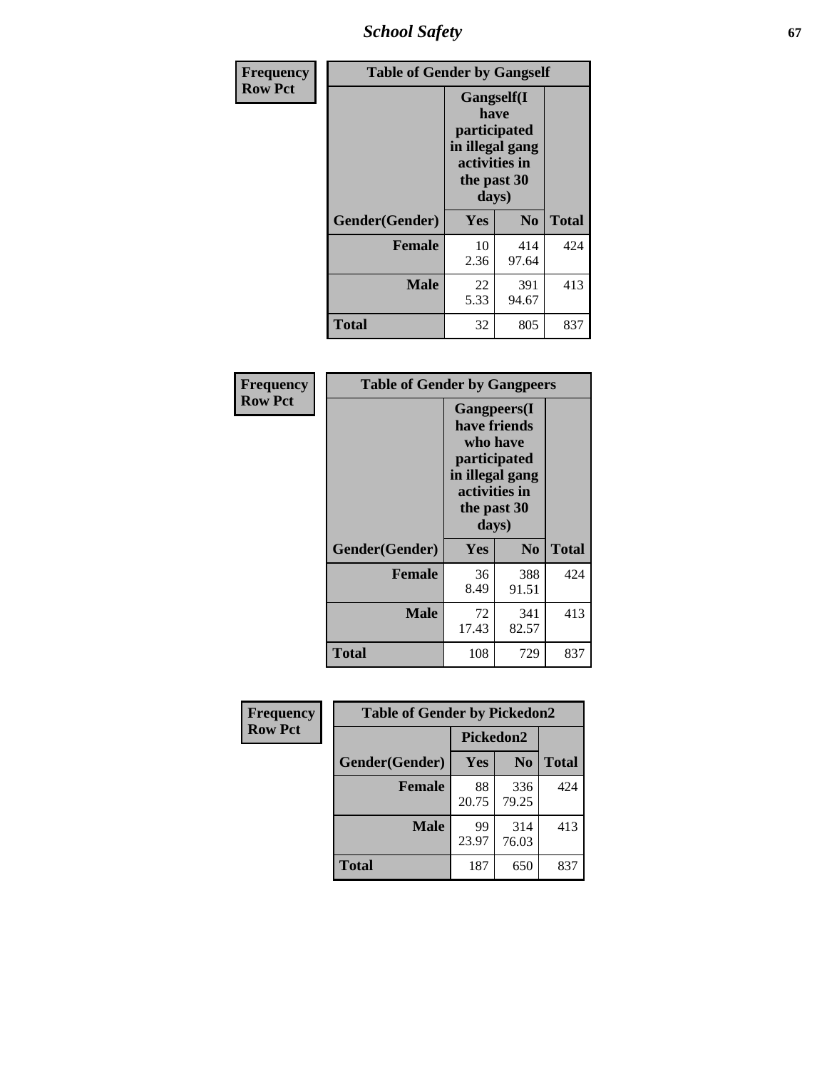| Frequency<br>Row Pct | Table of Gender by Gangself | | |
|---|---|---|---|
| | Gangself(I have participated in illegal gang activities in the past 30 days) | | |
| Gender(Gender) | Yes | No | Total |
| Female | 10<br>2.36 | 414<br>97.64 | 424 |
| Male | 22<br>5.33 | 391<br>94.67 | 413 |
| Total | 32 | 805 | 837 |

| Frequency<br>Row Pct | Table of Gender by Gangpeers | | |
|---|---|---|---|
| | Gangpeers(I have friends who have participated in illegal gang activities in the past 30 days) | | |
| Gender(Gender) | Yes | No | Total |
| Female | 36<br>8.49 | 388<br>91.51 | 424 |
| Male | 72<br>17.43 | 341<br>82.57 | 413 |
| Total | 108 | 729 | 837 |

| Frequency<br>Row Pct | Table of Gender by Pickedon2 | | |
|---|---|---|---|
| | Pickedon2 | | |
| Gender(Gender) | Yes | No | Total |
| Female | 88<br>20.75 | 336<br>79.25 | 424 |
| Male | 99<br>23.97 | 314<br>76.03 | 413 |
| Total | 187 | 650 | 837 |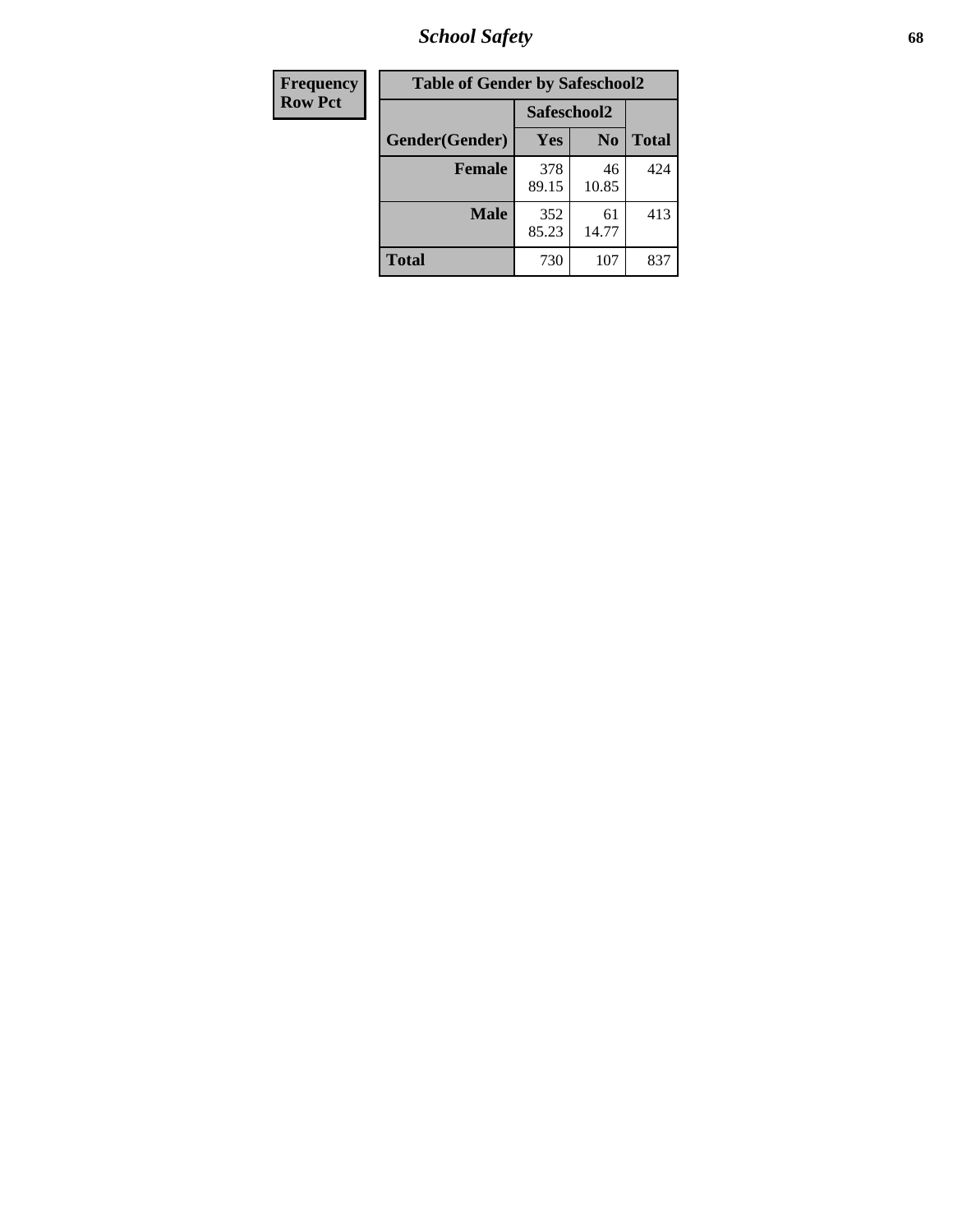| Frequency Row Pct |
|---|

**Table of Gender by Safeschool2**

| Gender(Gender) | Safeschool2 Yes | Safeschool2 No | Total |
|---|---|---|---|
| **Female** | 378 89.15 | 46 10.85 | 424 |
| **Male** | 352 85.23 | 61 14.77 | 413 |
| **Total** | 730 | 107 | 837 |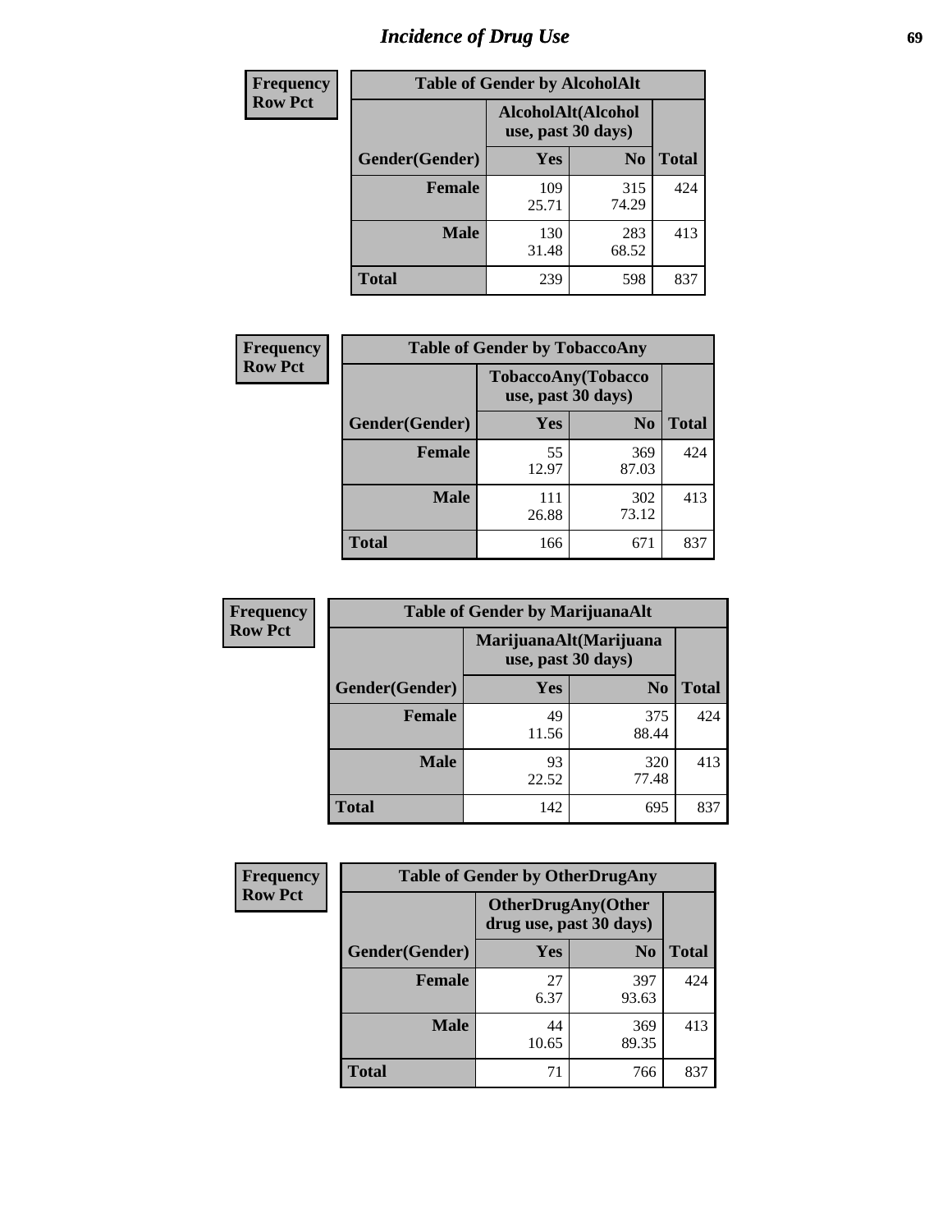# Incidence of Drug Use

**Frequency**
**Row Pct**

| Table of Gender by AlcoholAlt | | | |
|---|---|---|---|
| | AlcoholAlt(Alcohol use, past 30 days) | | |
| Gender(Gender) | Yes | No | Total |
| Female | 109<br>25.71 | 315<br>74.29 | 424 |
| Male | 130<br>31.48 | 283<br>68.52 | 413 |
| Total | 239 | 598 | 837 |

**Frequency**
**Row Pct**

| Table of Gender by TobaccoAny | | | |
|---|---|---|---|
| | TobaccoAny(Tobacco use, past 30 days) | | |
| Gender(Gender) | Yes | No | Total |
| Female | 55<br>12.97 | 369<br>87.03 | 424 |
| Male | 111<br>26.88 | 302<br>73.12 | 413 |
| Total | 166 | 671 | 837 |

**Frequency**
**Row Pct**

| Table of Gender by MarijuanaAlt | | | |
|---|---|---|---|
| | MarijuanaAlt(Marijuana use, past 30 days) | | |
| Gender(Gender) | Yes | No | Total |
| Female | 49<br>11.56 | 375<br>88.44 | 424 |
| Male | 93<br>22.52 | 320<br>77.48 | 413 |
| Total | 142 | 695 | 837 |

**Frequency**
**Row Pct**

| Table of Gender by OtherDrugAny | | | |
|---|---|---|---|
| | OtherDrugAny(Other drug use, past 30 days) | | |
| Gender(Gender) | Yes | No | Total |
| Female | 27<br>6.37 | 397<br>93.63 | 424 |
| Male | 44<br>10.65 | 369<br>89.35 | 413 |
| Total | 71 | 766 | 837 |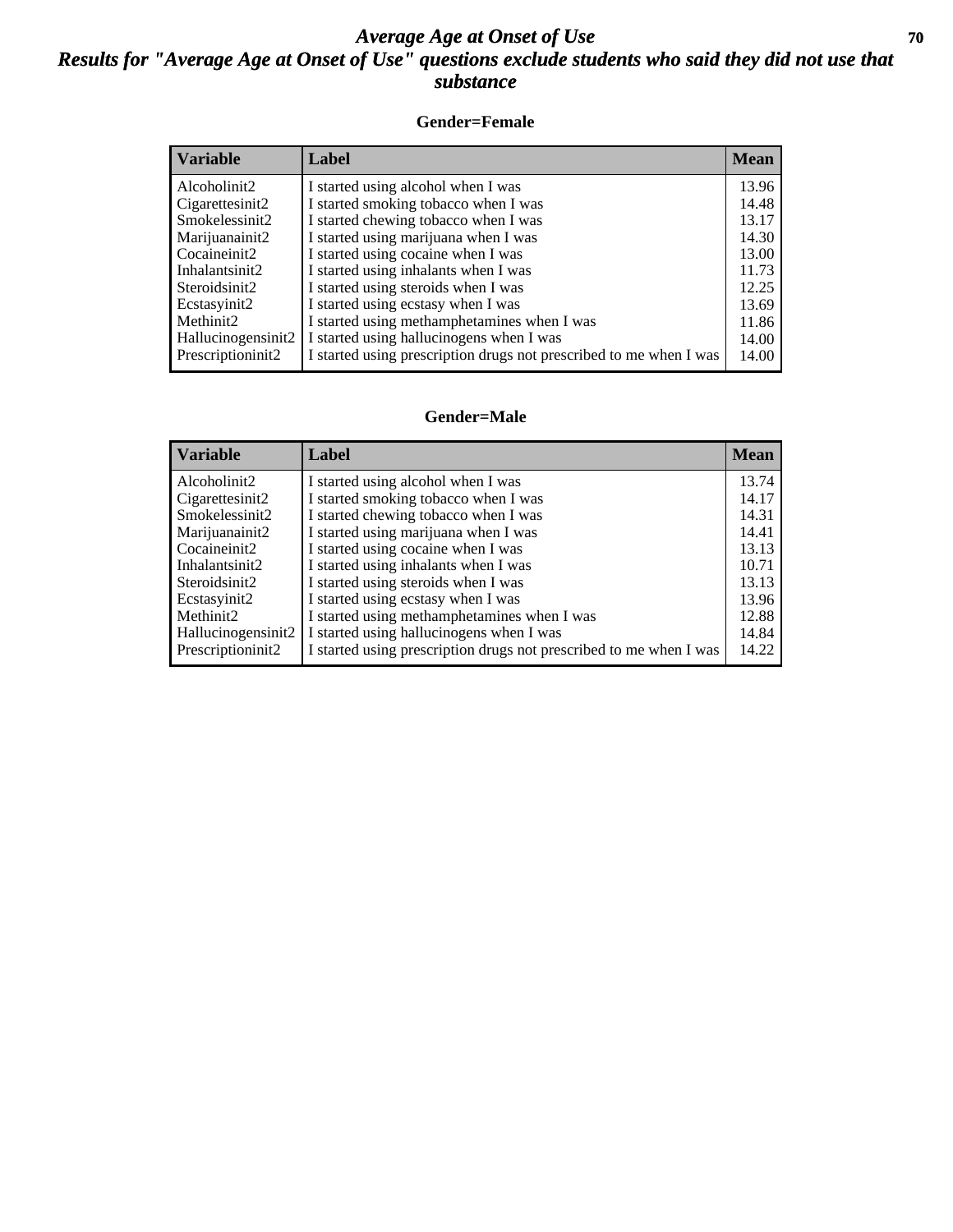# *Average Age at Onset of Use*

## *Results for "Average Age at Onset of Use" questions exclude students who said they did not use that substance*

### Gender=Female

| Variable | Label | Mean |
|---|---|---|
| Alcoholinit2 | I started using alcohol when I was | 13.96 |
| Cigarettesinit2 | I started smoking tobacco when I was | 14.48 |
| Smokelessinit2 | I started chewing tobacco when I was | 13.17 |
| Marijuanainit2 | I started using marijuana when I was | 14.30 |
| Cocaineinit2 | I started using cocaine when I was | 13.00 |
| Inhalantsinit2 | I started using inhalants when I was | 11.73 |
| Steroidsinit2 | I started using steroids when I was | 12.25 |
| Ecstasyinit2 | I started using ecstasy when I was | 13.69 |
| Methinit2 | I started using methamphetamines when I was | 11.86 |
| Hallucinogensinit2 | I started using hallucinogens when I was | 14.00 |
| Prescriptioninit2 | I started using prescription drugs not prescribed to me when I was | 14.00 |

### Gender=Male

| Variable | Label | Mean |
|---|---|---|
| Alcoholinit2 | I started using alcohol when I was | 13.74 |
| Cigarettesinit2 | I started smoking tobacco when I was | 14.17 |
| Smokelessinit2 | I started chewing tobacco when I was | 14.31 |
| Marijuanainit2 | I started using marijuana when I was | 14.41 |
| Cocaineinit2 | I started using cocaine when I was | 13.13 |
| Inhalantsinit2 | I started using inhalants when I was | 10.71 |
| Steroidsinit2 | I started using steroids when I was | 13.13 |
| Ecstasyinit2 | I started using ecstasy when I was | 13.96 |
| Methinit2 | I started using methamphetamines when I was | 12.88 |
| Hallucinogensinit2 | I started using hallucinogens when I was | 14.84 |
| Prescriptioninit2 | I started using prescription drugs not prescribed to me when I was | 14.22 |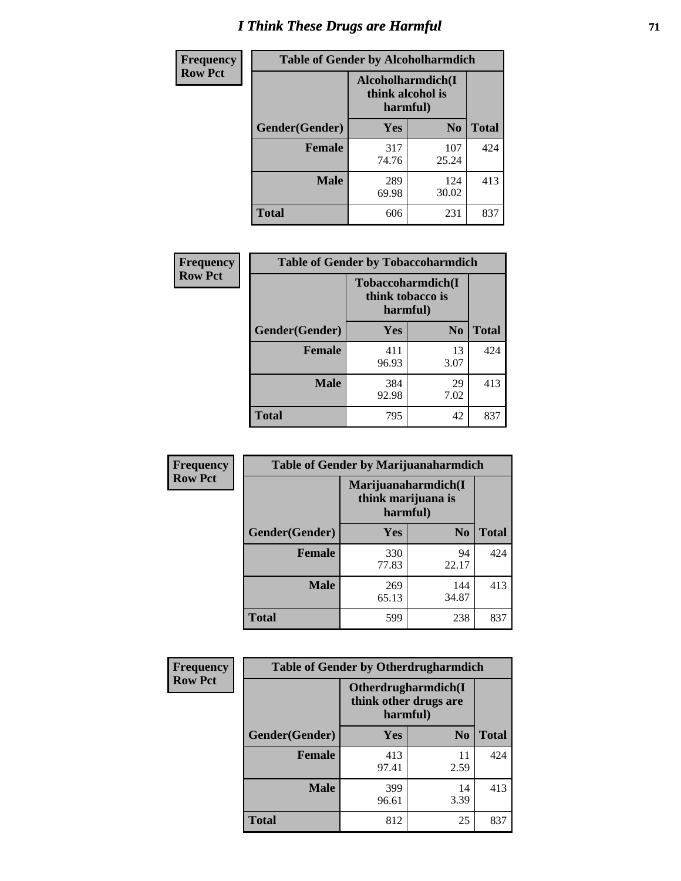# I Think These Drugs are Harmful

Frequency
Row Pct

**Table of Gender by Alcoholharmdich**

| Gender(Gender) | Alcoholharmdich(I think alcohol is harmful) Yes | No | Total |
|---|---|---|---|
| Female | 317<br>74.76 | 107<br>25.24 | 424 |
| Male | 289<br>69.98 | 124<br>30.02 | 413 |
| Total | 606 | 231 | 837 |

Frequency
Row Pct

**Table of Gender by Tobaccoharmdich**

| Gender(Gender) | Tobaccoharmdich(I think tobacco is harmful) Yes | No | Total |
|---|---|---|---|
| Female | 411<br>96.93 | 13<br>3.07 | 424 |
| Male | 384<br>92.98 | 29<br>7.02 | 413 |
| Total | 795 | 42 | 837 |

Frequency
Row Pct

**Table of Gender by Marijuanaharmdich**

| Gender(Gender) | Marijuanaharmdich(I think marijuana is harmful) Yes | No | Total |
|---|---|---|---|
| Female | 330<br>77.83 | 94<br>22.17 | 424 |
| Male | 269<br>65.13 | 144<br>34.87 | 413 |
| Total | 599 | 238 | 837 |

Frequency
Row Pct

**Table of Gender by Otherdrugharmdich**

| Gender(Gender) | Otherdrugharmdich(I think other drugs are harmful) Yes | No | Total |
|---|---|---|---|
| Female | 413<br>97.41 | 11<br>2.59 | 424 |
| Male | 399<br>96.61 | 14<br>3.39 | 413 |
| Total | 812 | 25 | 837 |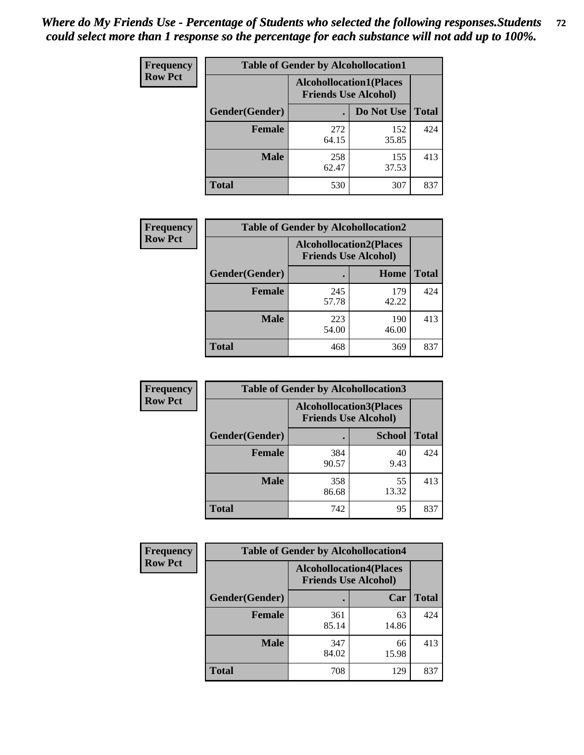*Where do My Friends Use - Percentage of Students who selected the following responses.Students could select more than 1 response so the percentage for each substance will not add up to 100%.*

**Frequency**
**Row Pct**

| Table of Gender by Alcohollocation1 | | | |
|---|---|---|---|
| | Alcohollocation1(Places Friends Use Alcohol) | | |
| Gender(Gender) | . | Do Not Use | Total |
| **Female** | 272<br>64.15 | 152<br>35.85 | 424 |
| **Male** | 258<br>62.47 | 155<br>37.53 | 413 |
| **Total** | 530 | 307 | 837 |

**Frequency**
**Row Pct**

| Table of Gender by Alcohollocation2 | | | |
|---|---|---|---|
| | Alcohollocation2(Places Friends Use Alcohol) | | |
| Gender(Gender) | . | Home | Total |
| **Female** | 245<br>57.78 | 179<br>42.22 | 424 |
| **Male** | 223<br>54.00 | 190<br>46.00 | 413 |
| **Total** | 468 | 369 | 837 |

**Frequency**
**Row Pct**

| Table of Gender by Alcohollocation3 | | | |
|---|---|---|---|
| | Alcohollocation3(Places Friends Use Alcohol) | | |
| Gender(Gender) | . | School | Total |
| **Female** | 384<br>90.57 | 40<br>9.43 | 424 |
| **Male** | 358<br>86.68 | 55<br>13.32 | 413 |
| **Total** | 742 | 95 | 837 |

**Frequency**
**Row Pct**

| Table of Gender by Alcohollocation4 | | | |
|---|---|---|---|
| | Alcohollocation4(Places Friends Use Alcohol) | | |
| Gender(Gender) | . | Car | Total |
| **Female** | 361<br>85.14 | 63<br>14.86 | 424 |
| **Male** | 347<br>84.02 | 66<br>15.98 | 413 |
| **Total** | 708 | 129 | 837 |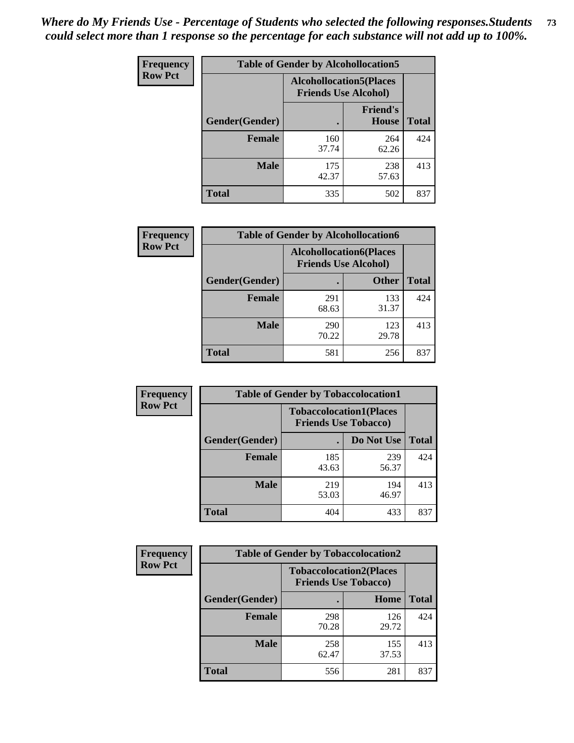*Where do My Friends Use - Percentage of Students who selected the following responses.Students could select more than 1 response so the percentage for each substance will not add up to 100%.*

**Frequency**
**Row Pct**

| Table of Gender by Alcohollocation5 | | | |
|---|---|---|---|
| | Alcohollocation5(Places Friends Use Alcohol) | | |
| Gender(Gender) | . | Friend's House | Total |
| **Female** | 160<br>37.74 | 264<br>62.26 | 424 |
| **Male** | 175<br>42.37 | 238<br>57.63 | 413 |
| **Total** | 335 | 502 | 837 |

**Frequency**
**Row Pct**

| Table of Gender by Alcohollocation6 | | | |
|---|---|---|---|
| | Alcohollocation6(Places Friends Use Alcohol) | | |
| Gender(Gender) | . | Other | Total |
| **Female** | 291<br>68.63 | 133<br>31.37 | 424 |
| **Male** | 290<br>70.22 | 123<br>29.78 | 413 |
| **Total** | 581 | 256 | 837 |

**Frequency**
**Row Pct**

| Table of Gender by Tobaccolocation1 | | | |
|---|---|---|---|
| | Tobaccolocation1(Places Friends Use Tobacco) | | |
| Gender(Gender) | . | Do Not Use | Total |
| **Female** | 185<br>43.63 | 239<br>56.37 | 424 |
| **Male** | 219<br>53.03 | 194<br>46.97 | 413 |
| **Total** | 404 | 433 | 837 |

**Frequency**
**Row Pct**

| Table of Gender by Tobaccolocation2 | | | |
|---|---|---|---|
| | Tobaccolocation2(Places Friends Use Tobacco) | | |
| Gender(Gender) | . | Home | Total |
| **Female** | 298<br>70.28 | 126<br>29.72 | 424 |
| **Male** | 258<br>62.47 | 155<br>37.53 | 413 |
| **Total** | 556 | 281 | 837 |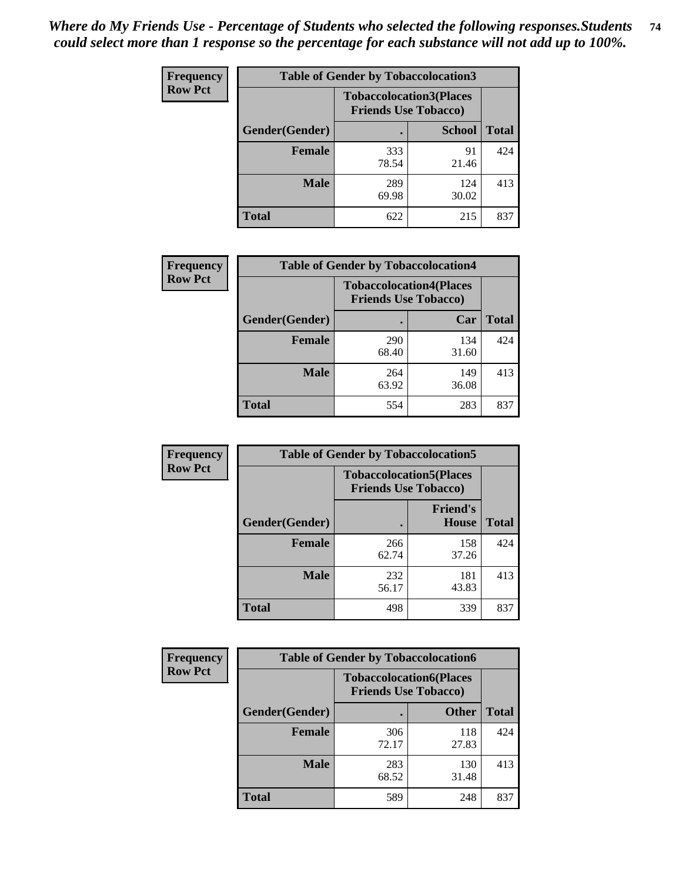*Where do My Friends Use - Percentage of Students who selected the following responses.Students could select more than 1 response so the percentage for each substance will not add up to 100%.*

**Frequency**
**Row Pct**

| Table of Gender by Tobaccolocation3 | | | |
|---|---|---|---|
| | Tobaccolocation3(Places Friends Use Tobacco) | | |
| Gender(Gender) | . | School | Total |
| Female | 333<br>78.54 | 91<br>21.46 | 424 |
| Male | 289<br>69.98 | 124<br>30.02 | 413 |
| Total | 622 | 215 | 837 |

**Frequency**
**Row Pct**

| Table of Gender by Tobaccolocation4 | | | |
|---|---|---|---|
| | Tobaccolocation4(Places Friends Use Tobacco) | | |
| Gender(Gender) | . | Car | Total |
| Female | 290<br>68.40 | 134<br>31.60 | 424 |
| Male | 264<br>63.92 | 149<br>36.08 | 413 |
| Total | 554 | 283 | 837 |

**Frequency**
**Row Pct**

| Table of Gender by Tobaccolocation5 | | | |
|---|---|---|---|
| | Tobaccolocation5(Places Friends Use Tobacco) | | |
| Gender(Gender) | . | Friend's House | Total |
| Female | 266<br>62.74 | 158<br>37.26 | 424 |
| Male | 232<br>56.17 | 181<br>43.83 | 413 |
| Total | 498 | 339 | 837 |

**Frequency**
**Row Pct**

| Table of Gender by Tobaccolocation6 | | | |
|---|---|---|---|
| | Tobaccolocation6(Places Friends Use Tobacco) | | |
| Gender(Gender) | . | Other | Total |
| Female | 306<br>72.17 | 118<br>27.83 | 424 |
| Male | 283<br>68.52 | 130<br>31.48 | 413 |
| Total | 589 | 248 | 837 |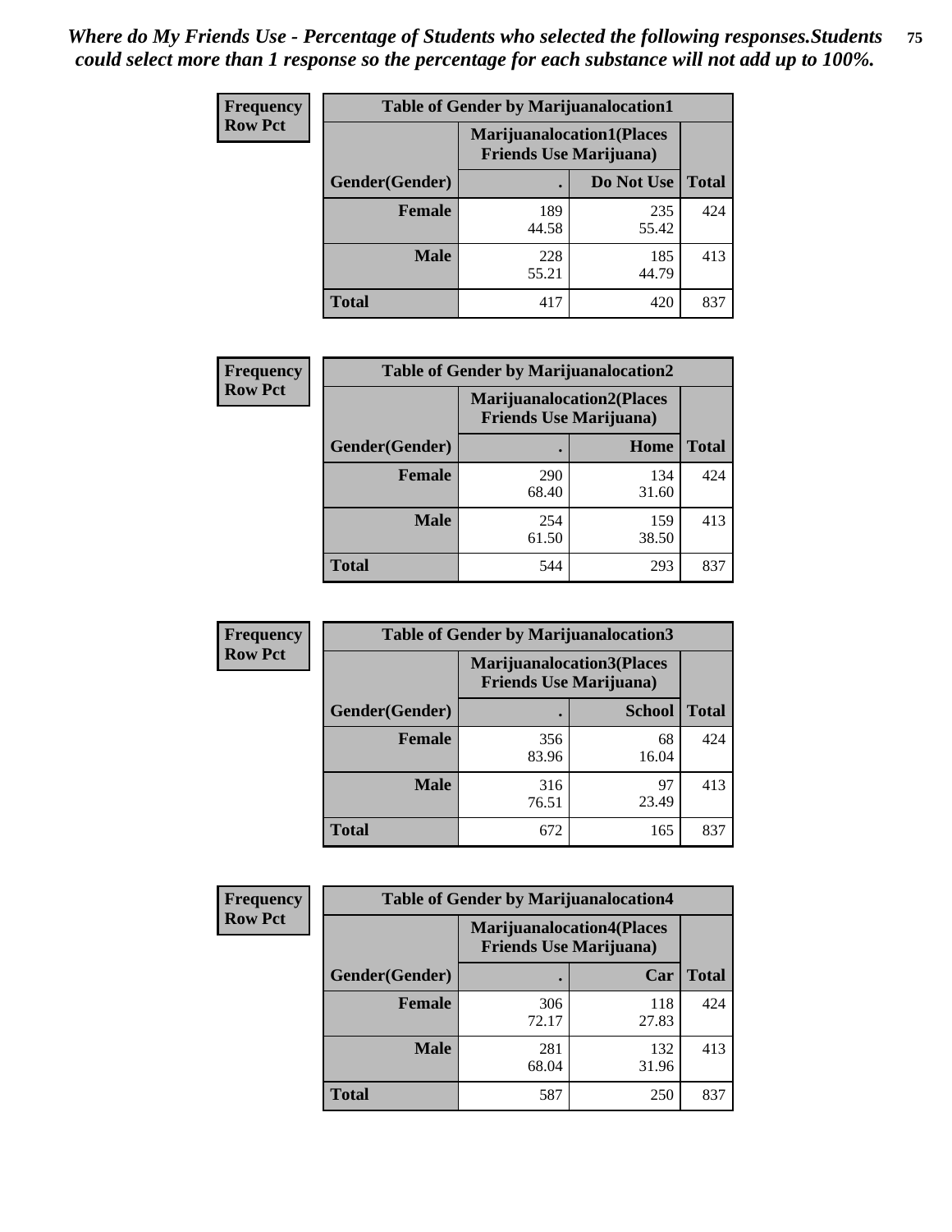*Where do My Friends Use - Percentage of Students who selected the following responses.Students could select more than 1 response so the percentage for each substance will not add up to 100%.*

**Frequency**
**Row Pct**

| Table of Gender by Marijuanalocation1 | | | |
|---|---|---|---|
| | Marijuanalocation1(Places Friends Use Marijuana) | | |
| Gender(Gender) | . | Do Not Use | Total |
| Female | 189<br>44.58 | 235<br>55.42 | 424 |
| Male | 228<br>55.21 | 185<br>44.79 | 413 |
| Total | 417 | 420 | 837 |

**Frequency**
**Row Pct**

| Table of Gender by Marijuanalocation2 | | | |
|---|---|---|---|
| | Marijuanalocation2(Places Friends Use Marijuana) | | |
| Gender(Gender) | . | Home | Total |
| Female | 290<br>68.40 | 134<br>31.60 | 424 |
| Male | 254<br>61.50 | 159<br>38.50 | 413 |
| Total | 544 | 293 | 837 |

**Frequency**
**Row Pct**

| Table of Gender by Marijuanalocation3 | | | |
|---|---|---|---|
| | Marijuanalocation3(Places Friends Use Marijuana) | | |
| Gender(Gender) | . | School | Total |
| Female | 356<br>83.96 | 68<br>16.04 | 424 |
| Male | 316<br>76.51 | 97<br>23.49 | 413 |
| Total | 672 | 165 | 837 |

**Frequency**
**Row Pct**

| Table of Gender by Marijuanalocation4 | | | |
|---|---|---|---|
| | Marijuanalocation4(Places Friends Use Marijuana) | | |
| Gender(Gender) | . | Car | Total |
| Female | 306<br>72.17 | 118<br>27.83 | 424 |
| Male | 281<br>68.04 | 132<br>31.96 | 413 |
| Total | 587 | 250 | 837 |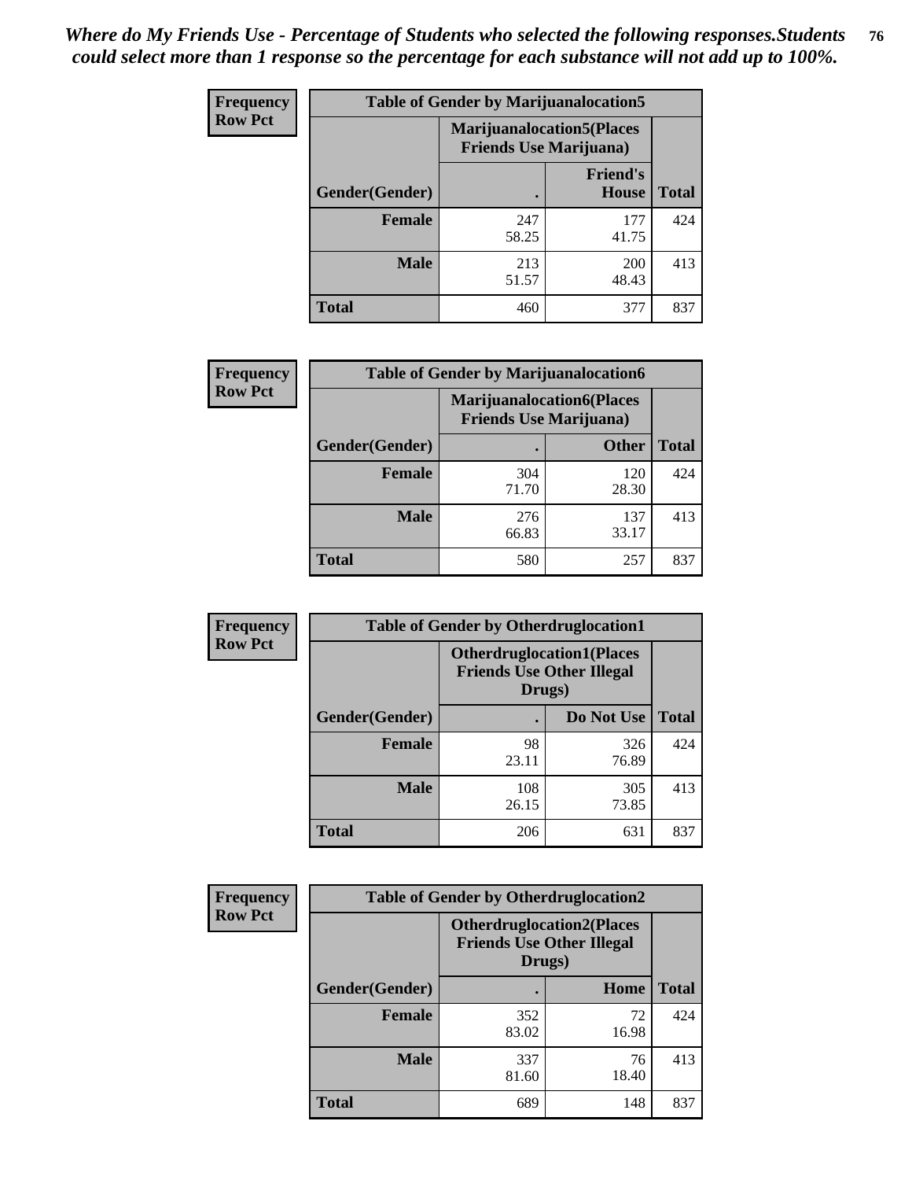*Where do My Friends Use - Percentage of Students who selected the following responses.Students could select more than 1 response so the percentage for each substance will not add up to 100%.*

**Frequency Row Pct**

| Table of Gender by Marijuanalocation5 | | | |
|---|---|---|---|
| | Marijuanalocation5(Places Friends Use Marijuana) | | |
| Gender(Gender) | . | Friend's House | Total |
| Female | 247<br>58.25 | 177<br>41.75 | 424 |
| Male | 213<br>51.57 | 200<br>48.43 | 413 |
| Total | 460 | 377 | 837 |

**Frequency Row Pct**

| Table of Gender by Marijuanalocation6 | | | |
|---|---|---|---|
| | Marijuanalocation6(Places Friends Use Marijuana) | | |
| Gender(Gender) | . | Other | Total |
| Female | 304<br>71.70 | 120<br>28.30 | 424 |
| Male | 276<br>66.83 | 137<br>33.17 | 413 |
| Total | 580 | 257 | 837 |

**Frequency Row Pct**

| Table of Gender by Otherdruglocation1 | | | |
|---|---|---|---|
| | Otherdruglocation1(Places Friends Use Other Illegal Drugs) | | |
| Gender(Gender) | . | Do Not Use | Total |
| Female | 98<br>23.11 | 326<br>76.89 | 424 |
| Male | 108<br>26.15 | 305<br>73.85 | 413 |
| Total | 206 | 631 | 837 |

**Frequency Row Pct**

| Table of Gender by Otherdruglocation2 | | | |
|---|---|---|---|
| | Otherdruglocation2(Places Friends Use Other Illegal Drugs) | | |
| Gender(Gender) | . | Home | Total |
| Female | 352<br>83.02 | 72<br>16.98 | 424 |
| Male | 337<br>81.60 | 76<br>18.40 | 413 |
| Total | 689 | 148 | 837 |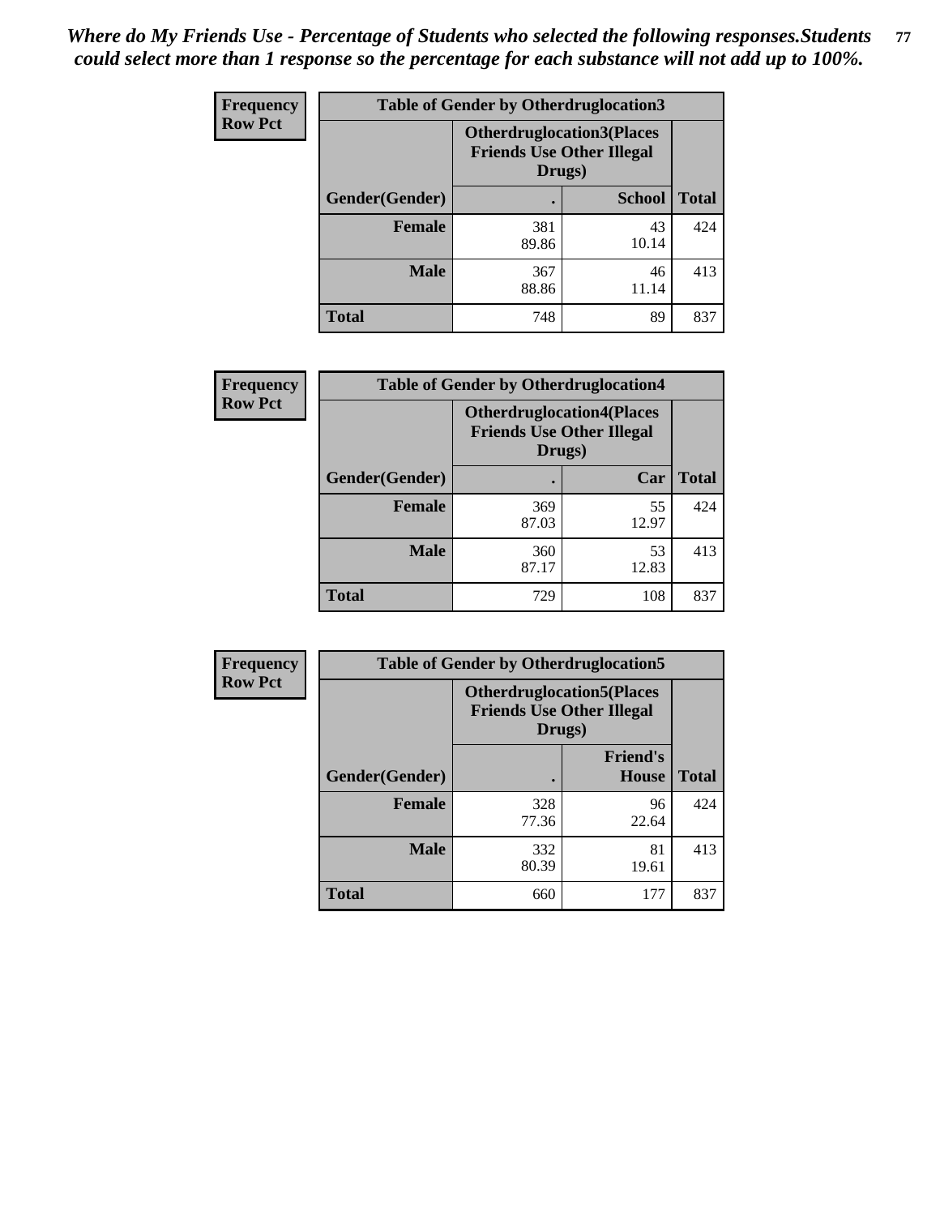*Where do My Friends Use - Percentage of Students who selected the following responses.Students could select more than 1 response so the percentage for each substance will not add up to 100%.*

**Frequency**
**Row Pct**

| Table of Gender by Otherdruglocation3 | | | |
|---|---|---|---|
| | Otherdruglocation3(Places Friends Use Other Illegal Drugs) | | |
| Gender(Gender) | . | School | Total |
| Female | 381<br>89.86 | 43<br>10.14 | 424 |
| Male | 367<br>88.86 | 46<br>11.14 | 413 |
| Total | 748 | 89 | 837 |

**Frequency**
**Row Pct**

| Table of Gender by Otherdruglocation4 | | | |
|---|---|---|---|
| | Otherdruglocation4(Places Friends Use Other Illegal Drugs) | | |
| Gender(Gender) | . | Car | Total |
| Female | 369<br>87.03 | 55<br>12.97 | 424 |
| Male | 360<br>87.17 | 53<br>12.83 | 413 |
| Total | 729 | 108 | 837 |

**Frequency**
**Row Pct**

| Table of Gender by Otherdruglocation5 | | | |
|---|---|---|---|
| | Otherdruglocation5(Places Friends Use Other Illegal Drugs) | | |
| Gender(Gender) | . | Friend's House | Total |
| Female | 328<br>77.36 | 96<br>22.64 | 424 |
| Male | 332<br>80.39 | 81<br>19.61 | 413 |
| Total | 660 | 177 | 837 |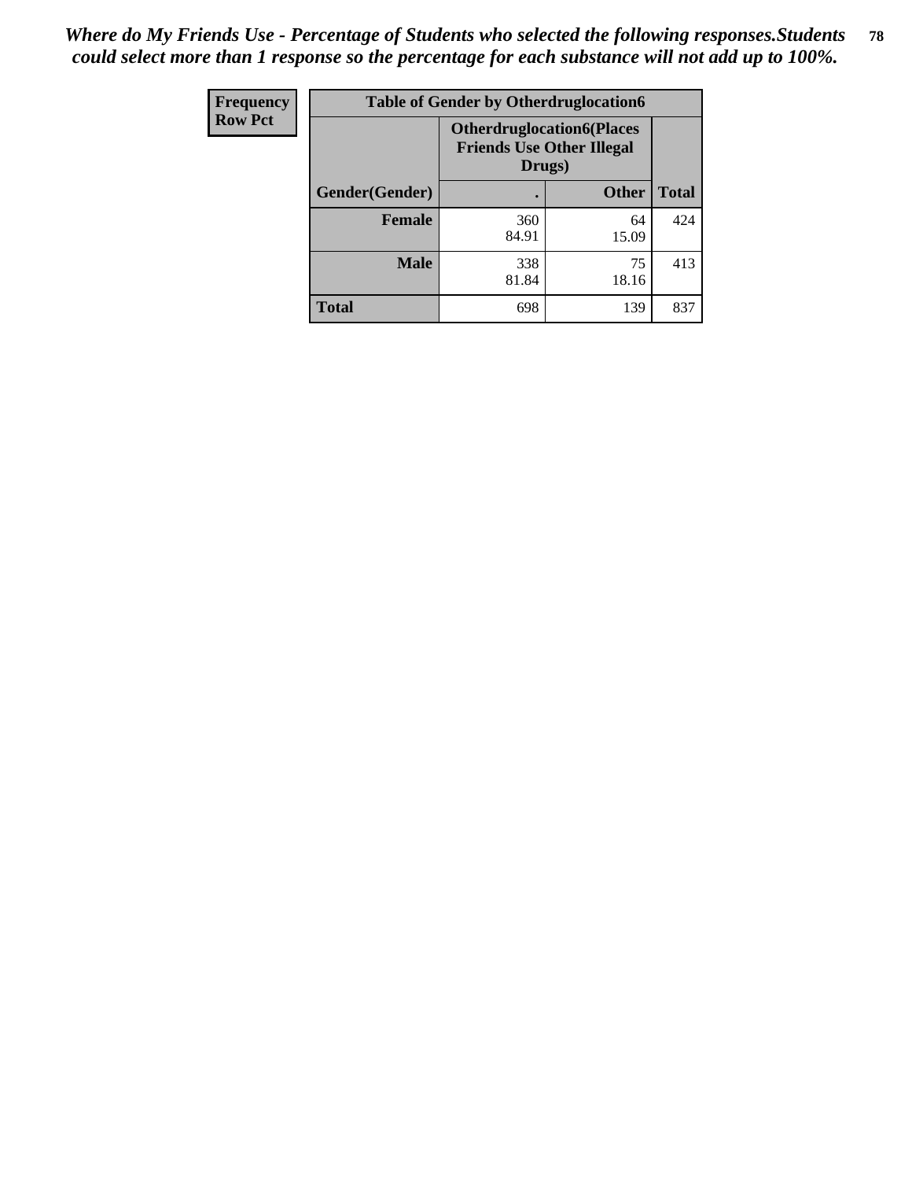*Where do My Friends Use - Percentage of Students who selected the following responses.Students could select more than 1 response so the percentage for each substance will not add up to 100%.*

| Frequency Row Pct | Table of Gender by Otherdruglocation6 | | |
|---|---|---|---|
| | Otherdruglocation6(Places Friends Use Other Illegal Drugs) | | |
| Gender(Gender) | . | Other | Total |
| Female | 360<br>84.91 | 64<br>15.09 | 424 |
| Male | 338<br>81.84 | 75<br>18.16 | 413 |
| Total | 698 | 139 | 837 |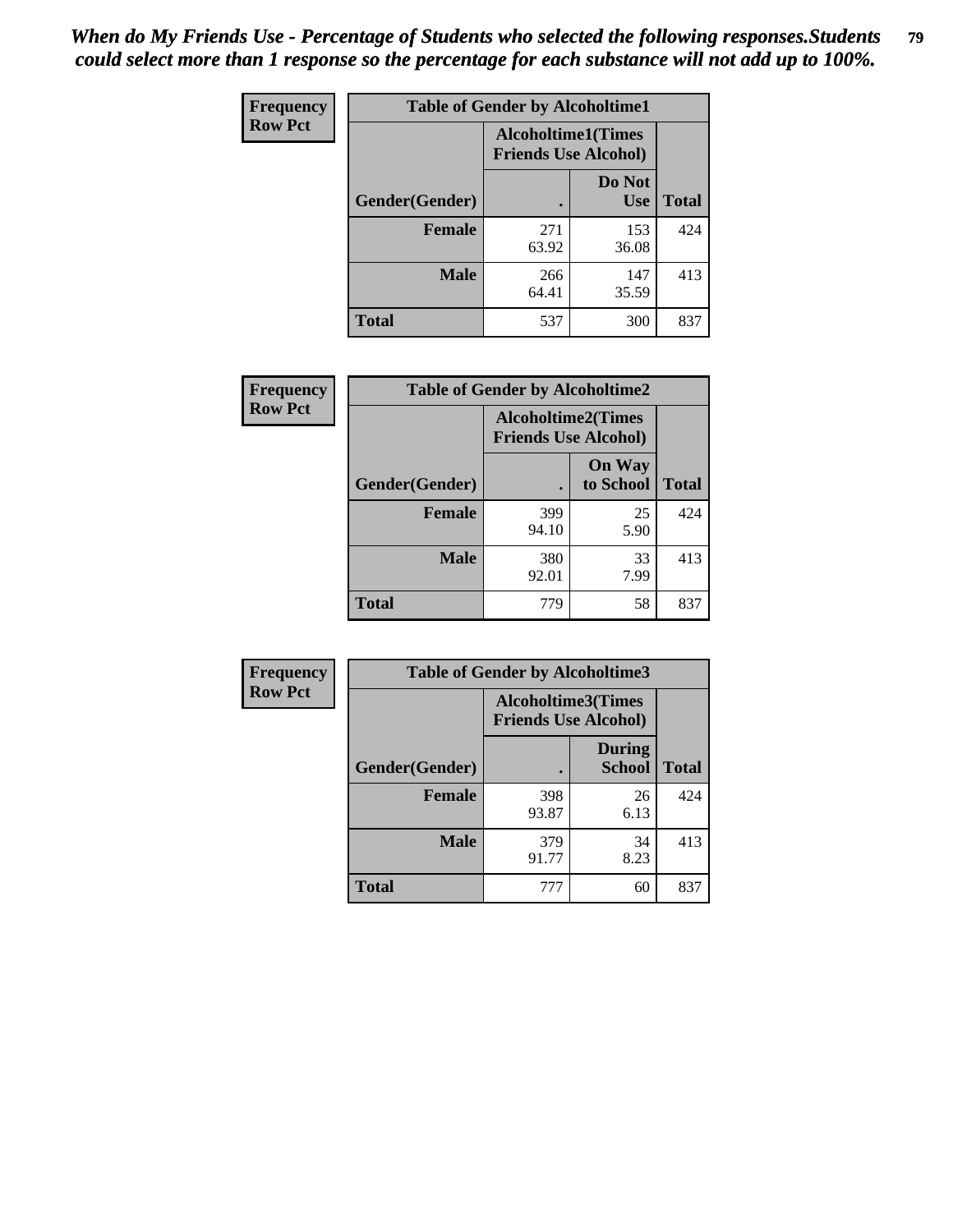*When do My Friends Use - Percentage of Students who selected the following responses.Students could select more than 1 response so the percentage for each substance will not add up to 100%.*

**Frequency**
**Row Pct**

| Table of Gender by Alcoholtime1 | | | |
|---|---|---|---|
| | Alcoholtime1(Times Friends Use Alcohol) | | |
| Gender(Gender) | . | Do Not Use | Total |
| **Female** | 271<br>63.92 | 153<br>36.08 | 424 |
| **Male** | 266<br>64.41 | 147<br>35.59 | 413 |
| **Total** | 537 | 300 | 837 |

**Frequency**
**Row Pct**

| Table of Gender by Alcoholtime2 | | | |
|---|---|---|---|
| | Alcoholtime2(Times Friends Use Alcohol) | | |
| Gender(Gender) | . | On Way to School | Total |
| **Female** | 399<br>94.10 | 25<br>5.90 | 424 |
| **Male** | 380<br>92.01 | 33<br>7.99 | 413 |
| **Total** | 779 | 58 | 837 |

**Frequency**
**Row Pct**

| Table of Gender by Alcoholtime3 | | | |
|---|---|---|---|
| | Alcoholtime3(Times Friends Use Alcohol) | | |
| Gender(Gender) | . | During School | Total |
| **Female** | 398<br>93.87 | 26<br>6.13 | 424 |
| **Male** | 379<br>91.77 | 34<br>8.23 | 413 |
| **Total** | 777 | 60 | 837 |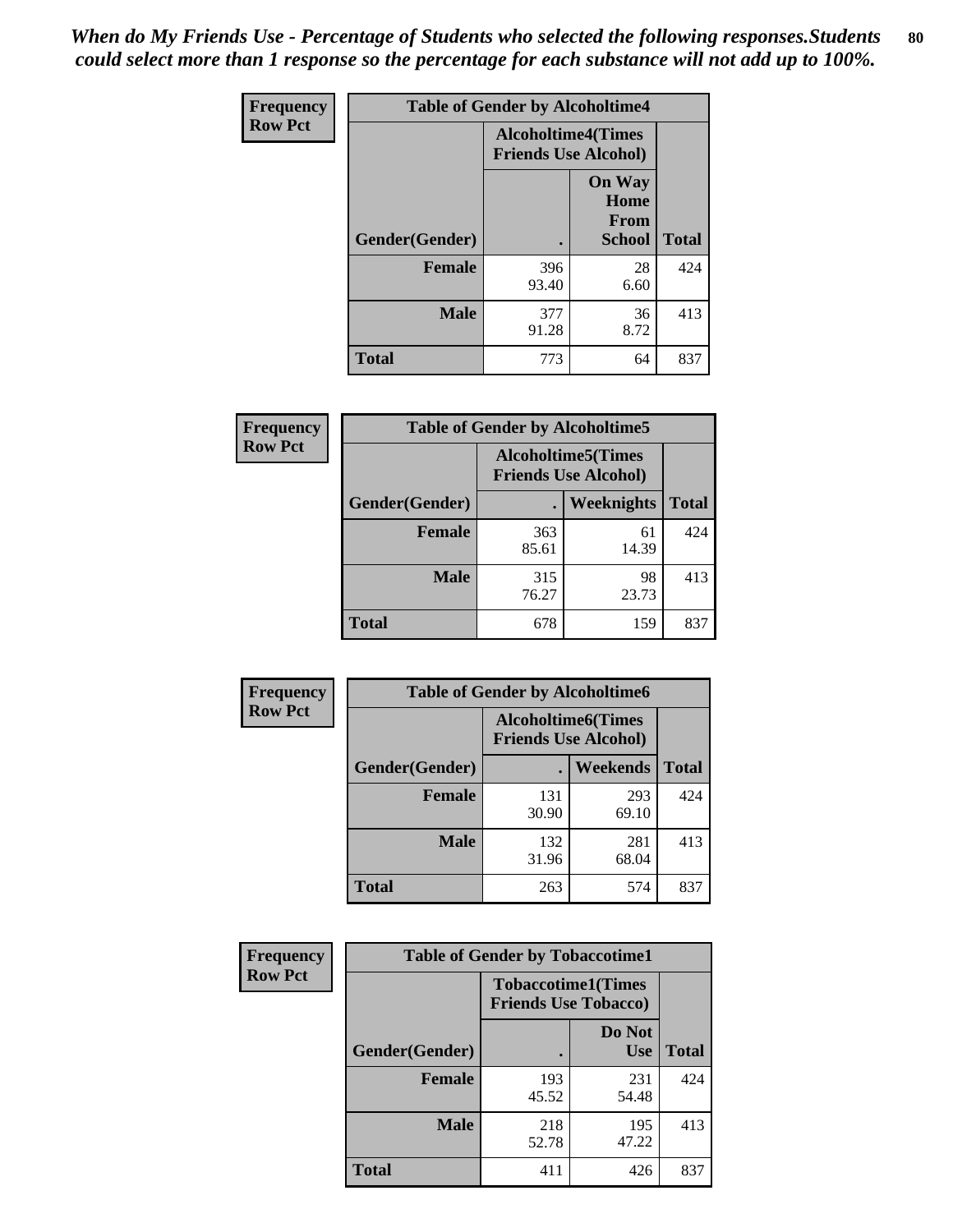*When do My Friends Use - Percentage of Students who selected the following responses.Students could select more than 1 response so the percentage for each substance will not add up to 100%.*

**Frequency**
**Row Pct**

| Table of Gender by Alcoholtime4 | | | |
|---|---|---|---|
| | Alcoholtime4(Times Friends Use Alcohol) | | |
| Gender(Gender) | . | On Way Home From School | Total |
| **Female** | 396<br>93.40 | 28<br>6.60 | 424 |
| **Male** | 377<br>91.28 | 36<br>8.72 | 413 |
| **Total** | 773 | 64 | 837 |

**Frequency**
**Row Pct**

| Table of Gender by Alcoholtime5 | | | |
|---|---|---|---|
| | Alcoholtime5(Times Friends Use Alcohol) | | |
| Gender(Gender) | . | Weeknights | Total |
| **Female** | 363<br>85.61 | 61<br>14.39 | 424 |
| **Male** | 315<br>76.27 | 98<br>23.73 | 413 |
| **Total** | 678 | 159 | 837 |

**Frequency**
**Row Pct**

| Table of Gender by Alcoholtime6 | | | |
|---|---|---|---|
| | Alcoholtime6(Times Friends Use Alcohol) | | |
| Gender(Gender) | . | Weekends | Total |
| **Female** | 131<br>30.90 | 293<br>69.10 | 424 |
| **Male** | 132<br>31.96 | 281<br>68.04 | 413 |
| **Total** | 263 | 574 | 837 |

**Frequency**
**Row Pct**

| Table of Gender by Tobaccotime1 | | | |
|---|---|---|---|
| | Tobaccotime1(Times Friends Use Tobacco) | | |
| Gender(Gender) | . | Do Not Use | Total |
| **Female** | 193<br>45.52 | 231<br>54.48 | 424 |
| **Male** | 218<br>52.78 | 195<br>47.22 | 413 |
| **Total** | 411 | 426 | 837 |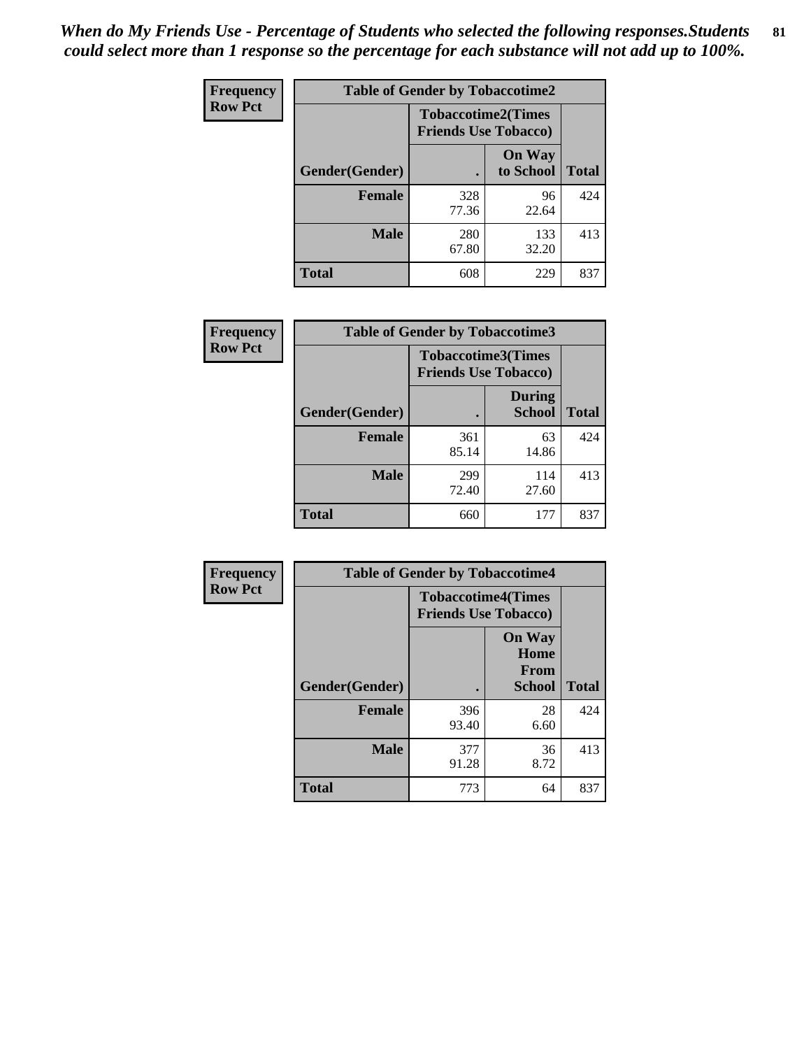*When do My Friends Use - Percentage of Students who selected the following responses.Students could select more than 1 response so the percentage for each substance will not add up to 100%.*

| Frequency<br>Row Pct | Table of Gender by Tobaccotime2 | | |
|---|---|---|---|
| | Tobaccotime2(Times Friends Use Tobacco) | | |
| Gender(Gender) | . | On Way to School | Total |
| **Female** | 328<br>77.36 | 96<br>22.64 | 424 |
| **Male** | 280<br>67.80 | 133<br>32.20 | 413 |
| **Total** | 608 | 229 | 837 |

| Frequency<br>Row Pct | Table of Gender by Tobaccotime3 | | |
|---|---|---|---|
| | Tobaccotime3(Times Friends Use Tobacco) | | |
| Gender(Gender) | . | During School | Total |
| **Female** | 361<br>85.14 | 63<br>14.86 | 424 |
| **Male** | 299<br>72.40 | 114<br>27.60 | 413 |
| **Total** | 660 | 177 | 837 |

| Frequency<br>Row Pct | Table of Gender by Tobaccotime4 | | |
|---|---|---|---|
| | Tobaccotime4(Times Friends Use Tobacco) | | |
| Gender(Gender) | . | On Way Home From School | Total |
| **Female** | 396<br>93.40 | 28<br>6.60 | 424 |
| **Male** | 377<br>91.28 | 36<br>8.72 | 413 |
| **Total** | 773 | 64 | 837 |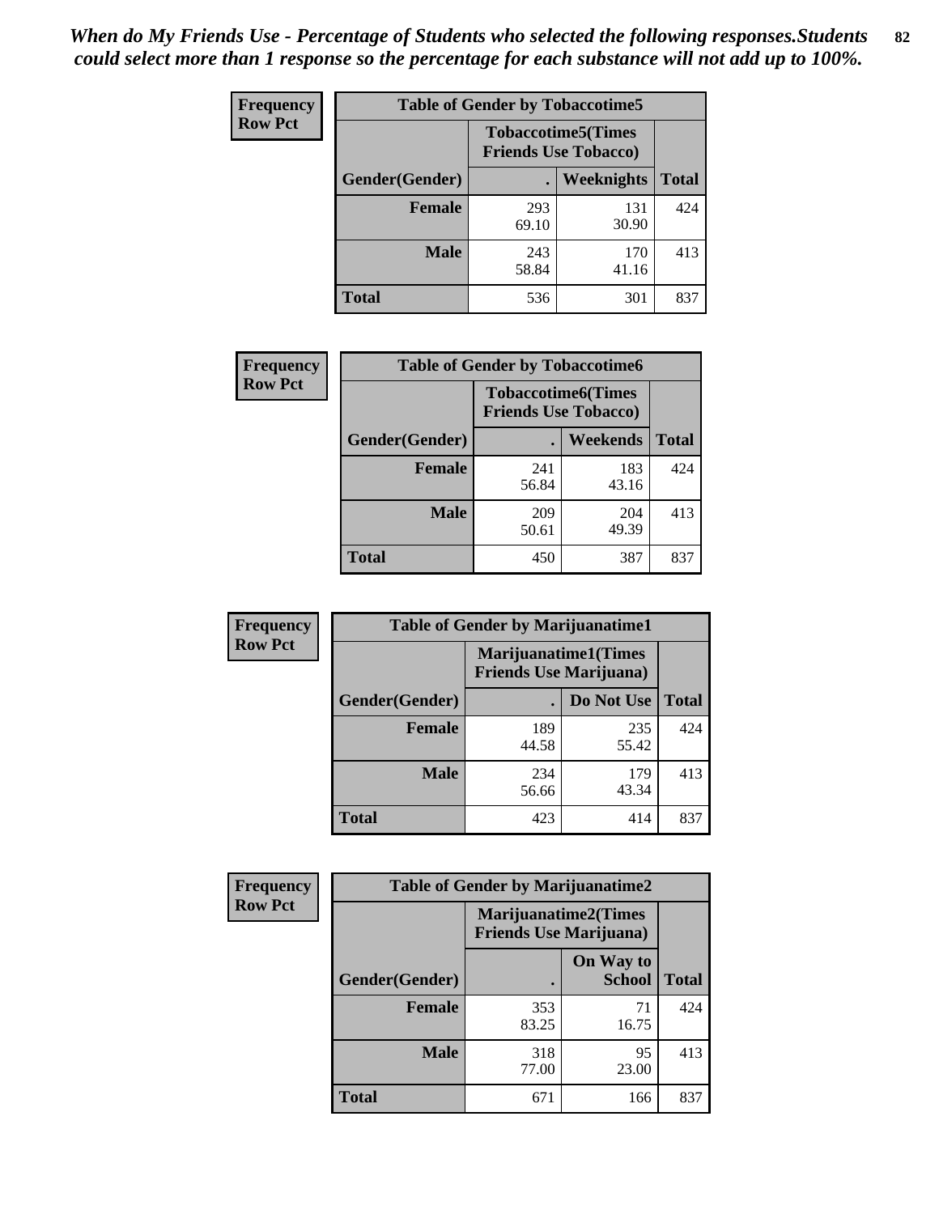*When do My Friends Use - Percentage of Students who selected the following responses.Students could select more than 1 response so the percentage for each substance will not add up to 100%.*

**Frequency**
**Row Pct**

| Table of Gender by Tobaccotime5 | | | |
|---|---|---|---|
| | Tobaccotime5(Times Friends Use Tobacco) | | |
| Gender(Gender) | . | Weeknights | Total |
| **Female** | 293<br>69.10 | 131<br>30.90 | 424 |
| **Male** | 243<br>58.84 | 170<br>41.16 | 413 |
| **Total** | 536 | 301 | 837 |

**Frequency**
**Row Pct**

| Table of Gender by Tobaccotime6 | | | |
|---|---|---|---|
| | Tobaccotime6(Times Friends Use Tobacco) | | |
| Gender(Gender) | . | Weekends | Total |
| **Female** | 241<br>56.84 | 183<br>43.16 | 424 |
| **Male** | 209<br>50.61 | 204<br>49.39 | 413 |
| **Total** | 450 | 387 | 837 |

**Frequency**
**Row Pct**

| Table of Gender by Marijuanatime1 | | | |
|---|---|---|---|
| | Marijuanatime1(Times Friends Use Marijuana) | | |
| Gender(Gender) | . | Do Not Use | Total |
| **Female** | 189<br>44.58 | 235<br>55.42 | 424 |
| **Male** | 234<br>56.66 | 179<br>43.34 | 413 |
| **Total** | 423 | 414 | 837 |

**Frequency**
**Row Pct**

| Table of Gender by Marijuanatime2 | | | |
|---|---|---|---|
| | Marijuanatime2(Times Friends Use Marijuana) | | |
| Gender(Gender) | . | On Way to School | Total |
| **Female** | 353<br>83.25 | 71<br>16.75 | 424 |
| **Male** | 318<br>77.00 | 95<br>23.00 | 413 |
| **Total** | 671 | 166 | 837 |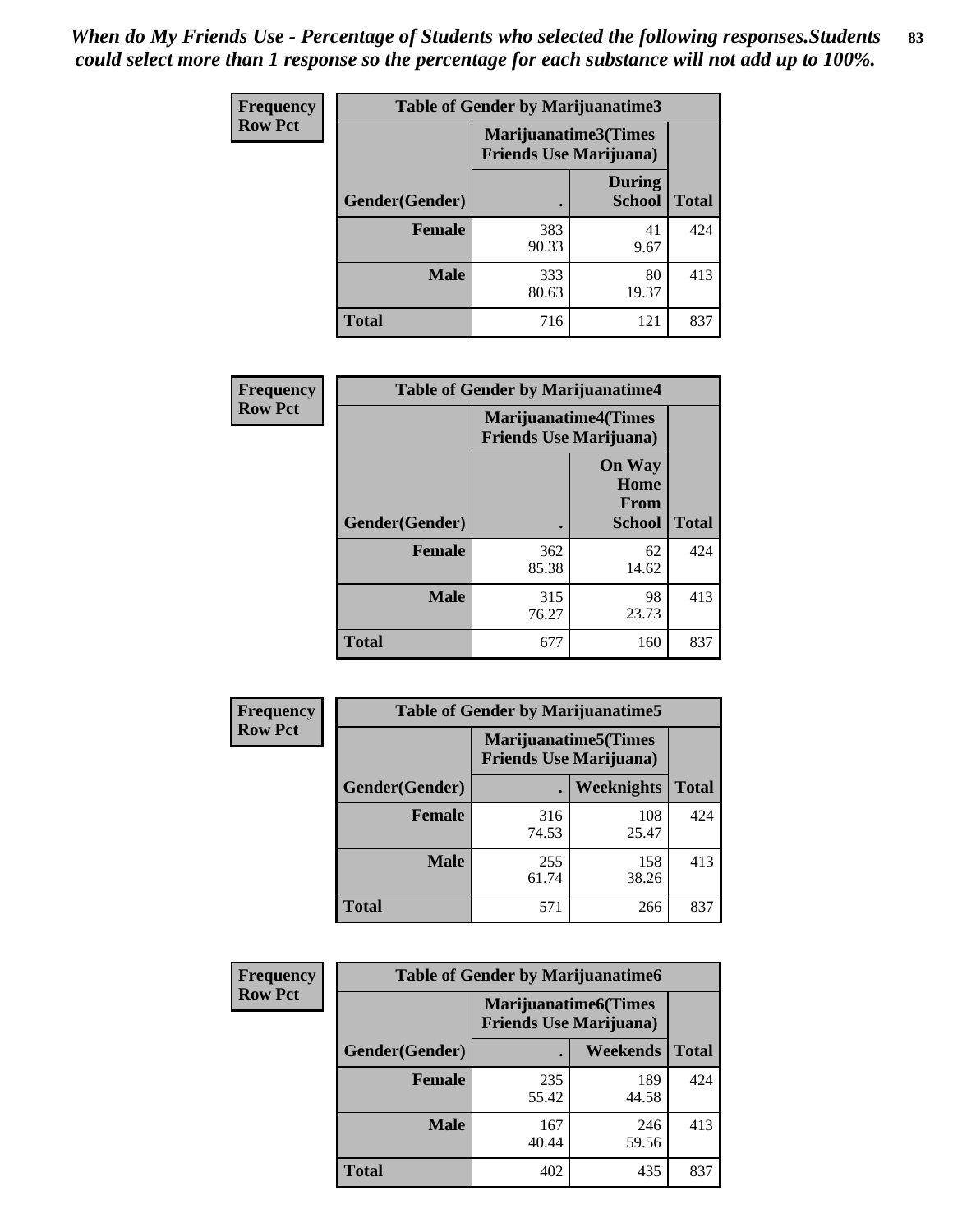*When do My Friends Use - Percentage of Students who selected the following responses.Students could select more than 1 response so the percentage for each substance will not add up to 100%.*

**Frequency Row Pct**

| Table of Gender by Marijuanatime3 | | | |
|---|---|---|---|
| | Marijuanatime3(Times Friends Use Marijuana) | | |
| Gender(Gender) | . | During School | Total |
| **Female** | 383<br>90.33 | 41<br>9.67 | 424 |
| **Male** | 333<br>80.63 | 80<br>19.37 | 413 |
| **Total** | 716 | 121 | 837 |

**Frequency Row Pct**

| Table of Gender by Marijuanatime4 | | | |
|---|---|---|---|
| | Marijuanatime4(Times Friends Use Marijuana) | | |
| Gender(Gender) | . | On Way Home From School | Total |
| **Female** | 362<br>85.38 | 62<br>14.62 | 424 |
| **Male** | 315<br>76.27 | 98<br>23.73 | 413 |
| **Total** | 677 | 160 | 837 |

**Frequency Row Pct**

| Table of Gender by Marijuanatime5 | | | |
|---|---|---|---|
| | Marijuanatime5(Times Friends Use Marijuana) | | |
| Gender(Gender) | . | Weeknights | Total |
| **Female** | 316<br>74.53 | 108<br>25.47 | 424 |
| **Male** | 255<br>61.74 | 158<br>38.26 | 413 |
| **Total** | 571 | 266 | 837 |

**Frequency Row Pct**

| Table of Gender by Marijuanatime6 | | | |
|---|---|---|---|
| | Marijuanatime6(Times Friends Use Marijuana) | | |
| Gender(Gender) | . | Weekends | Total |
| **Female** | 235<br>55.42 | 189<br>44.58 | 424 |
| **Male** | 167<br>40.44 | 246<br>59.56 | 413 |
| **Total** | 402 | 435 | 837 |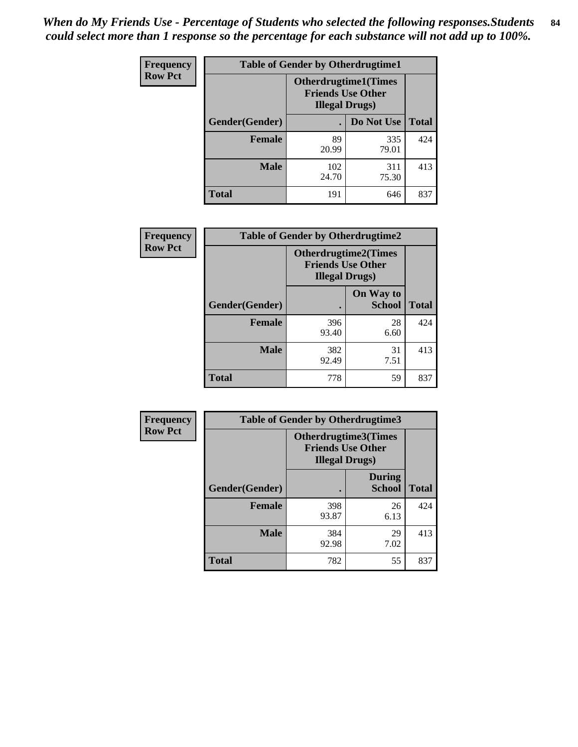*When do My Friends Use - Percentage of Students who selected the following responses.Students could select more than 1 response so the percentage for each substance will not add up to 100%.*

**Frequency**
**Row Pct**

**Table of Gender by Otherdrugtime1**

| Gender(Gender) | Otherdrugtime1(Times Friends Use Other Illegal Drugs) . | Do Not Use | Total |
|---|---|---|---|
| **Female** | 89<br>20.99 | 335<br>79.01 | 424 |
| **Male** | 102<br>24.70 | 311<br>75.30 | 413 |
| **Total** | 191 | 646 | 837 |

**Frequency**
**Row Pct**

**Table of Gender by Otherdrugtime2**

| Gender(Gender) | Otherdrugtime2(Times Friends Use Other Illegal Drugs) . | On Way to School | Total |
|---|---|---|---|
| **Female** | 396<br>93.40 | 28<br>6.60 | 424 |
| **Male** | 382<br>92.49 | 31<br>7.51 | 413 |
| **Total** | 778 | 59 | 837 |

**Frequency**
**Row Pct**

**Table of Gender by Otherdrugtime3**

| Gender(Gender) | Otherdrugtime3(Times Friends Use Other Illegal Drugs) . | During School | Total |
|---|---|---|---|
| **Female** | 398<br>93.87 | 26<br>6.13 | 424 |
| **Male** | 384<br>92.98 | 29<br>7.02 | 413 |
| **Total** | 782 | 55 | 837 |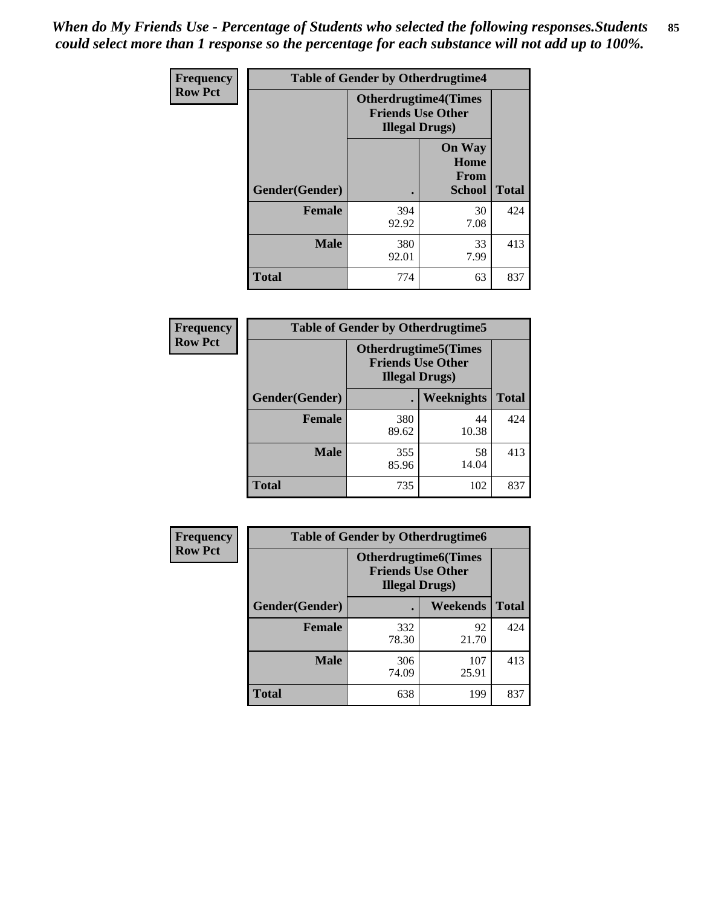*When do My Friends Use - Percentage of Students who selected the following responses.Students could select more than 1 response so the percentage for each substance will not add up to 100%.*

**Frequency**
**Row Pct**

| Table of Gender by Otherdrugtime4 | | | |
|---|---|---|---|
| | Otherdrugtime4(Times Friends Use Other Illegal Drugs) | | |
| Gender(Gender) | . | On Way Home From School | Total |
| Female | 394<br>92.92 | 30<br>7.08 | 424 |
| Male | 380<br>92.01 | 33<br>7.99 | 413 |
| Total | 774 | 63 | 837 |

**Frequency**
**Row Pct**

| Table of Gender by Otherdrugtime5 | | | |
|---|---|---|---|
| | Otherdrugtime5(Times Friends Use Other Illegal Drugs) | | |
| Gender(Gender) | . | Weeknights | Total |
| Female | 380<br>89.62 | 44<br>10.38 | 424 |
| Male | 355<br>85.96 | 58<br>14.04 | 413 |
| Total | 735 | 102 | 837 |

**Frequency**
**Row Pct**

| Table of Gender by Otherdrugtime6 | | | |
|---|---|---|---|
| | Otherdrugtime6(Times Friends Use Other Illegal Drugs) | | |
| Gender(Gender) | . | Weekends | Total |
| Female | 332<br>78.30 | 92<br>21.70 | 424 |
| Male | 306<br>74.09 | 107<br>25.91 | 413 |
| Total | 638 | 199 | 837 |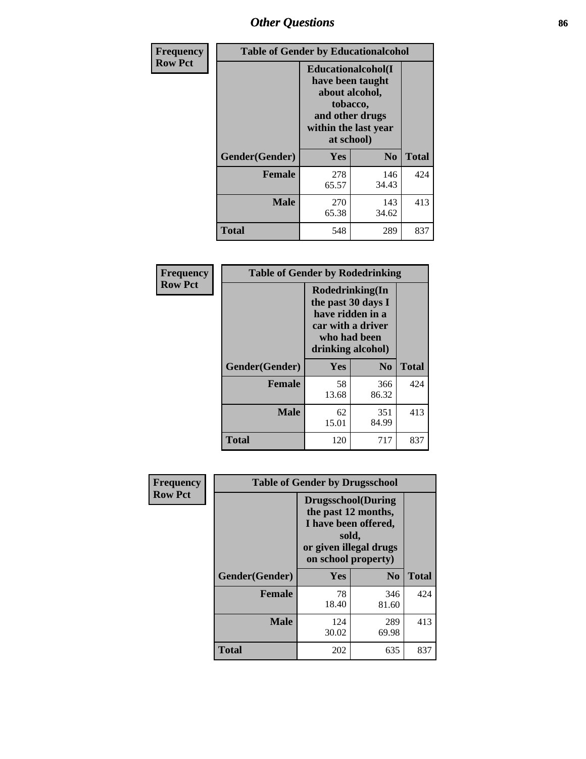## Other Questions

**Frequency**
**Row Pct**

| Table of Gender by Educationalcohol | | | |
|---|---|---|---|
| | Educationalcohol(I have been taught about alcohol, tobacco, and other drugs within the last year at school) | | |
| Gender(Gender) | Yes | No | Total |
| Female | 278<br>65.57 | 146<br>34.43 | 424 |
| Male | 270<br>65.38 | 143<br>34.62 | 413 |
| Total | 548 | 289 | 837 |

**Frequency**
**Row Pct**

| Table of Gender by Rodedrinking | | | |
|---|---|---|---|
| | Rodedrinking(In the past 30 days I have ridden in a car with a driver who had been drinking alcohol) | | |
| Gender(Gender) | Yes | No | Total |
| Female | 58<br>13.68 | 366<br>86.32 | 424 |
| Male | 62<br>15.01 | 351<br>84.99 | 413 |
| Total | 120 | 717 | 837 |

**Frequency**
**Row Pct**

| Table of Gender by Drugsschool | | | |
|---|---|---|---|
| | Drugsschool(During the past 12 months, I have been offered, sold, or given illegal drugs on school property) | | |
| Gender(Gender) | Yes | No | Total |
| Female | 78<br>18.40 | 346<br>81.60 | 424 |
| Male | 124<br>30.02 | 289<br>69.98 | 413 |
| Total | 202 | 635 | 837 |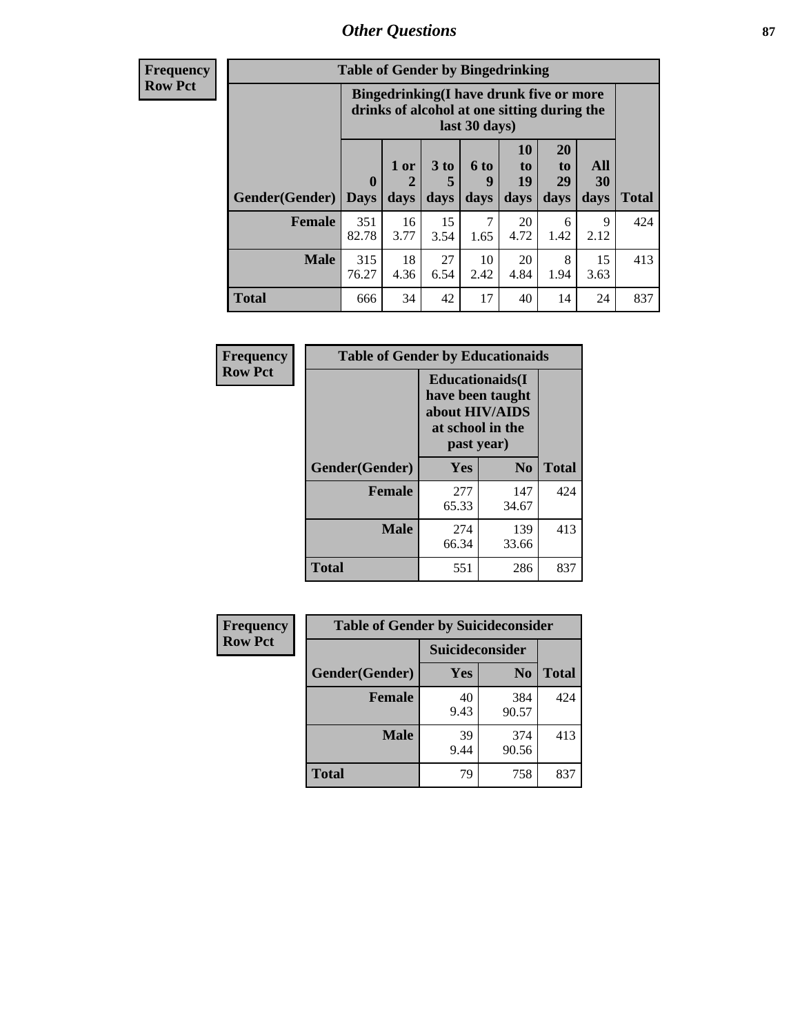| Frequency<br>Row Pct | Table of Gender by Bingedrinking | | | | | | | |
|---|---|---|---|---|---|---|---|---|
| | Bingedrinking(I have drunk five or more drinks of alcohol at one sitting during the last 30 days) | | | | | | | |
| Gender(Gender) | 0 Days | 1 or 2 days | 3 to 5 days | 6 to 9 days | 10 to 19 days | 20 to 29 days | All 30 days | Total |
| Female | 351<br>82.78 | 16<br>3.77 | 15<br>3.54 | 7<br>1.65 | 20<br>4.72 | 6<br>1.42 | 9<br>2.12 | 424 |
| Male | 315<br>76.27 | 18<br>4.36 | 27<br>6.54 | 10<br>2.42 | 20<br>4.84 | 8<br>1.94 | 15<br>3.63 | 413 |
| Total | 666 | 34 | 42 | 17 | 40 | 14 | 24 | 837 |

| Frequency<br>Row Pct | Table of Gender by Educationaids | | |
|---|---|---|---|
| | Educationaids(I have been taught about HIV/AIDS at school in the past year) | | |
| Gender(Gender) | Yes | No | Total |
| Female | 277<br>65.33 | 147<br>34.67 | 424 |
| Male | 274<br>66.34 | 139<br>33.66 | 413 |
| Total | 551 | 286 | 837 |

| Frequency<br>Row Pct | Table of Gender by Suicideconsider | | |
|---|---|---|---|
| | Suicideconsider | | |
| Gender(Gender) | Yes | No | Total |
| Female | 40<br>9.43 | 384<br>90.57 | 424 |
| Male | 39<br>9.44 | 374<br>90.56 | 413 |
| Total | 79 | 758 | 837 |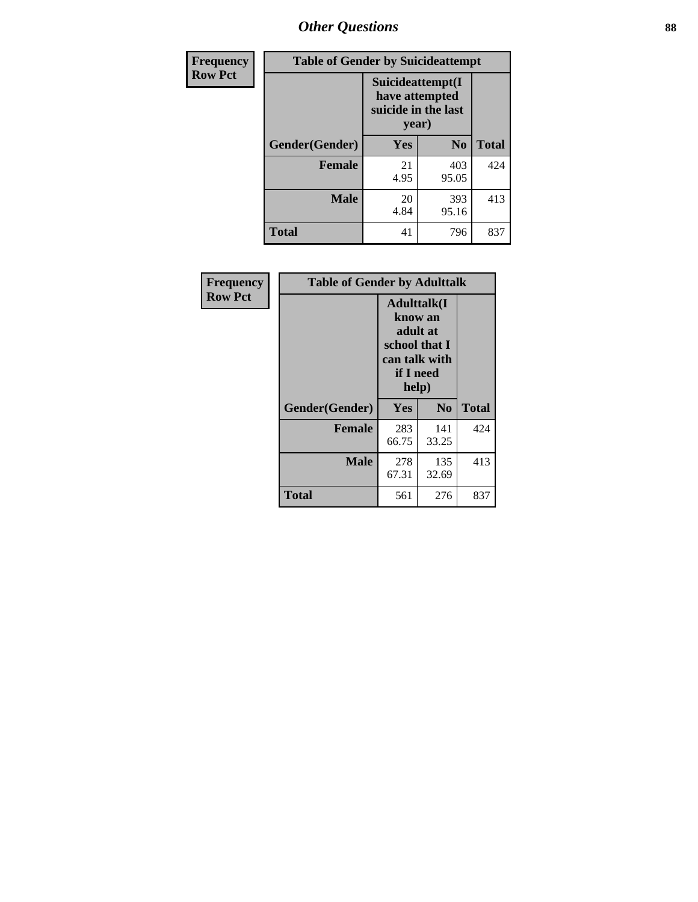## Other Questions

**Frequency**
**Row Pct**

**Table of Gender by Suicideattempt**

| Gender(Gender) | Suicideattempt(I have attempted suicide in the last year) Yes | No | Total |
|---|---|---|---|
| **Female** | 21<br>4.95 | 403<br>95.05 | 424 |
| **Male** | 20<br>4.84 | 393<br>95.16 | 413 |
| **Total** | 41 | 796 | 837 |

**Frequency**
**Row Pct**

**Table of Gender by Adulttalk**

| Gender(Gender) | Adulttalk(I know an adult at school that I can talk with if I need help) Yes | No | Total |
|---|---|---|---|
| **Female** | 283<br>66.75 | 141<br>33.25 | 424 |
| **Male** | 278<br>67.31 | 135<br>32.69 | 413 |
| **Total** | 561 | 276 | 837 |